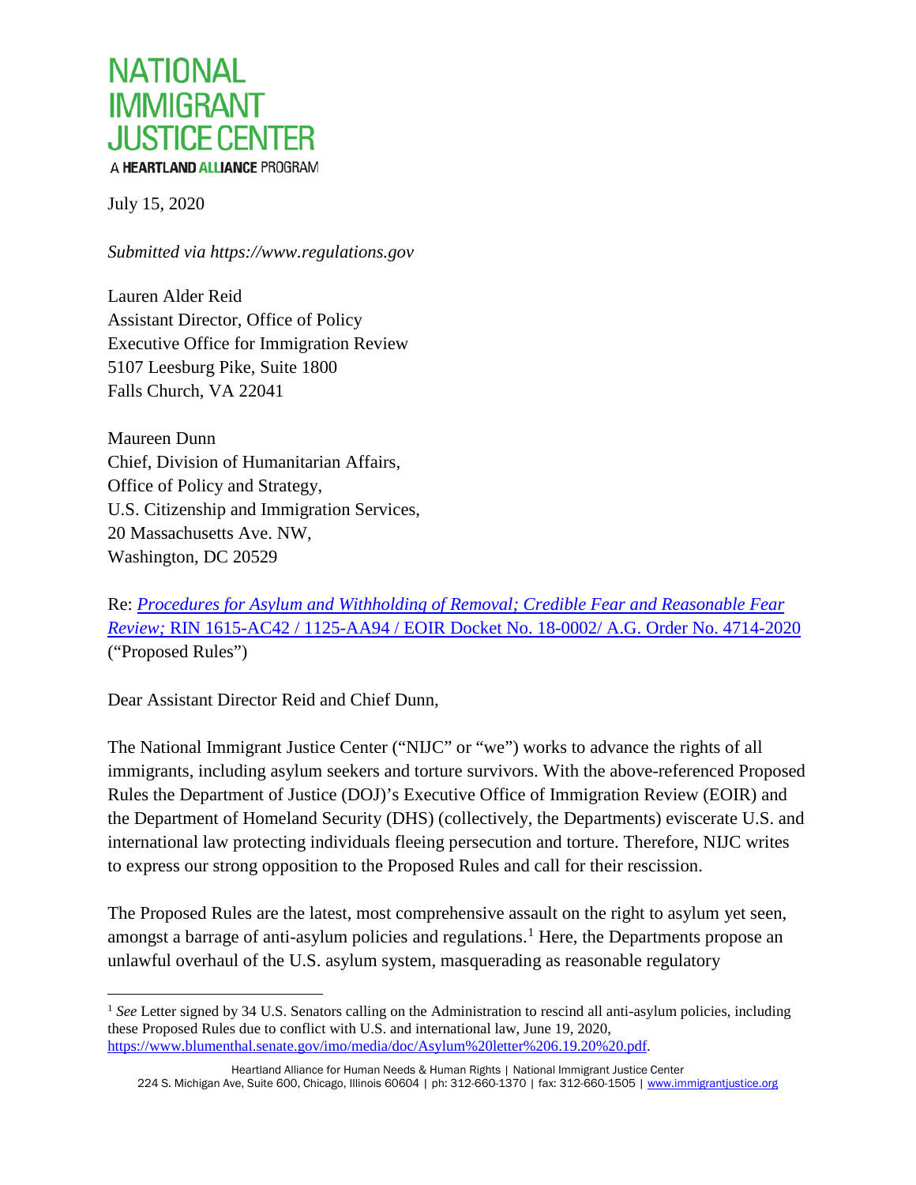# NATIONAL IMMIGRANT JUSTICE CENTER

A **HEARTLAND ALLIANCE** PROGRAM

July 15, 2020

*Submitted via https://www.regulations.gov*

Lauren Alder Reid
Assistant Director, Office of Policy
Executive Office for Immigration Review
5107 Leesburg Pike, Suite 1800
Falls Church, VA 22041

Maureen Dunn
Chief, Division of Humanitarian Affairs,
Office of Policy and Strategy,
U.S. Citizenship and Immigration Services,
20 Massachusetts Ave. NW,
Washington, DC 20529

Re: [*Procedures for Asylum and Withholding of Removal; Credible Fear and Reasonable Fear Review;* RIN 1615-AC42 / 1125-AA94 / EOIR Docket No. 18-0002/ A.G. Order No. 4714-2020]() ("Proposed Rules")

Dear Assistant Director Reid and Chief Dunn,

The National Immigrant Justice Center ("NIJC" or "we") works to advance the rights of all immigrants, including asylum seekers and torture survivors. With the above-referenced Proposed Rules the Department of Justice (DOJ)'s Executive Office of Immigration Review (EOIR) and the Department of Homeland Security (DHS) (collectively, the Departments) eviscerate U.S. and international law protecting individuals fleeing persecution and torture. Therefore, NIJC writes to express our strong opposition to the Proposed Rules and call for their rescission.

The Proposed Rules are the latest, most comprehensive assault on the right to asylum yet seen, amongst a barrage of anti-asylum policies and regulations.[1] Here, the Departments propose an unlawful overhaul of the U.S. asylum system, masquerading as reasonable regulatory

---

[1] *See* Letter signed by 34 U.S. Senators calling on the Administration to rescind all anti-asylum policies, including these Proposed Rules due to conflict with U.S. and international law, June 19, 2020, https://www.blumenthal.senate.gov/imo/media/doc/Asylum%20letter%206.19.20%20.pdf.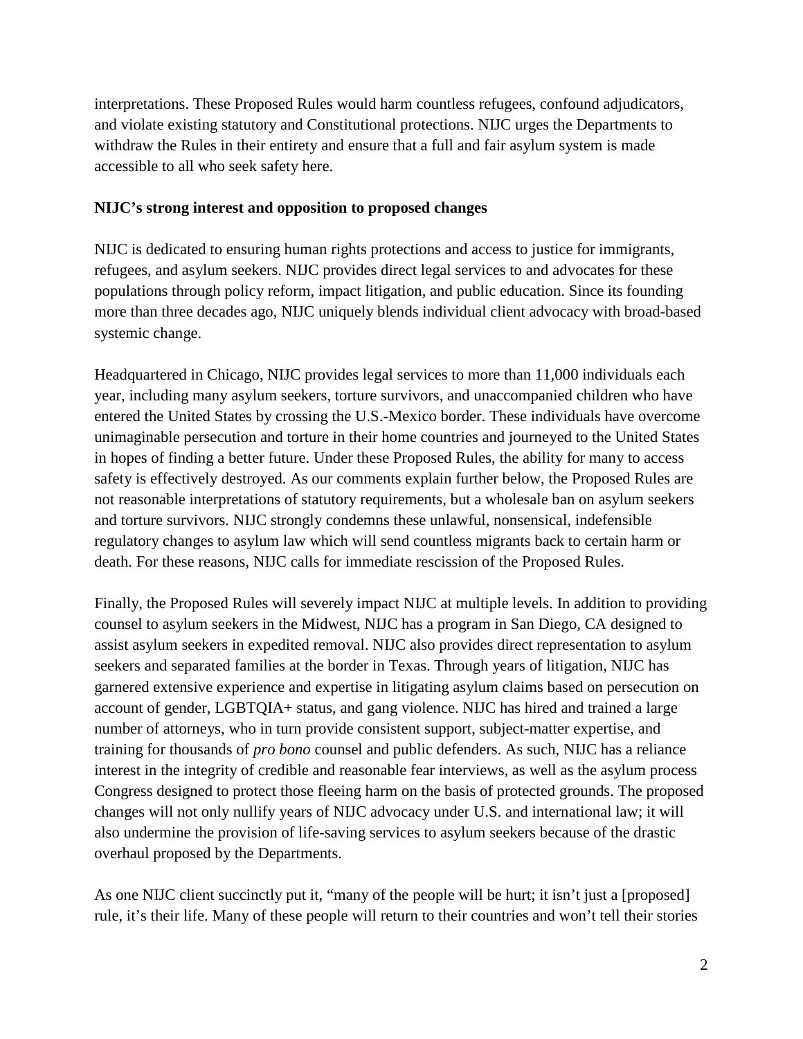interpretations. These Proposed Rules would harm countless refugees, confound adjudicators, and violate existing statutory and Constitutional protections. NIJC urges the Departments to withdraw the Rules in their entirety and ensure that a full and fair asylum system is made accessible to all who seek safety here.

**NIJC's strong interest and opposition to proposed changes**

NIJC is dedicated to ensuring human rights protections and access to justice for immigrants, refugees, and asylum seekers. NIJC provides direct legal services to and advocates for these populations through policy reform, impact litigation, and public education. Since its founding more than three decades ago, NIJC uniquely blends individual client advocacy with broad-based systemic change.

Headquartered in Chicago, NIJC provides legal services to more than 11,000 individuals each year, including many asylum seekers, torture survivors, and unaccompanied children who have entered the United States by crossing the U.S.-Mexico border. These individuals have overcome unimaginable persecution and torture in their home countries and journeyed to the United States in hopes of finding a better future. Under these Proposed Rules, the ability for many to access safety is effectively destroyed. As our comments explain further below, the Proposed Rules are not reasonable interpretations of statutory requirements, but a wholesale ban on asylum seekers and torture survivors. NIJC strongly condemns these unlawful, nonsensical, indefensible regulatory changes to asylum law which will send countless migrants back to certain harm or death. For these reasons, NIJC calls for immediate rescission of the Proposed Rules.

Finally, the Proposed Rules will severely impact NIJC at multiple levels. In addition to providing counsel to asylum seekers in the Midwest, NIJC has a program in San Diego, CA designed to assist asylum seekers in expedited removal. NIJC also provides direct representation to asylum seekers and separated families at the border in Texas. Through years of litigation, NIJC has garnered extensive experience and expertise in litigating asylum claims based on persecution on account of gender, LGBTQIA+ status, and gang violence. NIJC has hired and trained a large number of attorneys, who in turn provide consistent support, subject-matter expertise, and training for thousands of *pro bono* counsel and public defenders. As such, NIJC has a reliance interest in the integrity of credible and reasonable fear interviews, as well as the asylum process Congress designed to protect those fleeing harm on the basis of protected grounds. The proposed changes will not only nullify years of NIJC advocacy under U.S. and international law; it will also undermine the provision of life-saving services to asylum seekers because of the drastic overhaul proposed by the Departments.

As one NIJC client succinctly put it, "many of the people will be hurt; it isn't just a [proposed] rule, it's their life. Many of these people will return to their countries and won't tell their stories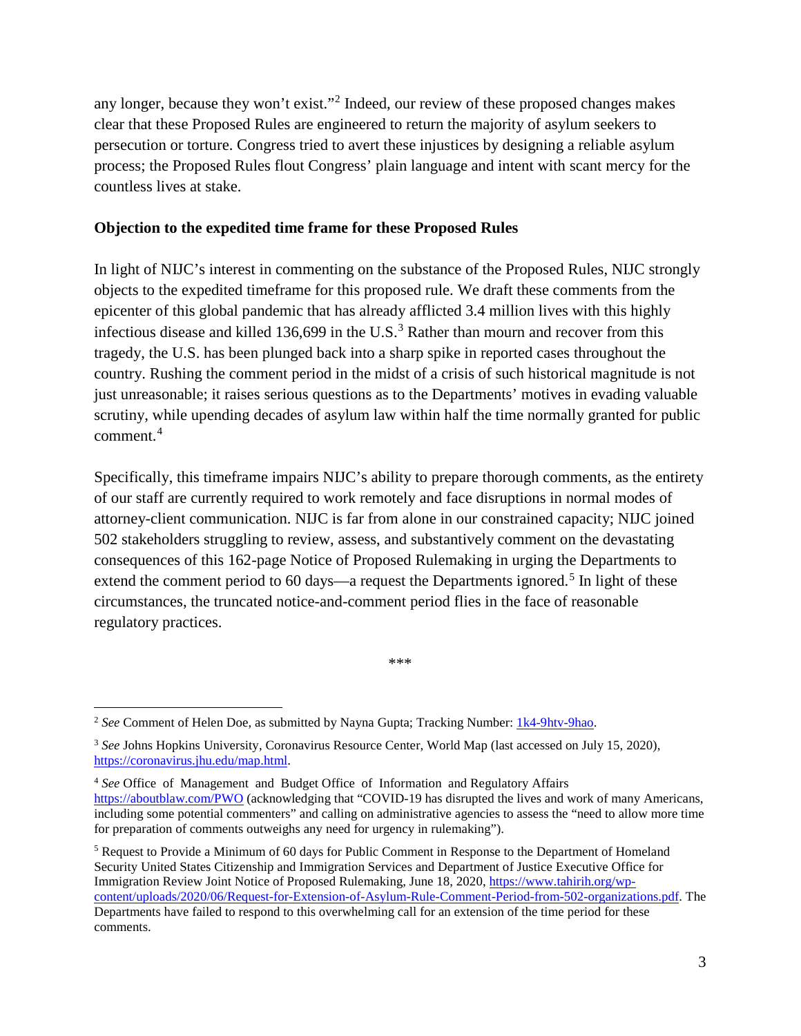any longer, because they won't exist."[2] Indeed, our review of these proposed changes makes clear that these Proposed Rules are engineered to return the majority of asylum seekers to persecution or torture. Congress tried to avert these injustices by designing a reliable asylum process; the Proposed Rules flout Congress' plain language and intent with scant mercy for the countless lives at stake.

**Objection to the expedited time frame for these Proposed Rules**

In light of NIJC's interest in commenting on the substance of the Proposed Rules, NIJC strongly objects to the expedited timeframe for this proposed rule. We draft these comments from the epicenter of this global pandemic that has already afflicted 3.4 million lives with this highly infectious disease and killed 136,699 in the U.S.[3] Rather than mourn and recover from this tragedy, the U.S. has been plunged back into a sharp spike in reported cases throughout the country. Rushing the comment period in the midst of a crisis of such historical magnitude is not just unreasonable; it raises serious questions as to the Departments' motives in evading valuable scrutiny, while upending decades of asylum law within half the time normally granted for public comment.[4]

Specifically, this timeframe impairs NIJC's ability to prepare thorough comments, as the entirety of our staff are currently required to work remotely and face disruptions in normal modes of attorney-client communication. NIJC is far from alone in our constrained capacity; NIJC joined 502 stakeholders struggling to review, assess, and substantively comment on the devastating consequences of this 162-page Notice of Proposed Rulemaking in urging the Departments to extend the comment period to 60 days—a request the Departments ignored.[5] In light of these circumstances, the truncated notice-and-comment period flies in the face of reasonable regulatory practices.

\*\*\*

[2] *See* Comment of Helen Doe, as submitted by Nayna Gupta; Tracking Number: 1k4-9htv-9hao.

[3] *See* Johns Hopkins University, Coronavirus Resource Center, World Map (last accessed on July 15, 2020), https://coronavirus.jhu.edu/map.html.

[4] *See* Office of Management and Budget Office of Information and Regulatory Affairs https://aboutblaw.com/PWO (acknowledging that "COVID-19 has disrupted the lives and work of many Americans, including some potential commenters" and calling on administrative agencies to assess the "need to allow more time for preparation of comments outweighs any need for urgency in rulemaking").

[5] Request to Provide a Minimum of 60 days for Public Comment in Response to the Department of Homeland Security United States Citizenship and Immigration Services and Department of Justice Executive Office for Immigration Review Joint Notice of Proposed Rulemaking, June 18, 2020, https://www.tahirih.org/wp-content/uploads/2020/06/Request-for-Extension-of-Asylum-Rule-Comment-Period-from-502-organizations.pdf. The Departments have failed to respond to this overwhelming call for an extension of the time period for these comments.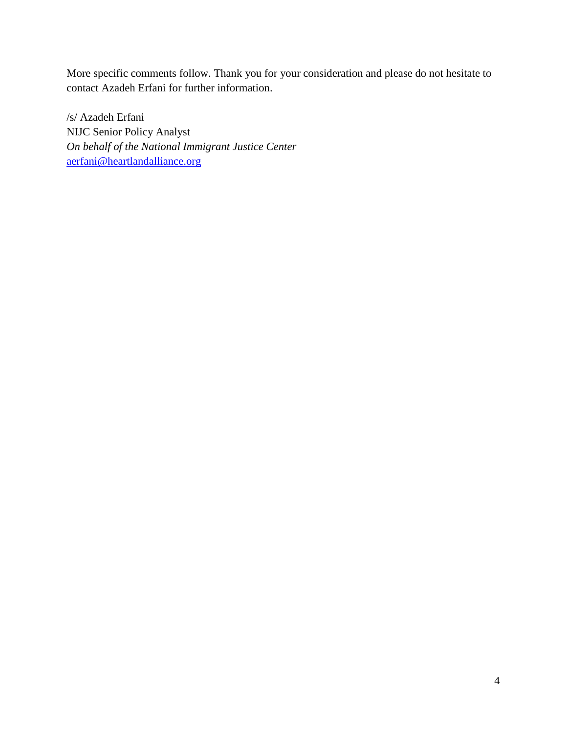More specific comments follow. Thank you for your consideration and please do not hesitate to contact Azadeh Erfani for further information.

/s/ Azadeh Erfani  
NIJC Senior Policy Analyst  
*On behalf of the National Immigrant Justice Center*  
[aerfani@heartlandalliance.org](mailto:aerfani@heartlandalliance.org)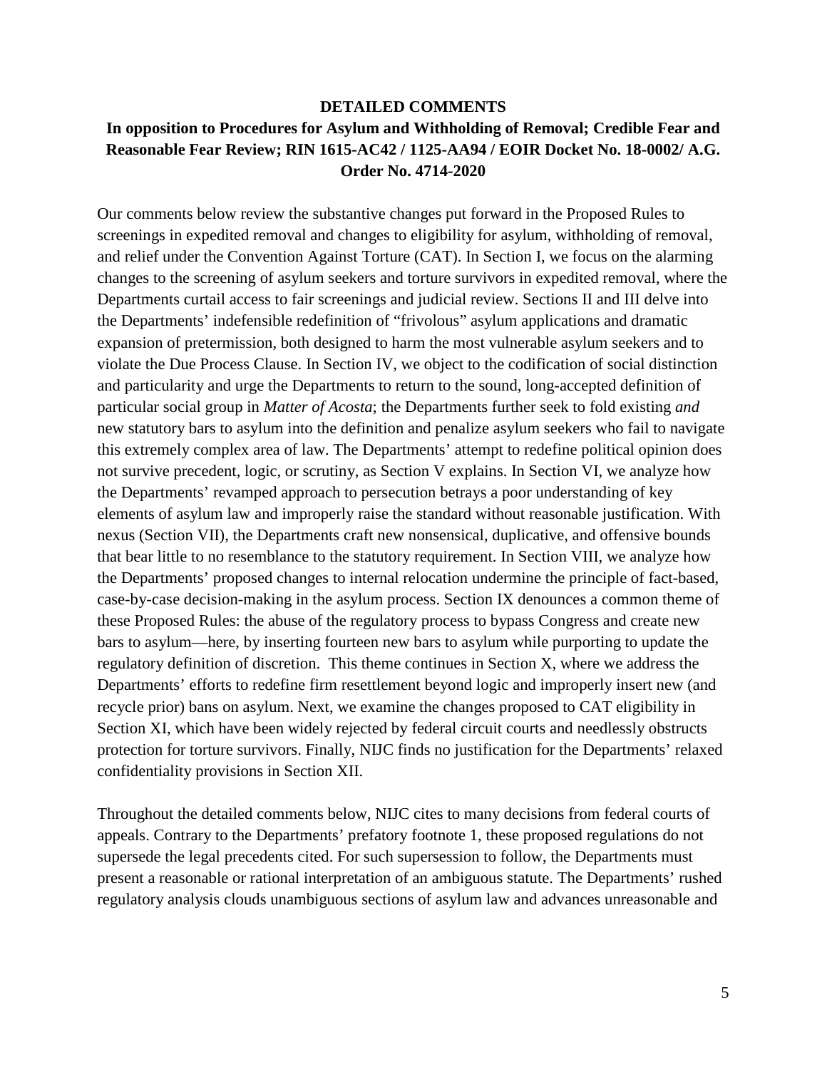## DETAILED COMMENTS

## In opposition to Procedures for Asylum and Withholding of Removal; Credible Fear and Reasonable Fear Review; RIN 1615-AC42 / 1125-AA94 / EOIR Docket No. 18-0002/ A.G. Order No. 4714-2020

Our comments below review the substantive changes put forward in the Proposed Rules to screenings in expedited removal and changes to eligibility for asylum, withholding of removal, and relief under the Convention Against Torture (CAT). In Section I, we focus on the alarming changes to the screening of asylum seekers and torture survivors in expedited removal, where the Departments curtail access to fair screenings and judicial review. Sections II and III delve into the Departments' indefensible redefinition of "frivolous" asylum applications and dramatic expansion of pretermission, both designed to harm the most vulnerable asylum seekers and to violate the Due Process Clause. In Section IV, we object to the codification of social distinction and particularity and urge the Departments to return to the sound, long-accepted definition of particular social group in *Matter of Acosta*; the Departments further seek to fold existing *and* new statutory bars to asylum into the definition and penalize asylum seekers who fail to navigate this extremely complex area of law. The Departments' attempt to redefine political opinion does not survive precedent, logic, or scrutiny, as Section V explains. In Section VI, we analyze how the Departments' revamped approach to persecution betrays a poor understanding of key elements of asylum law and improperly raise the standard without reasonable justification. With nexus (Section VII), the Departments craft new nonsensical, duplicative, and offensive bounds that bear little to no resemblance to the statutory requirement. In Section VIII, we analyze how the Departments' proposed changes to internal relocation undermine the principle of fact-based, case-by-case decision-making in the asylum process. Section IX denounces a common theme of these Proposed Rules: the abuse of the regulatory process to bypass Congress and create new bars to asylum—here, by inserting fourteen new bars to asylum while purporting to update the regulatory definition of discretion. This theme continues in Section X, where we address the Departments' efforts to redefine firm resettlement beyond logic and improperly insert new (and recycle prior) bans on asylum. Next, we examine the changes proposed to CAT eligibility in Section XI, which have been widely rejected by federal circuit courts and needlessly obstructs protection for torture survivors. Finally, NIJC finds no justification for the Departments' relaxed confidentiality provisions in Section XII.

Throughout the detailed comments below, NIJC cites to many decisions from federal courts of appeals. Contrary to the Departments' prefatory footnote 1, these proposed regulations do not supersede the legal precedents cited. For such supersession to follow, the Departments must present a reasonable or rational interpretation of an ambiguous statute. The Departments' rushed regulatory analysis clouds unambiguous sections of asylum law and advances unreasonable and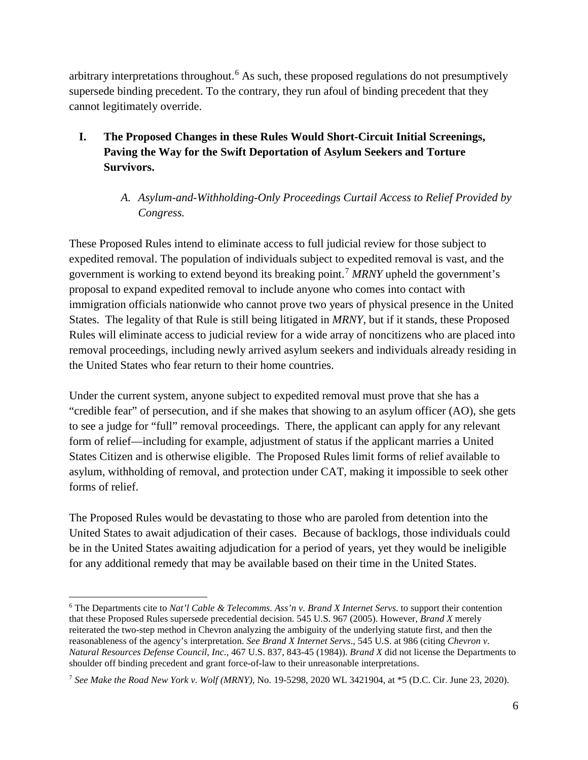arbitrary interpretations throughout.[6] As such, these proposed regulations do not presumptively supersede binding precedent. To the contrary, they run afoul of binding precedent that they cannot legitimately override.

## I. The Proposed Changes in these Rules Would Short-Circuit Initial Screenings, Paving the Way for the Swift Deportation of Asylum Seekers and Torture Survivors.

### *A. Asylum-and-Withholding-Only Proceedings Curtail Access to Relief Provided by Congress.*

These Proposed Rules intend to eliminate access to full judicial review for those subject to expedited removal. The population of individuals subject to expedited removal is vast, and the government is working to extend beyond its breaking point.[7] *MRNY* upheld the government's proposal to expand expedited removal to include anyone who comes into contact with immigration officials nationwide who cannot prove two years of physical presence in the United States. The legality of that Rule is still being litigated in *MRNY*, but if it stands, these Proposed Rules will eliminate access to judicial review for a wide array of noncitizens who are placed into removal proceedings, including newly arrived asylum seekers and individuals already residing in the United States who fear return to their home countries.

Under the current system, anyone subject to expedited removal must prove that she has a "credible fear" of persecution, and if she makes that showing to an asylum officer (AO), she gets to see a judge for "full" removal proceedings. There, the applicant can apply for any relevant form of relief—including for example, adjustment of status if the applicant marries a United States Citizen and is otherwise eligible. The Proposed Rules limit forms of relief available to asylum, withholding of removal, and protection under CAT, making it impossible to seek other forms of relief.

The Proposed Rules would be devastating to those who are paroled from detention into the United States to await adjudication of their cases. Because of backlogs, those individuals could be in the United States awaiting adjudication for a period of years, yet they would be ineligible for any additional remedy that may be available based on their time in the United States.

---

[6] The Departments cite to *Nat'l Cable & Telecomms. Ass'n v. Brand X Internet Servs*. to support their contention that these Proposed Rules supersede precedential decision. 545 U.S. 967 (2005). However, *Brand X* merely reiterated the two-step method in Chevron analyzing the ambiguity of the underlying statute first, and then the reasonableness of the agency's interpretation. *See Brand X Internet Servs*., 545 U.S. at 986 (citing *Chevron v. Natural Resources Defense Council, Inc.*, 467 U.S. 837, 843-45 (1984)). *Brand X* did not license the Departments to shoulder off binding precedent and grant force-of-law to their unreasonable interpretations.

[7] *See Make the Road New York v. Wolf (MRNY),* No. 19-5298, 2020 WL 3421904, at *5 (D.C. Cir. June 23, 2020).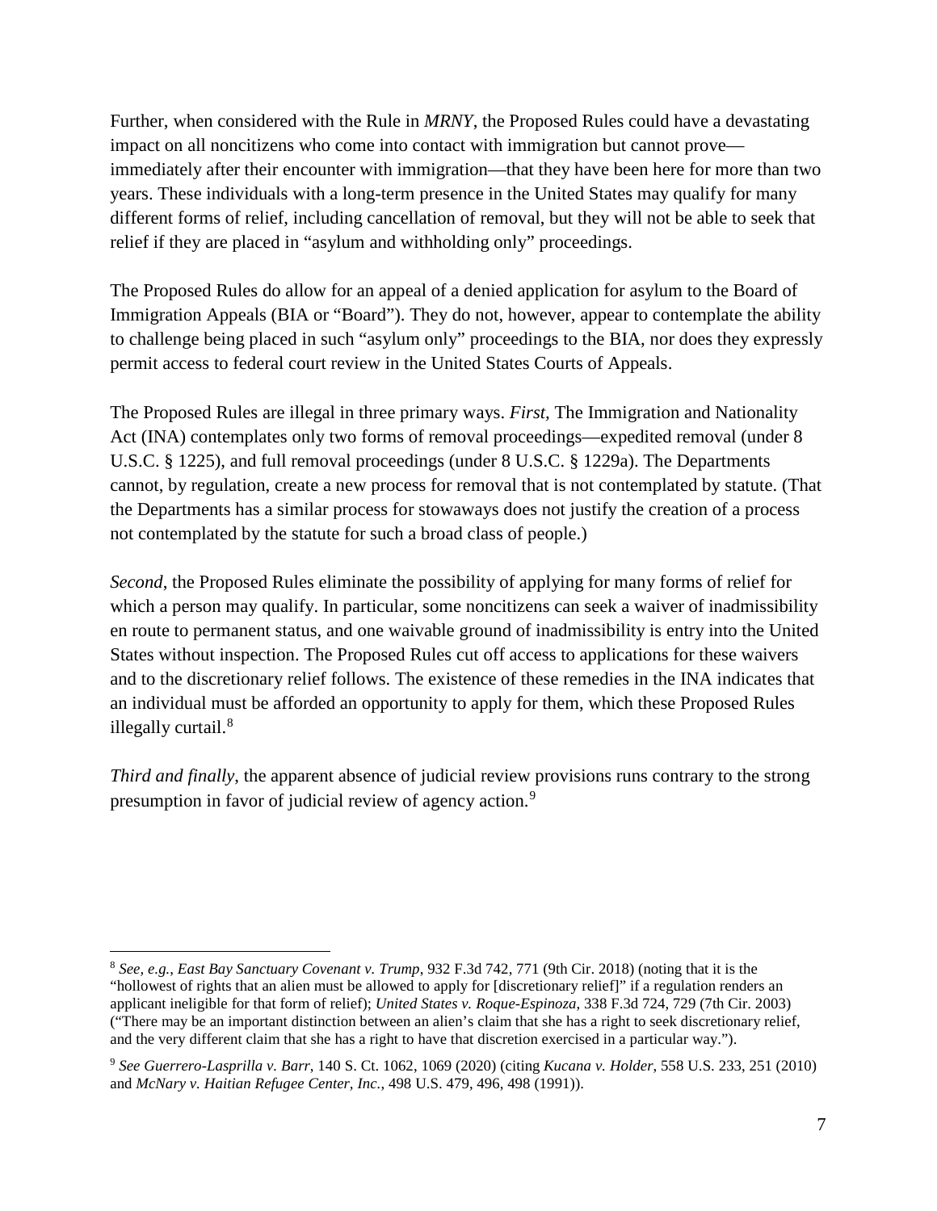Further, when considered with the Rule in *MRNY*, the Proposed Rules could have a devastating impact on all noncitizens who come into contact with immigration but cannot prove—immediately after their encounter with immigration—that they have been here for more than two years. These individuals with a long-term presence in the United States may qualify for many different forms of relief, including cancellation of removal, but they will not be able to seek that relief if they are placed in "asylum and withholding only" proceedings.

The Proposed Rules do allow for an appeal of a denied application for asylum to the Board of Immigration Appeals (BIA or "Board"). They do not, however, appear to contemplate the ability to challenge being placed in such "asylum only" proceedings to the BIA, nor does they expressly permit access to federal court review in the United States Courts of Appeals.

The Proposed Rules are illegal in three primary ways. *First,* The Immigration and Nationality Act (INA) contemplates only two forms of removal proceedings—expedited removal (under 8 U.S.C. § 1225), and full removal proceedings (under 8 U.S.C. § 1229a). The Departments cannot, by regulation, create a new process for removal that is not contemplated by statute. (That the Departments has a similar process for stowaways does not justify the creation of a process not contemplated by the statute for such a broad class of people.)

*Second*, the Proposed Rules eliminate the possibility of applying for many forms of relief for which a person may qualify. In particular, some noncitizens can seek a waiver of inadmissibility en route to permanent status, and one waivable ground of inadmissibility is entry into the United States without inspection. The Proposed Rules cut off access to applications for these waivers and to the discretionary relief follows. The existence of these remedies in the INA indicates that an individual must be afforded an opportunity to apply for them, which these Proposed Rules illegally curtail.[8]

*Third and finally*, the apparent absence of judicial review provisions runs contrary to the strong presumption in favor of judicial review of agency action.[9]

---

[8] *See, e.g.*, *East Bay Sanctuary Covenant v. Trump*, 932 F.3d 742, 771 (9th Cir. 2018) (noting that it is the "hollowest of rights that an alien must be allowed to apply for [discretionary relief]" if a regulation renders an applicant ineligible for that form of relief); *United States v. Roque-Espinoza*, 338 F.3d 724, 729 (7th Cir. 2003) ("There may be an important distinction between an alien's claim that she has a right to seek discretionary relief, and the very different claim that she has a right to have that discretion exercised in a particular way.").

[9] *See Guerrero-Lasprilla v. Barr*, 140 S. Ct. 1062, 1069 (2020) (citing *Kucana v. Holder*, 558 U.S. 233, 251 (2010) and *McNary v. Haitian Refugee Center, Inc.*, 498 U.S. 479, 496, 498 (1991)).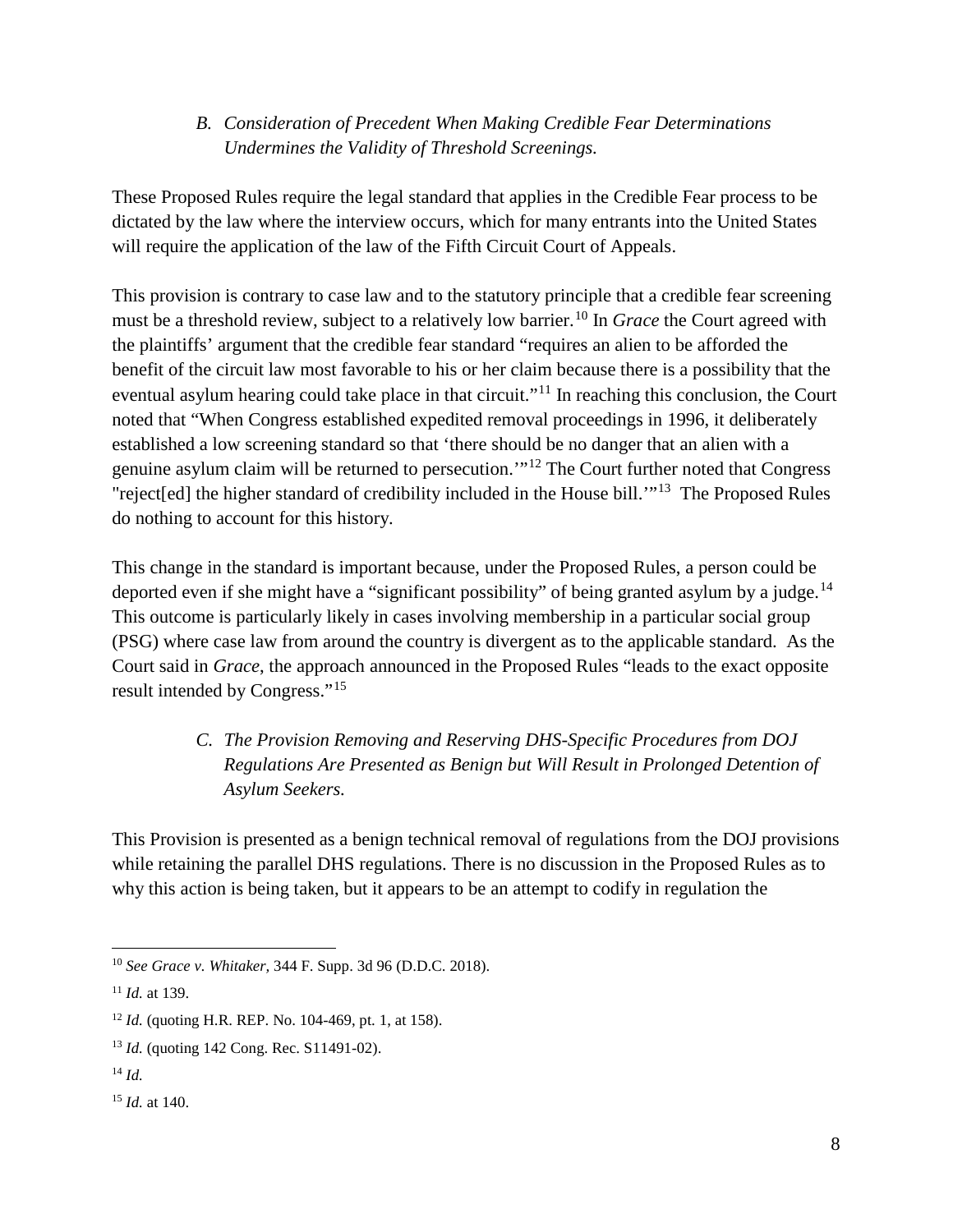### *B. Consideration of Precedent When Making Credible Fear Determinations Undermines the Validity of Threshold Screenings.*

These Proposed Rules require the legal standard that applies in the Credible Fear process to be dictated by the law where the interview occurs, which for many entrants into the United States will require the application of the law of the Fifth Circuit Court of Appeals.

This provision is contrary to case law and to the statutory principle that a credible fear screening must be a threshold review, subject to a relatively low barrier.[10] In *Grace* the Court agreed with the plaintiffs' argument that the credible fear standard "requires an alien to be afforded the benefit of the circuit law most favorable to his or her claim because there is a possibility that the eventual asylum hearing could take place in that circuit."[11] In reaching this conclusion, the Court noted that "When Congress established expedited removal proceedings in 1996, it deliberately established a low screening standard so that 'there should be no danger that an alien with a genuine asylum claim will be returned to persecution.'"[12] The Court further noted that Congress "reject[ed] the higher standard of credibility included in the House bill.'"[13] The Proposed Rules do nothing to account for this history.

This change in the standard is important because, under the Proposed Rules, a person could be deported even if she might have a "significant possibility" of being granted asylum by a judge.[14] This outcome is particularly likely in cases involving membership in a particular social group (PSG) where case law from around the country is divergent as to the applicable standard. As the Court said in *Grace*, the approach announced in the Proposed Rules "leads to the exact opposite result intended by Congress."[15]

### *C. The Provision Removing and Reserving DHS-Specific Procedures from DOJ Regulations Are Presented as Benign but Will Result in Prolonged Detention of Asylum Seekers.*

This Provision is presented as a benign technical removal of regulations from the DOJ provisions while retaining the parallel DHS regulations. There is no discussion in the Proposed Rules as to why this action is being taken, but it appears to be an attempt to codify in regulation the

---

[10] *See Grace v. Whitaker*, 344 F. Supp. 3d 96 (D.D.C. 2018).

[11] *Id.* at 139.

[12] *Id.* (quoting H.R. REP. No. 104-469, pt. 1, at 158).

[13] *Id.* (quoting 142 Cong. Rec. S11491-02).

[14] *Id.*

[15] *Id.* at 140.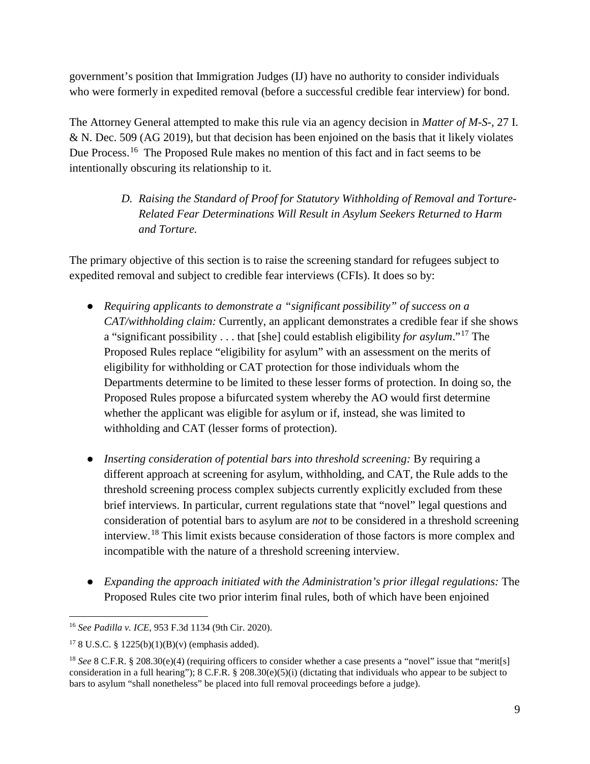government's position that Immigration Judges (IJ) have no authority to consider individuals who were formerly in expedited removal (before a successful credible fear interview) for bond.

The Attorney General attempted to make this rule via an agency decision in *Matter of M-S-*, 27 I. & N. Dec. 509 (AG 2019), but that decision has been enjoined on the basis that it likely violates Due Process.[16] The Proposed Rule makes no mention of this fact and in fact seems to be intentionally obscuring its relationship to it.

*D. Raising the Standard of Proof for Statutory Withholding of Removal and Torture-Related Fear Determinations Will Result in Asylum Seekers Returned to Harm and Torture.*

The primary objective of this section is to raise the screening standard for refugees subject to expedited removal and subject to credible fear interviews (CFIs). It does so by:

- *Requiring applicants to demonstrate a "significant possibility" of success on a CAT/withholding claim:* Currently, an applicant demonstrates a credible fear if she shows a "significant possibility . . . that [she] could establish eligibility *for asylum*."[17] The Proposed Rules replace "eligibility for asylum" with an assessment on the merits of eligibility for withholding or CAT protection for those individuals whom the Departments determine to be limited to these lesser forms of protection. In doing so, the Proposed Rules propose a bifurcated system whereby the AO would first determine whether the applicant was eligible for asylum or if, instead, she was limited to withholding and CAT (lesser forms of protection).

- *Inserting consideration of potential bars into threshold screening:* By requiring a different approach at screening for asylum, withholding, and CAT, the Rule adds to the threshold screening process complex subjects currently explicitly excluded from these brief interviews. In particular, current regulations state that "novel" legal questions and consideration of potential bars to asylum are *not* to be considered in a threshold screening interview.[18] This limit exists because consideration of those factors is more complex and incompatible with the nature of a threshold screening interview.

- *Expanding the approach initiated with the Administration's prior illegal regulations:* The Proposed Rules cite two prior interim final rules, both of which have been enjoined

---

[16] *See Padilla v. ICE*, 953 F.3d 1134 (9th Cir. 2020).

[17] 8 U.S.C. § 1225(b)(1)(B)(v) (emphasis added).

[18] *See* 8 C.F.R. § 208.30(e)(4) (requiring officers to consider whether a case presents a "novel" issue that "merit[s] consideration in a full hearing"); 8 C.F.R. § 208.30(e)(5)(i) (dictating that individuals who appear to be subject to bars to asylum "shall nonetheless" be placed into full removal proceedings before a judge).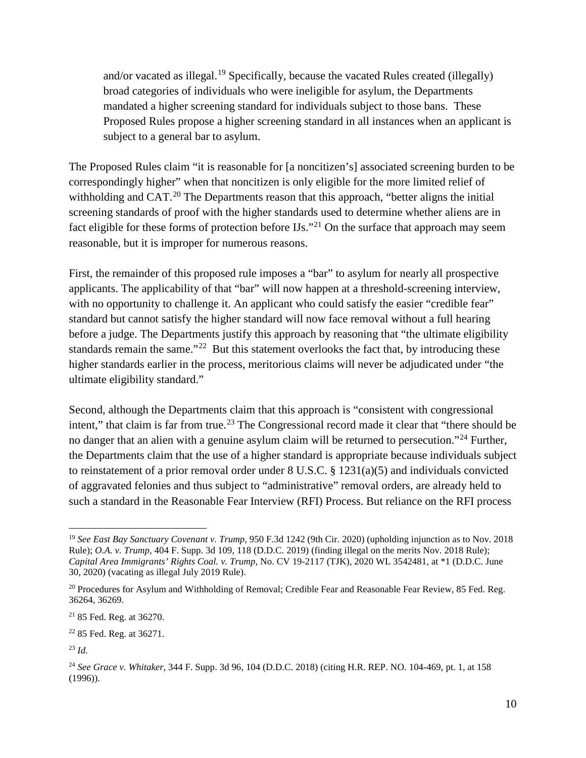> and/or vacated as illegal.[19] Specifically, because the vacated Rules created (illegally) broad categories of individuals who were ineligible for asylum, the Departments mandated a higher screening standard for individuals subject to those bans. These Proposed Rules propose a higher screening standard in all instances when an applicant is subject to a general bar to asylum.

The Proposed Rules claim "it is reasonable for [a noncitizen's] associated screening burden to be correspondingly higher" when that noncitizen is only eligible for the more limited relief of withholding and CAT.[20] The Departments reason that this approach, "better aligns the initial screening standards of proof with the higher standards used to determine whether aliens are in fact eligible for these forms of protection before IJs."[21] On the surface that approach may seem reasonable, but it is improper for numerous reasons.

First, the remainder of this proposed rule imposes a "bar" to asylum for nearly all prospective applicants. The applicability of that "bar" will now happen at a threshold-screening interview, with no opportunity to challenge it. An applicant who could satisfy the easier "credible fear" standard but cannot satisfy the higher standard will now face removal without a full hearing before a judge. The Departments justify this approach by reasoning that "the ultimate eligibility standards remain the same."[22] But this statement overlooks the fact that, by introducing these higher standards earlier in the process, meritorious claims will never be adjudicated under "the ultimate eligibility standard."

Second, although the Departments claim that this approach is "consistent with congressional intent," that claim is far from true.[23] The Congressional record made it clear that "there should be no danger that an alien with a genuine asylum claim will be returned to persecution."[24] Further, the Departments claim that the use of a higher standard is appropriate because individuals subject to reinstatement of a prior removal order under 8 U.S.C. § 1231(a)(5) and individuals convicted of aggravated felonies and thus subject to "administrative" removal orders, are already held to such a standard in the Reasonable Fear Interview (RFI) Process. But reliance on the RFI process

---

[19] *See East Bay Sanctuary Covenant v. Trump*, 950 F.3d 1242 (9th Cir. 2020) (upholding injunction as to Nov. 2018 Rule); *O.A. v. Trump*, 404 F. Supp. 3d 109, 118 (D.D.C. 2019) (finding illegal on the merits Nov. 2018 Rule); *Capital Area Immigrants' Rights Coal. v. Trump*, No. CV 19-2117 (TJK), 2020 WL 3542481, at *1 (D.D.C. June 30, 2020) (vacating as illegal July 2019 Rule).

[20] Procedures for Asylum and Withholding of Removal; Credible Fear and Reasonable Fear Review, 85 Fed. Reg. 36264, 36269.

[21] 85 Fed. Reg. at 36270.

[22] 85 Fed. Reg. at 36271.

[23] *Id.*

[24] *See Grace v. Whitaker*, 344 F. Supp. 3d 96, 104 (D.D.C. 2018) (citing H.R. REP. NO. 104-469, pt. 1, at 158 (1996)).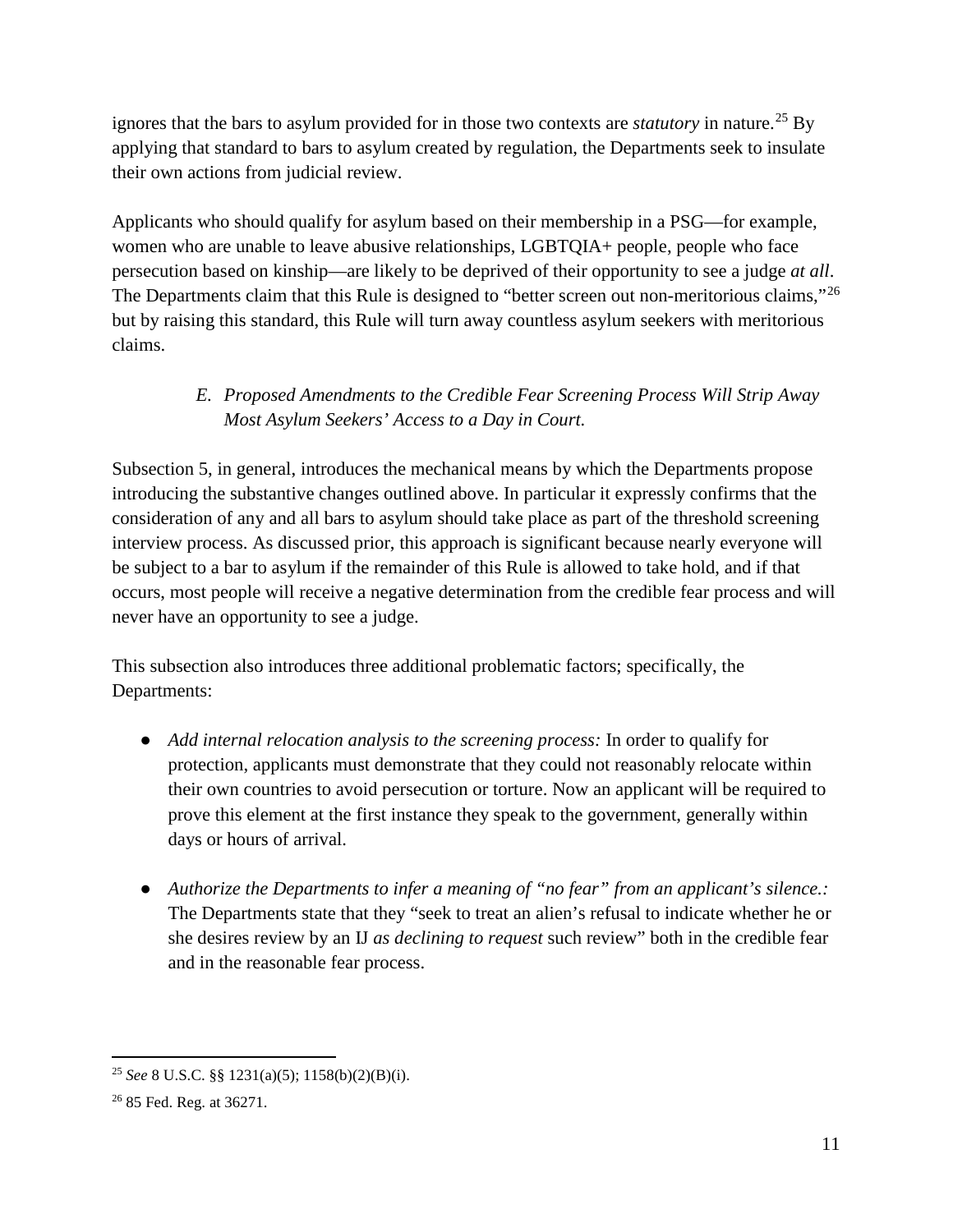ignores that the bars to asylum provided for in those two contexts are *statutory* in nature.[25] By applying that standard to bars to asylum created by regulation, the Departments seek to insulate their own actions from judicial review.

Applicants who should qualify for asylum based on their membership in a PSG—for example, women who are unable to leave abusive relationships, LGBTQIA+ people, people who face persecution based on kinship—are likely to be deprived of their opportunity to see a judge *at all*. The Departments claim that this Rule is designed to "better screen out non-meritorious claims,"[26] but by raising this standard, this Rule will turn away countless asylum seekers with meritorious claims.

### *E. Proposed Amendments to the Credible Fear Screening Process Will Strip Away Most Asylum Seekers' Access to a Day in Court.*

Subsection 5, in general, introduces the mechanical means by which the Departments propose introducing the substantive changes outlined above. In particular it expressly confirms that the consideration of any and all bars to asylum should take place as part of the threshold screening interview process. As discussed prior, this approach is significant because nearly everyone will be subject to a bar to asylum if the remainder of this Rule is allowed to take hold, and if that occurs, most people will receive a negative determination from the credible fear process and will never have an opportunity to see a judge.

This subsection also introduces three additional problematic factors; specifically, the Departments:

- *Add internal relocation analysis to the screening process:* In order to qualify for protection, applicants must demonstrate that they could not reasonably relocate within their own countries to avoid persecution or torture. Now an applicant will be required to prove this element at the first instance they speak to the government, generally within days or hours of arrival.
- *Authorize the Departments to infer a meaning of "no fear" from an applicant's silence.:* The Departments state that they "seek to treat an alien's refusal to indicate whether he or she desires review by an IJ *as declining to request* such review" both in the credible fear and in the reasonable fear process.

---

[25] *See* 8 U.S.C. §§ 1231(a)(5); 1158(b)(2)(B)(i).

[26] 85 Fed. Reg. at 36271.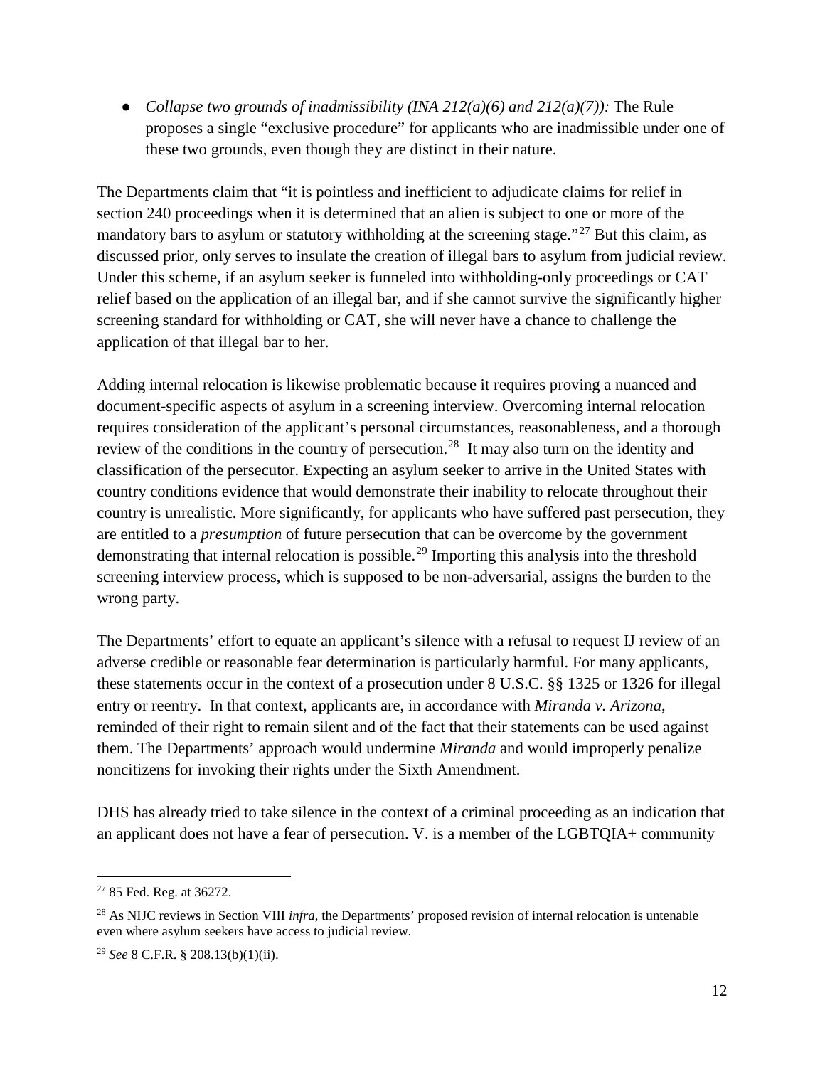- *Collapse two grounds of inadmissibility (INA 212(a)(6) and 212(a)(7)):* The Rule proposes a single "exclusive procedure" for applicants who are inadmissible under one of these two grounds, even though they are distinct in their nature.

The Departments claim that "it is pointless and inefficient to adjudicate claims for relief in section 240 proceedings when it is determined that an alien is subject to one or more of the mandatory bars to asylum or statutory withholding at the screening stage."[27] But this claim, as discussed prior, only serves to insulate the creation of illegal bars to asylum from judicial review. Under this scheme, if an asylum seeker is funneled into withholding-only proceedings or CAT relief based on the application of an illegal bar, and if she cannot survive the significantly higher screening standard for withholding or CAT, she will never have a chance to challenge the application of that illegal bar to her.

Adding internal relocation is likewise problematic because it requires proving a nuanced and document-specific aspects of asylum in a screening interview. Overcoming internal relocation requires consideration of the applicant's personal circumstances, reasonableness, and a thorough review of the conditions in the country of persecution.[28] It may also turn on the identity and classification of the persecutor. Expecting an asylum seeker to arrive in the United States with country conditions evidence that would demonstrate their inability to relocate throughout their country is unrealistic. More significantly, for applicants who have suffered past persecution, they are entitled to a *presumption* of future persecution that can be overcome by the government demonstrating that internal relocation is possible.[29] Importing this analysis into the threshold screening interview process, which is supposed to be non-adversarial, assigns the burden to the wrong party.

The Departments' effort to equate an applicant's silence with a refusal to request IJ review of an adverse credible or reasonable fear determination is particularly harmful. For many applicants, these statements occur in the context of a prosecution under 8 U.S.C. §§ 1325 or 1326 for illegal entry or reentry. In that context, applicants are, in accordance with *Miranda v. Arizona*, reminded of their right to remain silent and of the fact that their statements can be used against them. The Departments' approach would undermine *Miranda* and would improperly penalize noncitizens for invoking their rights under the Sixth Amendment.

DHS has already tried to take silence in the context of a criminal proceeding as an indication that an applicant does not have a fear of persecution. V. is a member of the LGBTQIA+ community

---

[27] 85 Fed. Reg. at 36272.

[28] As NIJC reviews in Section VIII *infra*, the Departments' proposed revision of internal relocation is untenable even where asylum seekers have access to judicial review.

[29] *See* 8 C.F.R. § 208.13(b)(1)(ii).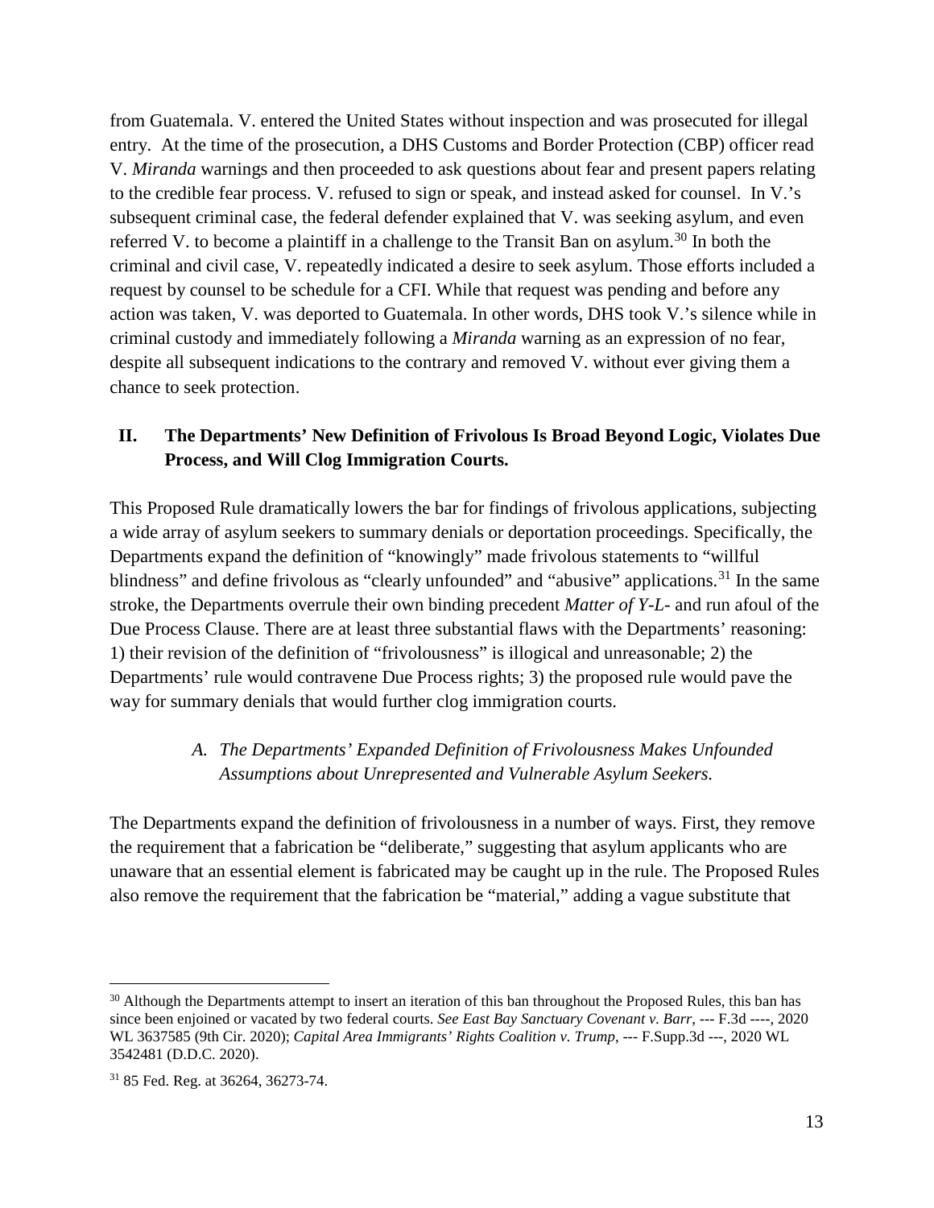from Guatemala. V. entered the United States without inspection and was prosecuted for illegal entry. At the time of the prosecution, a DHS Customs and Border Protection (CBP) officer read V. *Miranda* warnings and then proceeded to ask questions about fear and present papers relating to the credible fear process. V. refused to sign or speak, and instead asked for counsel. In V.'s subsequent criminal case, the federal defender explained that V. was seeking asylum, and even referred V. to become a plaintiff in a challenge to the Transit Ban on asylum.[30] In both the criminal and civil case, V. repeatedly indicated a desire to seek asylum. Those efforts included a request by counsel to be schedule for a CFI. While that request was pending and before any action was taken, V. was deported to Guatemala. In other words, DHS took V.'s silence while in criminal custody and immediately following a *Miranda* warning as an expression of no fear, despite all subsequent indications to the contrary and removed V. without ever giving them a chance to seek protection.

## II. The Departments' New Definition of Frivolous Is Broad Beyond Logic, Violates Due Process, and Will Clog Immigration Courts.

This Proposed Rule dramatically lowers the bar for findings of frivolous applications, subjecting a wide array of asylum seekers to summary denials or deportation proceedings. Specifically, the Departments expand the definition of "knowingly" made frivolous statements to "willful blindness" and define frivolous as "clearly unfounded" and "abusive" applications.[31] In the same stroke, the Departments overrule their own binding precedent *Matter of Y-L-* and run afoul of the Due Process Clause. There are at least three substantial flaws with the Departments' reasoning: 1) their revision of the definition of "frivolousness" is illogical and unreasonable; 2) the Departments' rule would contravene Due Process rights; 3) the proposed rule would pave the way for summary denials that would further clog immigration courts.

### *A. The Departments' Expanded Definition of Frivolousness Makes Unfounded Assumptions about Unrepresented and Vulnerable Asylum Seekers.*

The Departments expand the definition of frivolousness in a number of ways. First, they remove the requirement that a fabrication be "deliberate," suggesting that asylum applicants who are unaware that an essential element is fabricated may be caught up in the rule. The Proposed Rules also remove the requirement that the fabrication be "material," adding a vague substitute that

---

[30] Although the Departments attempt to insert an iteration of this ban throughout the Proposed Rules, this ban has since been enjoined or vacated by two federal courts. *See East Bay Sanctuary Covenant v. Barr*, --- F.3d ----, 2020 WL 3637585 (9th Cir. 2020); *Capital Area Immigrants' Rights Coalition v. Trump*, --- F.Supp.3d ---, 2020 WL 3542481 (D.D.C. 2020).

[31] 85 Fed. Reg. at 36264, 36273-74.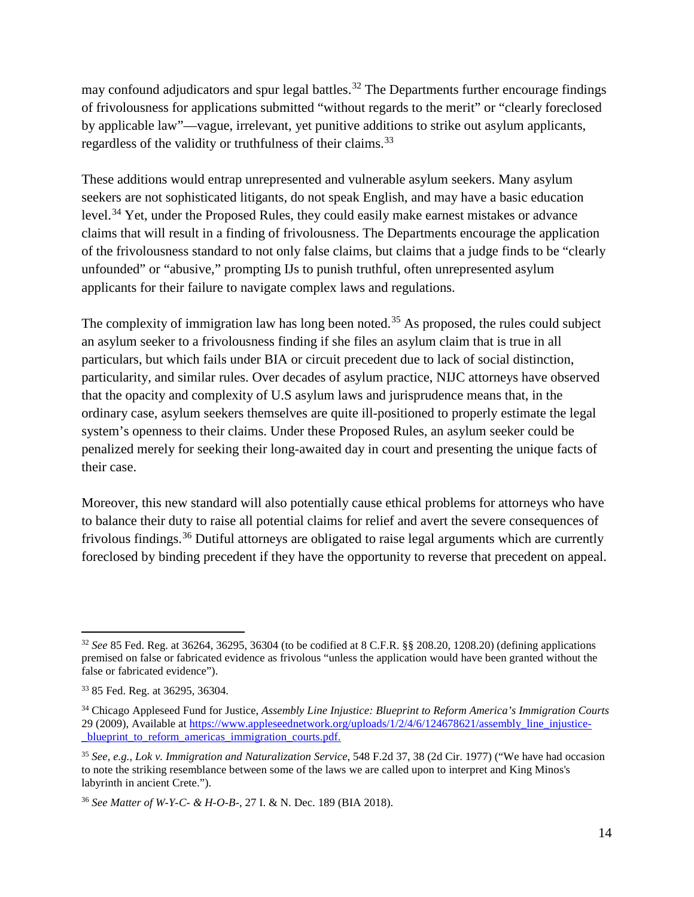may confound adjudicators and spur legal battles.[32] The Departments further encourage findings of frivolousness for applications submitted "without regards to the merit" or "clearly foreclosed by applicable law"—vague, irrelevant, yet punitive additions to strike out asylum applicants, regardless of the validity or truthfulness of their claims.[33]

These additions would entrap unrepresented and vulnerable asylum seekers. Many asylum seekers are not sophisticated litigants, do not speak English, and may have a basic education level.[34] Yet, under the Proposed Rules, they could easily make earnest mistakes or advance claims that will result in a finding of frivolousness. The Departments encourage the application of the frivolousness standard to not only false claims, but claims that a judge finds to be "clearly unfounded" or "abusive," prompting IJs to punish truthful, often unrepresented asylum applicants for their failure to navigate complex laws and regulations.

The complexity of immigration law has long been noted.[35] As proposed, the rules could subject an asylum seeker to a frivolousness finding if she files an asylum claim that is true in all particulars, but which fails under BIA or circuit precedent due to lack of social distinction, particularity, and similar rules. Over decades of asylum practice, NIJC attorneys have observed that the opacity and complexity of U.S asylum laws and jurisprudence means that, in the ordinary case, asylum seekers themselves are quite ill-positioned to properly estimate the legal system's openness to their claims. Under these Proposed Rules, an asylum seeker could be penalized merely for seeking their long-awaited day in court and presenting the unique facts of their case.

Moreover, this new standard will also potentially cause ethical problems for attorneys who have to balance their duty to raise all potential claims for relief and avert the severe consequences of frivolous findings.[36] Dutiful attorneys are obligated to raise legal arguments which are currently foreclosed by binding precedent if they have the opportunity to reverse that precedent on appeal.

---

[32] *See* 85 Fed. Reg. at 36264, 36295, 36304 (to be codified at 8 C.F.R. §§ 208.20, 1208.20) (defining applications premised on false or fabricated evidence as frivolous "unless the application would have been granted without the false or fabricated evidence").

[33] 85 Fed. Reg. at 36295, 36304.

[34] Chicago Appleseed Fund for Justice, *Assembly Line Injustice: Blueprint to Reform America's Immigration Courts* 29 (2009), Available at https://www.appleseednetwork.org/uploads/1/2/4/6/124678621/assembly_line_injustice-_blueprint_to_reform_americas_immigration_courts.pdf.

[35] *See, e.g., Lok v. Immigration and Naturalization Service*, 548 F.2d 37, 38 (2d Cir. 1977) ("We have had occasion to note the striking resemblance between some of the laws we are called upon to interpret and King Minos's labyrinth in ancient Crete.").

[36] *See Matter of W-Y-C- & H-O-B-*, 27 I. & N. Dec. 189 (BIA 2018).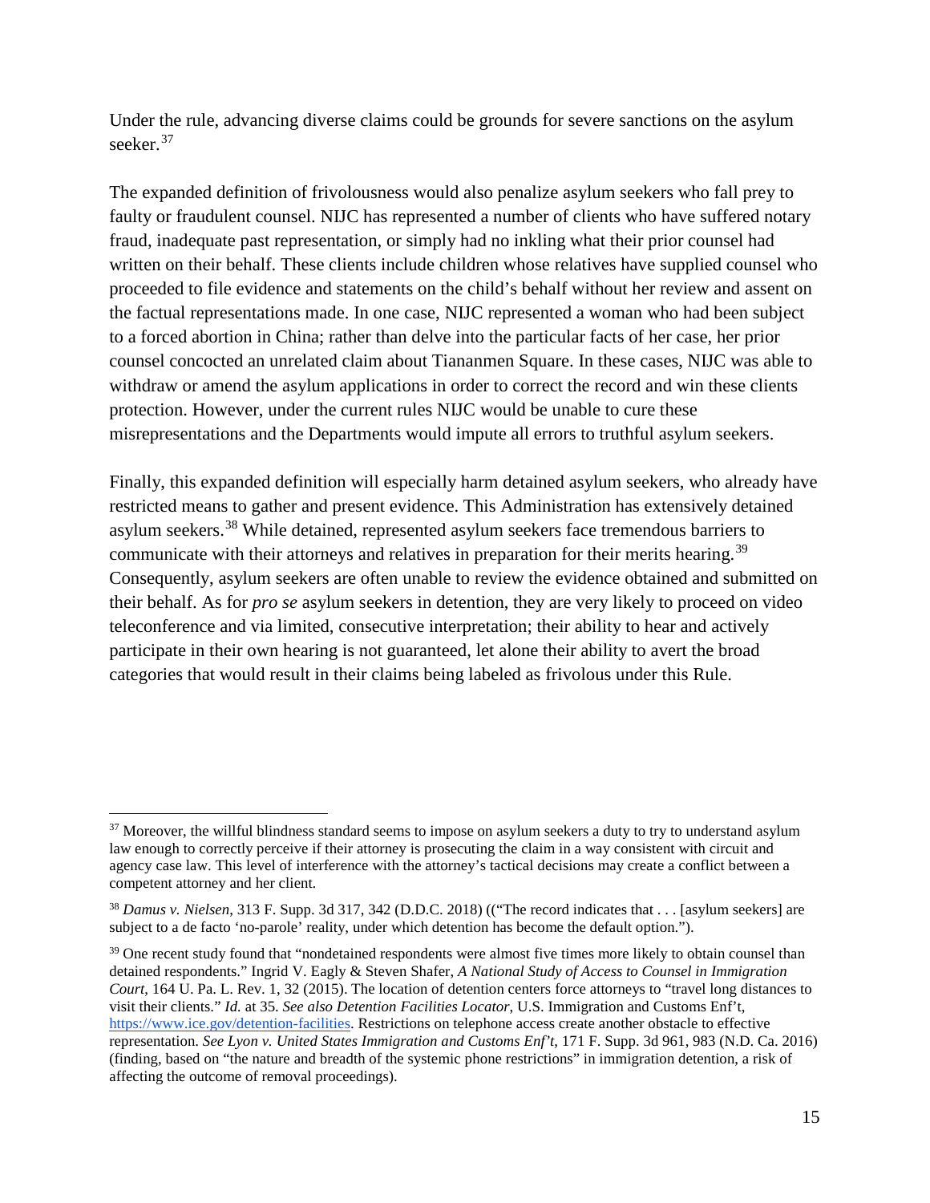Under the rule, advancing diverse claims could be grounds for severe sanctions on the asylum seeker.[37]

The expanded definition of frivolousness would also penalize asylum seekers who fall prey to faulty or fraudulent counsel. NIJC has represented a number of clients who have suffered notary fraud, inadequate past representation, or simply had no inkling what their prior counsel had written on their behalf. These clients include children whose relatives have supplied counsel who proceeded to file evidence and statements on the child's behalf without her review and assent on the factual representations made. In one case, NIJC represented a woman who had been subject to a forced abortion in China; rather than delve into the particular facts of her case, her prior counsel concocted an unrelated claim about Tiananmen Square. In these cases, NIJC was able to withdraw or amend the asylum applications in order to correct the record and win these clients protection. However, under the current rules NIJC would be unable to cure these misrepresentations and the Departments would impute all errors to truthful asylum seekers.

Finally, this expanded definition will especially harm detained asylum seekers, who already have restricted means to gather and present evidence. This Administration has extensively detained asylum seekers.[38] While detained, represented asylum seekers face tremendous barriers to communicate with their attorneys and relatives in preparation for their merits hearing.[39] Consequently, asylum seekers are often unable to review the evidence obtained and submitted on their behalf. As for *pro se* asylum seekers in detention, they are very likely to proceed on video teleconference and via limited, consecutive interpretation; their ability to hear and actively participate in their own hearing is not guaranteed, let alone their ability to avert the broad categories that would result in their claims being labeled as frivolous under this Rule.

---

[37] Moreover, the willful blindness standard seems to impose on asylum seekers a duty to try to understand asylum law enough to correctly perceive if their attorney is prosecuting the claim in a way consistent with circuit and agency case law. This level of interference with the attorney's tactical decisions may create a conflict between a competent attorney and her client.

[38] *Damus v. Nielsen*, 313 F. Supp. 3d 317, 342 (D.D.C. 2018) ((“The record indicates that . . . [asylum seekers] are subject to a de facto ‘no-parole’ reality, under which detention has become the default option.”).

[39] One recent study found that “nondetained respondents were almost five times more likely to obtain counsel than detained respondents.” Ingrid V. Eagly & Steven Shafer, *A National Study of Access to Counsel in Immigration Court*, 164 U. Pa. L. Rev. 1, 32 (2015). The location of detention centers force attorneys to “travel long distances to visit their clients.” *Id.* at 35. *See also Detention Facilities Locator*, U.S. Immigration and Customs Enf't, https://www.ice.gov/detention-facilities. Restrictions on telephone access create another obstacle to effective representation. *See Lyon v. United States Immigration and Customs Enf't*, 171 F. Supp. 3d 961, 983 (N.D. Ca. 2016) (finding, based on “the nature and breadth of the systemic phone restrictions” in immigration detention, a risk of affecting the outcome of removal proceedings).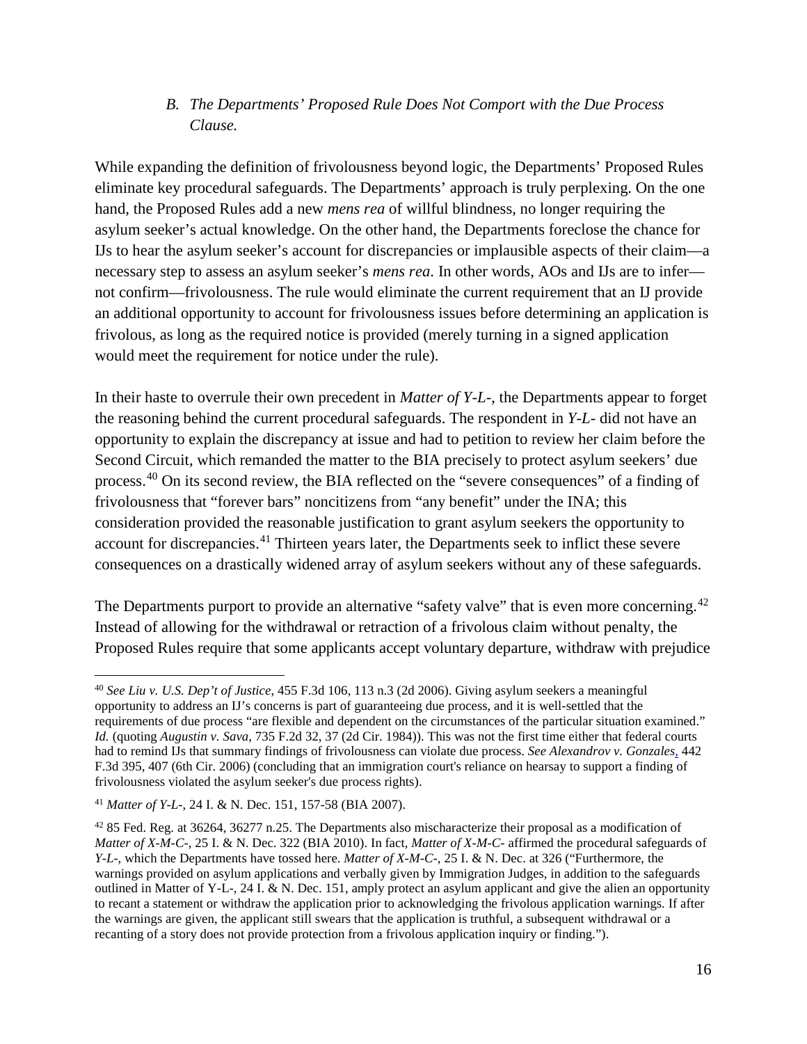### *B. The Departments' Proposed Rule Does Not Comport with the Due Process Clause.*

While expanding the definition of frivolousness beyond logic, the Departments' Proposed Rules eliminate key procedural safeguards. The Departments' approach is truly perplexing. On the one hand, the Proposed Rules add a new *mens rea* of willful blindness, no longer requiring the asylum seeker's actual knowledge. On the other hand, the Departments foreclose the chance for IJs to hear the asylum seeker's account for discrepancies or implausible aspects of their claim—a necessary step to assess an asylum seeker's *mens rea*. In other words, AOs and IJs are to infer—not confirm—frivolousness. The rule would eliminate the current requirement that an IJ provide an additional opportunity to account for frivolousness issues before determining an application is frivolous, as long as the required notice is provided (merely turning in a signed application would meet the requirement for notice under the rule).

In their haste to overrule their own precedent in *Matter of Y-L-*, the Departments appear to forget the reasoning behind the current procedural safeguards. The respondent in *Y-L-* did not have an opportunity to explain the discrepancy at issue and had to petition to review her claim before the Second Circuit, which remanded the matter to the BIA precisely to protect asylum seekers' due process.[40] On its second review, the BIA reflected on the "severe consequences" of a finding of frivolousness that "forever bars" noncitizens from "any benefit" under the INA; this consideration provided the reasonable justification to grant asylum seekers the opportunity to account for discrepancies.[41] Thirteen years later, the Departments seek to inflict these severe consequences on a drastically widened array of asylum seekers without any of these safeguards.

The Departments purport to provide an alternative "safety valve" that is even more concerning.[42] Instead of allowing for the withdrawal or retraction of a frivolous claim without penalty, the Proposed Rules require that some applicants accept voluntary departure, withdraw with prejudice

---

[40] *See Liu v. U.S. Dep't of Justice*, 455 F.3d 106, 113 n.3 (2d 2006). Giving asylum seekers a meaningful opportunity to address an IJ's concerns is part of guaranteeing due process, and it is well-settled that the requirements of due process "are flexible and dependent on the circumstances of the particular situation examined." *Id.* (quoting *Augustin v. Sava*, 735 F.2d 32, 37 (2d Cir. 1984)). This was not the first time either that federal courts had to remind IJs that summary findings of frivolousness can violate due process. *See Alexandrov v. Gonzales*, 442 F.3d 395, 407 (6th Cir. 2006) (concluding that an immigration court's reliance on hearsay to support a finding of frivolousness violated the asylum seeker's due process rights).

[41] *Matter of Y-L-*, 24 I. & N. Dec. 151, 157-58 (BIA 2007).

[42] 85 Fed. Reg. at 36264, 36277 n.25. The Departments also mischaracterize their proposal as a modification of *Matter of X-M-C-*, 25 I. & N. Dec. 322 (BIA 2010). In fact, *Matter of X-M-C-* affirmed the procedural safeguards of *Y-L-*, which the Departments have tossed here. *Matter of X-M-C-*, 25 I. & N. Dec. at 326 ("Furthermore, the warnings provided on asylum applications and verbally given by Immigration Judges, in addition to the safeguards outlined in Matter of Y-L-, 24 I. & N. Dec. 151, amply protect an asylum applicant and give the alien an opportunity to recant a statement or withdraw the application prior to acknowledging the frivolous application warnings. If after the warnings are given, the applicant still swears that the application is truthful, a subsequent withdrawal or a recanting of a story does not provide protection from a frivolous application inquiry or finding.").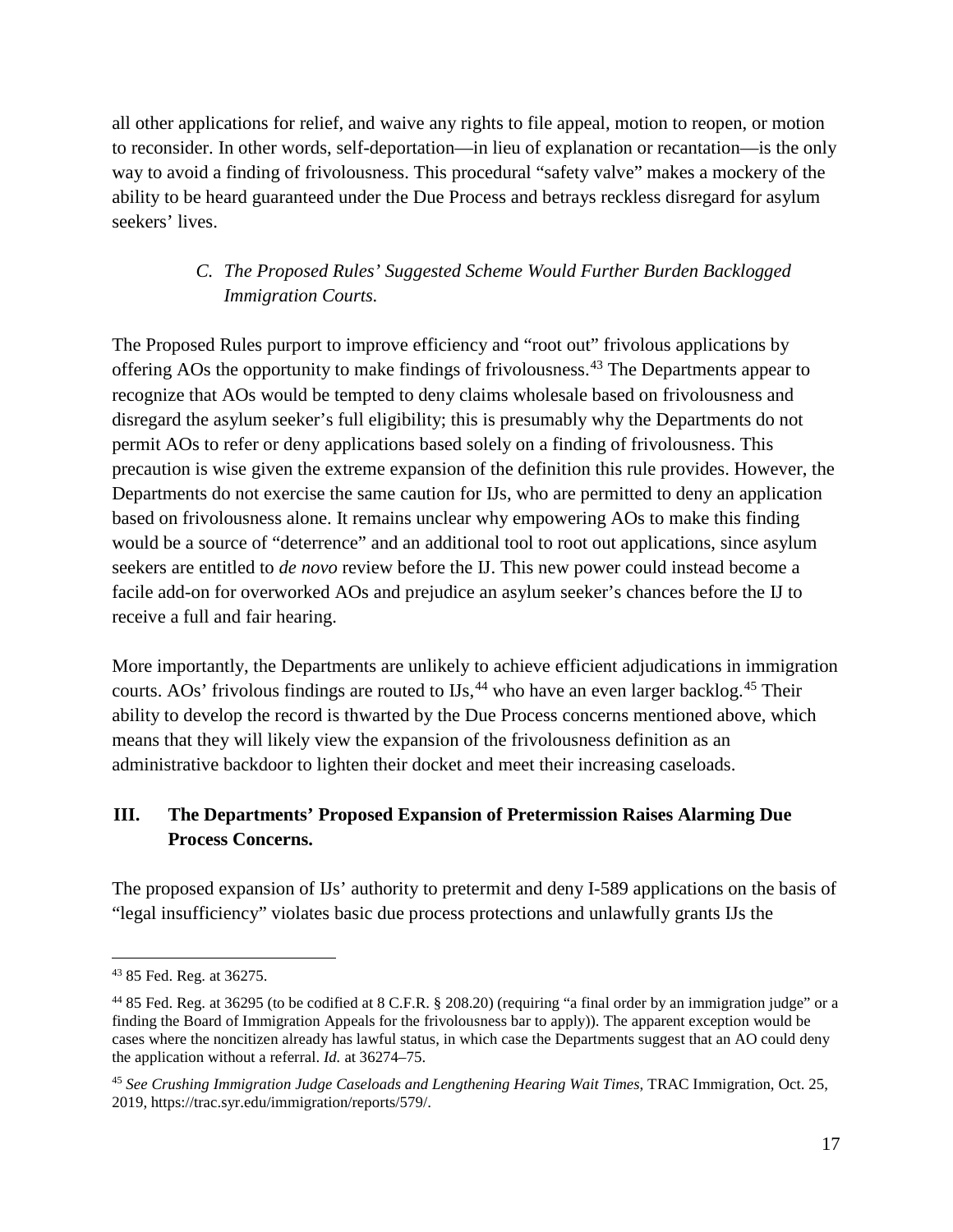all other applications for relief, and waive any rights to file appeal, motion to reopen, or motion to reconsider. In other words, self-deportation—in lieu of explanation or recantation—is the only way to avoid a finding of frivolousness. This procedural "safety valve" makes a mockery of the ability to be heard guaranteed under the Due Process and betrays reckless disregard for asylum seekers' lives.

### *C. The Proposed Rules' Suggested Scheme Would Further Burden Backlogged Immigration Courts.*

The Proposed Rules purport to improve efficiency and "root out" frivolous applications by offering AOs the opportunity to make findings of frivolousness.[43] The Departments appear to recognize that AOs would be tempted to deny claims wholesale based on frivolousness and disregard the asylum seeker's full eligibility; this is presumably why the Departments do not permit AOs to refer or deny applications based solely on a finding of frivolousness. This precaution is wise given the extreme expansion of the definition this rule provides. However, the Departments do not exercise the same caution for IJs, who are permitted to deny an application based on frivolousness alone. It remains unclear why empowering AOs to make this finding would be a source of "deterrence" and an additional tool to root out applications, since asylum seekers are entitled to *de novo* review before the IJ. This new power could instead become a facile add-on for overworked AOs and prejudice an asylum seeker's chances before the IJ to receive a full and fair hearing.

More importantly, the Departments are unlikely to achieve efficient adjudications in immigration courts. AOs' frivolous findings are routed to IJs,[44] who have an even larger backlog.[45] Their ability to develop the record is thwarted by the Due Process concerns mentioned above, which means that they will likely view the expansion of the frivolousness definition as an administrative backdoor to lighten their docket and meet their increasing caseloads.

## III. The Departments' Proposed Expansion of Pretermission Raises Alarming Due Process Concerns.

The proposed expansion of IJs' authority to pretermit and deny I-589 applications on the basis of "legal insufficiency" violates basic due process protections and unlawfully grants IJs the

---

[43] 85 Fed. Reg. at 36275.

[44] 85 Fed. Reg. at 36295 (to be codified at 8 C.F.R. § 208.20) (requiring "a final order by an immigration judge" or a finding the Board of Immigration Appeals for the frivolousness bar to apply)). The apparent exception would be cases where the noncitizen already has lawful status, in which case the Departments suggest that an AO could deny the application without a referral. *Id.* at 36274–75.

[45] *See Crushing Immigration Judge Caseloads and Lengthening Hearing Wait Times*, TRAC Immigration, Oct. 25, 2019, https://trac.syr.edu/immigration/reports/579/.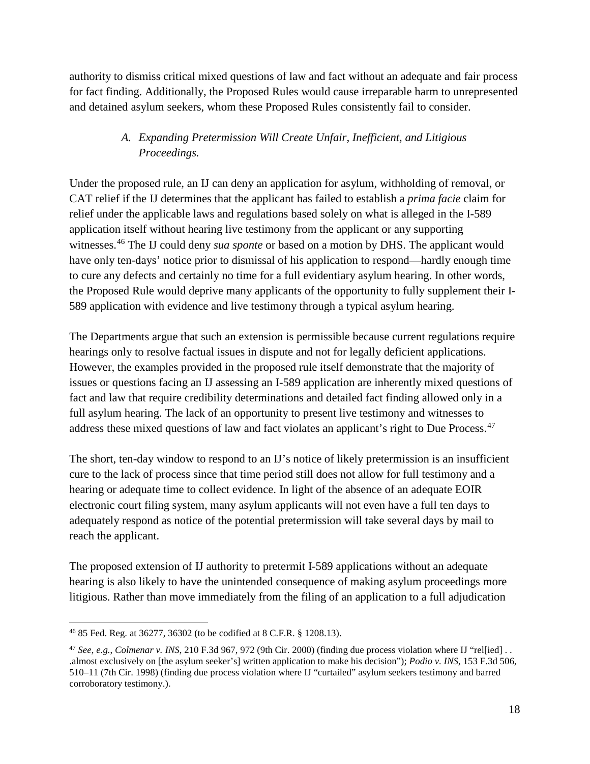authority to dismiss critical mixed questions of law and fact without an adequate and fair process for fact finding. Additionally, the Proposed Rules would cause irreparable harm to unrepresented and detained asylum seekers, whom these Proposed Rules consistently fail to consider.

### *A. Expanding Pretermission Will Create Unfair, Inefficient, and Litigious Proceedings.*

Under the proposed rule, an IJ can deny an application for asylum, withholding of removal, or CAT relief if the IJ determines that the applicant has failed to establish a *prima facie* claim for relief under the applicable laws and regulations based solely on what is alleged in the I-589 application itself without hearing live testimony from the applicant or any supporting witnesses.[46] The IJ could deny *sua sponte* or based on a motion by DHS. The applicant would have only ten-days' notice prior to dismissal of his application to respond—hardly enough time to cure any defects and certainly no time for a full evidentiary asylum hearing. In other words, the Proposed Rule would deprive many applicants of the opportunity to fully supplement their I-589 application with evidence and live testimony through a typical asylum hearing.

The Departments argue that such an extension is permissible because current regulations require hearings only to resolve factual issues in dispute and not for legally deficient applications. However, the examples provided in the proposed rule itself demonstrate that the majority of issues or questions facing an IJ assessing an I-589 application are inherently mixed questions of fact and law that require credibility determinations and detailed fact finding allowed only in a full asylum hearing. The lack of an opportunity to present live testimony and witnesses to address these mixed questions of law and fact violates an applicant's right to Due Process.[47]

The short, ten-day window to respond to an IJ's notice of likely pretermission is an insufficient cure to the lack of process since that time period still does not allow for full testimony and a hearing or adequate time to collect evidence. In light of the absence of an adequate EOIR electronic court filing system, many asylum applicants will not even have a full ten days to adequately respond as notice of the potential pretermission will take several days by mail to reach the applicant.

The proposed extension of IJ authority to pretermit I-589 applications without an adequate hearing is also likely to have the unintended consequence of making asylum proceedings more litigious. Rather than move immediately from the filing of an application to a full adjudication

---

[46] 85 Fed. Reg. at 36277, 36302 (to be codified at 8 C.F.R. § 1208.13).

[47] *See, e.g., Colmenar v. INS*, 210 F.3d 967, 972 (9th Cir. 2000) (finding due process violation where IJ "rel[ied] . . .almost exclusively on [the asylum seeker's] written application to make his decision"); *Podio v. INS*, 153 F.3d 506, 510–11 (7th Cir. 1998) (finding due process violation where IJ "curtailed" asylum seekers testimony and barred corroboratory testimony.).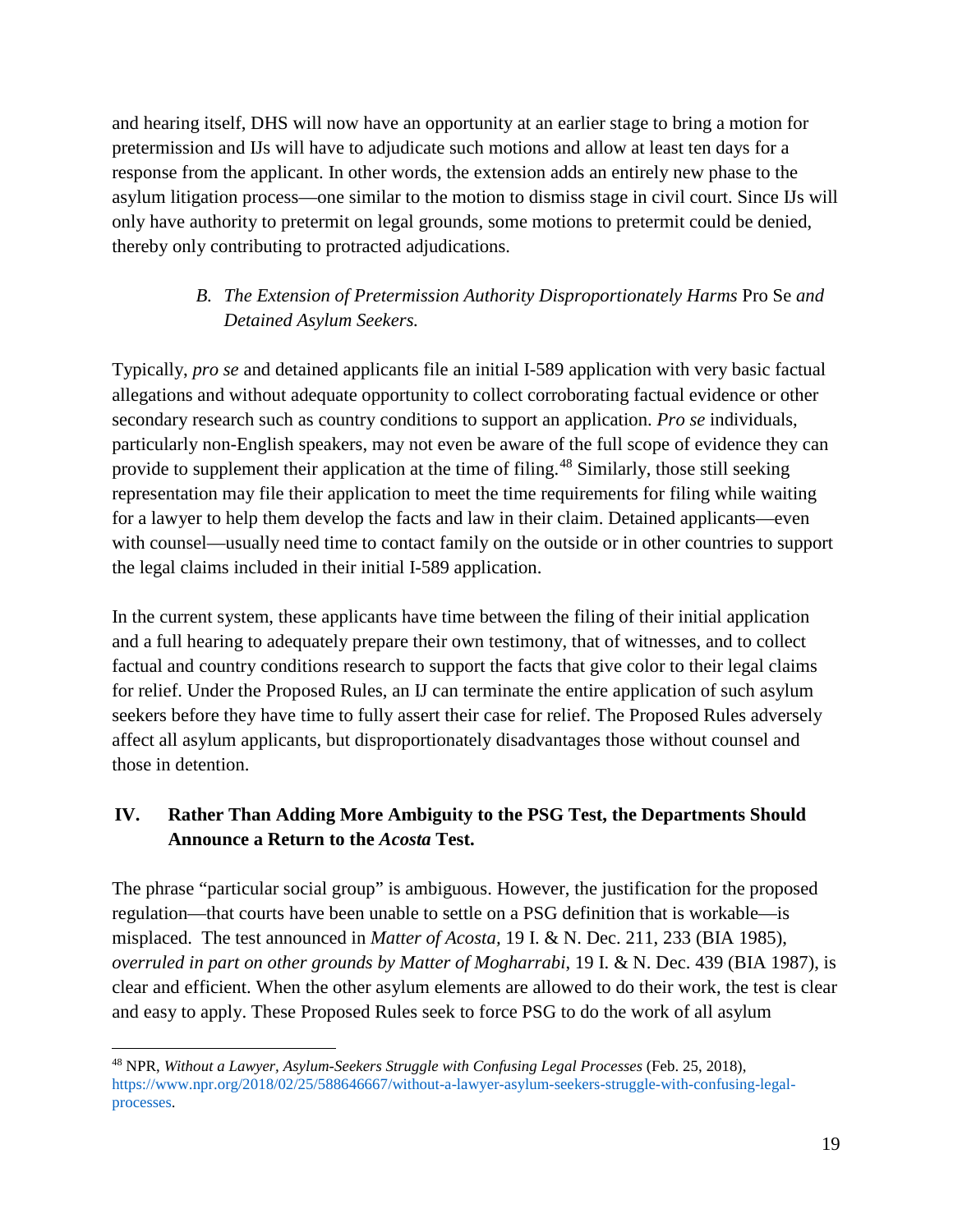and hearing itself, DHS will now have an opportunity at an earlier stage to bring a motion for pretermission and IJs will have to adjudicate such motions and allow at least ten days for a response from the applicant. In other words, the extension adds an entirely new phase to the asylum litigation process—one similar to the motion to dismiss stage in civil court. Since IJs will only have authority to pretermit on legal grounds, some motions to pretermit could be denied, thereby only contributing to protracted adjudications.

### B. *The Extension of Pretermission Authority Disproportionately Harms* Pro Se *and Detained Asylum Seekers.*

Typically, *pro se* and detained applicants file an initial I-589 application with very basic factual allegations and without adequate opportunity to collect corroborating factual evidence or other secondary research such as country conditions to support an application. *Pro se* individuals, particularly non-English speakers, may not even be aware of the full scope of evidence they can provide to supplement their application at the time of filing.[48] Similarly, those still seeking representation may file their application to meet the time requirements for filing while waiting for a lawyer to help them develop the facts and law in their claim. Detained applicants—even with counsel—usually need time to contact family on the outside or in other countries to support the legal claims included in their initial I-589 application.

In the current system, these applicants have time between the filing of their initial application and a full hearing to adequately prepare their own testimony, that of witnesses, and to collect factual and country conditions research to support the facts that give color to their legal claims for relief. Under the Proposed Rules, an IJ can terminate the entire application of such asylum seekers before they have time to fully assert their case for relief. The Proposed Rules adversely affect all asylum applicants, but disproportionately disadvantages those without counsel and those in detention.

## IV. Rather Than Adding More Ambiguity to the PSG Test, the Departments Should Announce a Return to the *Acosta* Test.

The phrase "particular social group" is ambiguous. However, the justification for the proposed regulation—that courts have been unable to settle on a PSG definition that is workable—is misplaced. The test announced in *Matter of Acosta*, 19 I. & N. Dec. 211, 233 (BIA 1985), *overruled in part on other grounds by Matter of Mogharrabi*, 19 I. & N. Dec. 439 (BIA 1987), is clear and efficient. When the other asylum elements are allowed to do their work, the test is clear and easy to apply. These Proposed Rules seek to force PSG to do the work of all asylum

[48] NPR, *Without a Lawyer, Asylum-Seekers Struggle with Confusing Legal Processes* (Feb. 25, 2018), https://www.npr.org/2018/02/25/588646667/without-a-lawyer-asylum-seekers-struggle-with-confusing-legal-processes.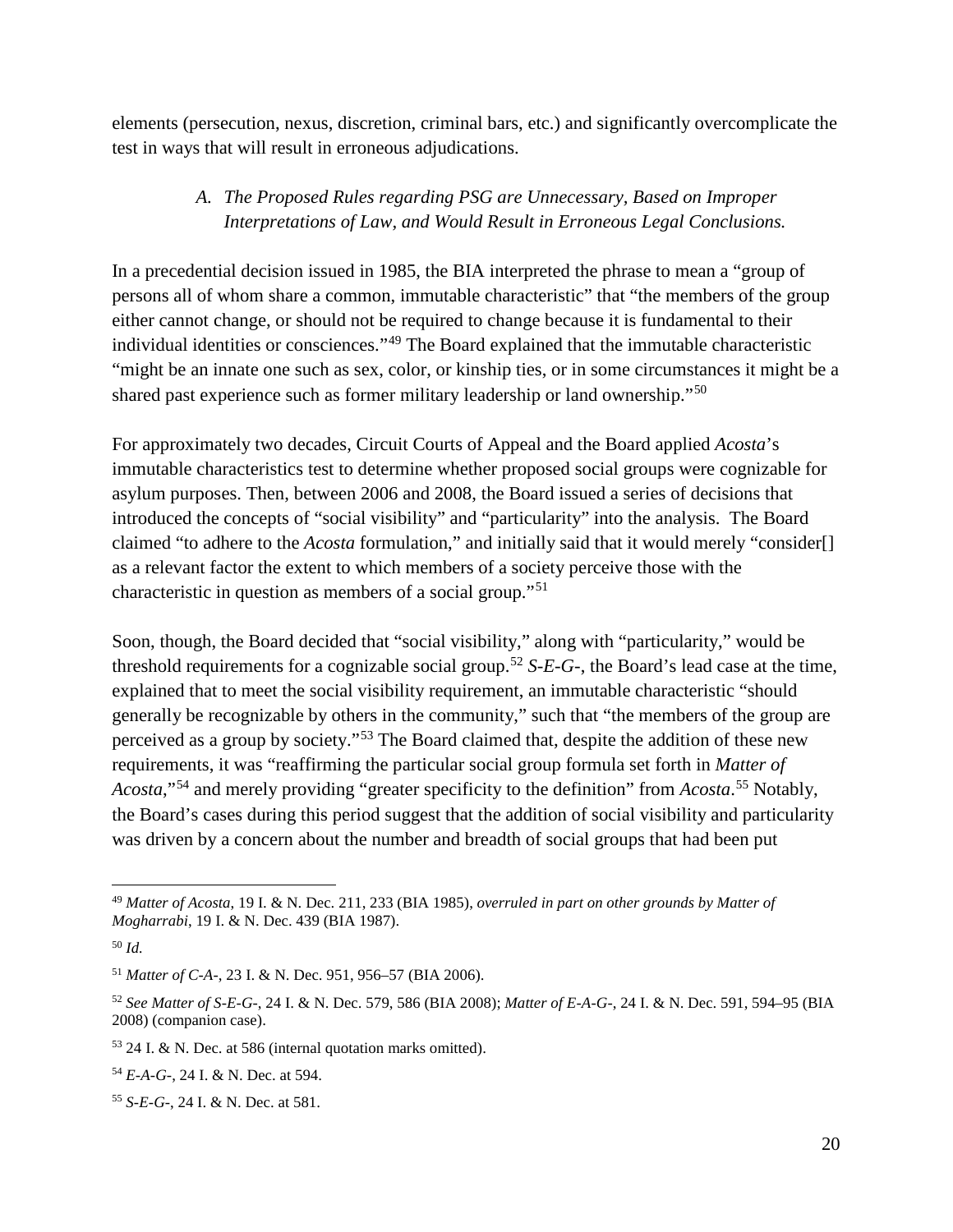elements (persecution, nexus, discretion, criminal bars, etc.) and significantly overcomplicate the test in ways that will result in erroneous adjudications.

### *A. The Proposed Rules regarding PSG are Unnecessary, Based on Improper Interpretations of Law, and Would Result in Erroneous Legal Conclusions.*

In a precedential decision issued in 1985, the BIA interpreted the phrase to mean a "group of persons all of whom share a common, immutable characteristic" that "the members of the group either cannot change, or should not be required to change because it is fundamental to their individual identities or consciences."[49] The Board explained that the immutable characteristic "might be an innate one such as sex, color, or kinship ties, or in some circumstances it might be a shared past experience such as former military leadership or land ownership."[50]

For approximately two decades, Circuit Courts of Appeal and the Board applied *Acosta*'s immutable characteristics test to determine whether proposed social groups were cognizable for asylum purposes. Then, between 2006 and 2008, the Board issued a series of decisions that introduced the concepts of "social visibility" and "particularity" into the analysis. The Board claimed "to adhere to the *Acosta* formulation," and initially said that it would merely "consider[] as a relevant factor the extent to which members of a society perceive those with the characteristic in question as members of a social group."[51]

Soon, though, the Board decided that "social visibility," along with "particularity," would be threshold requirements for a cognizable social group.[52] *S-E-G-*, the Board's lead case at the time, explained that to meet the social visibility requirement, an immutable characteristic "should generally be recognizable by others in the community," such that "the members of the group are perceived as a group by society."[53] The Board claimed that, despite the addition of these new requirements, it was "reaffirming the particular social group formula set forth in *Matter of Acosta*,"[54] and merely providing "greater specificity to the definition" from *Acosta*.[55] Notably, the Board's cases during this period suggest that the addition of social visibility and particularity was driven by a concern about the number and breadth of social groups that had been put

---

[49] *Matter of Acosta*, 19 I. & N. Dec. 211, 233 (BIA 1985), *overruled in part on other grounds by Matter of Mogharrabi*, 19 I. & N. Dec. 439 (BIA 1987).

[50] *Id.*

[51] *Matter of C-A-*, 23 I. & N. Dec. 951, 956–57 (BIA 2006).

[52] *See Matter of S-E-G-*, 24 I. & N. Dec. 579, 586 (BIA 2008); *Matter of E-A-G-*, 24 I. & N. Dec. 591, 594–95 (BIA 2008) (companion case).

[53] 24 I. & N. Dec. at 586 (internal quotation marks omitted).

[54] *E-A-G-*, 24 I. & N. Dec. at 594.

[55] *S-E-G-*, 24 I. & N. Dec. at 581.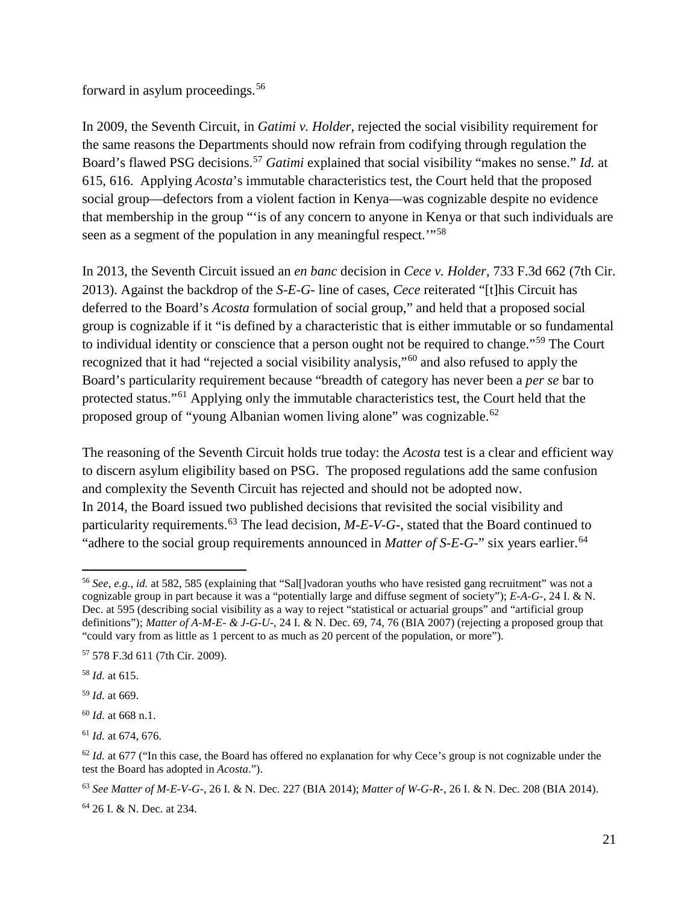forward in asylum proceedings.[56]

In 2009, the Seventh Circuit, in *Gatimi v. Holder*, rejected the social visibility requirement for the same reasons the Departments should now refrain from codifying through regulation the Board's flawed PSG decisions.[57] *Gatimi* explained that social visibility "makes no sense." *Id.* at 615, 616. Applying *Acosta*'s immutable characteristics test, the Court held that the proposed social group—defectors from a violent faction in Kenya—was cognizable despite no evidence that membership in the group "'is of any concern to anyone in Kenya or that such individuals are seen as a segment of the population in any meaningful respect.'"[58]

In 2013, the Seventh Circuit issued an *en banc* decision in *Cece v. Holder*, 733 F.3d 662 (7th Cir. 2013). Against the backdrop of the *S-E-G-* line of cases, *Cece* reiterated "[t]his Circuit has deferred to the Board's *Acosta* formulation of social group," and held that a proposed social group is cognizable if it "is defined by a characteristic that is either immutable or so fundamental to individual identity or conscience that a person ought not be required to change."[59] The Court recognized that it had "rejected a social visibility analysis,"[60] and also refused to apply the Board's particularity requirement because "breadth of category has never been a *per se* bar to protected status."[61] Applying only the immutable characteristics test, the Court held that the proposed group of "young Albanian women living alone" was cognizable.[62]

The reasoning of the Seventh Circuit holds true today: the *Acosta* test is a clear and efficient way to discern asylum eligibility based on PSG. The proposed regulations add the same confusion and complexity the Seventh Circuit has rejected and should not be adopted now.
In 2014, the Board issued two published decisions that revisited the social visibility and particularity requirements.[63] The lead decision, *M-E-V-G-*, stated that the Board continued to "adhere to the social group requirements announced in *Matter of S-E-G-*" six years earlier.[64]

---

[56] *See, e.g.*, *id.* at 582, 585 (explaining that "Sal[]vadoran youths who have resisted gang recruitment" was not a cognizable group in part because it was a "potentially large and diffuse segment of society"); *E-A-G-*, 24 I. & N. Dec. at 595 (describing social visibility as a way to reject "statistical or actuarial groups" and "artificial group definitions"); *Matter of A-M-E- & J-G-U-*, 24 I. & N. Dec. 69, 74, 76 (BIA 2007) (rejecting a proposed group that "could vary from as little as 1 percent to as much as 20 percent of the population, or more").

[57] 578 F.3d 611 (7th Cir. 2009).

[58] *Id.* at 615.

[59] *Id.* at 669.

[60] *Id.* at 668 n.1.

[61] *Id.* at 674, 676.

[62] *Id.* at 677 ("In this case, the Board has offered no explanation for why Cece's group is not cognizable under the test the Board has adopted in *Acosta*.").

[63] *See Matter of M-E-V-G-*, 26 I. & N. Dec. 227 (BIA 2014); *Matter of W-G-R-*, 26 I. & N. Dec. 208 (BIA 2014).

[64] 26 I. & N. Dec. at 234.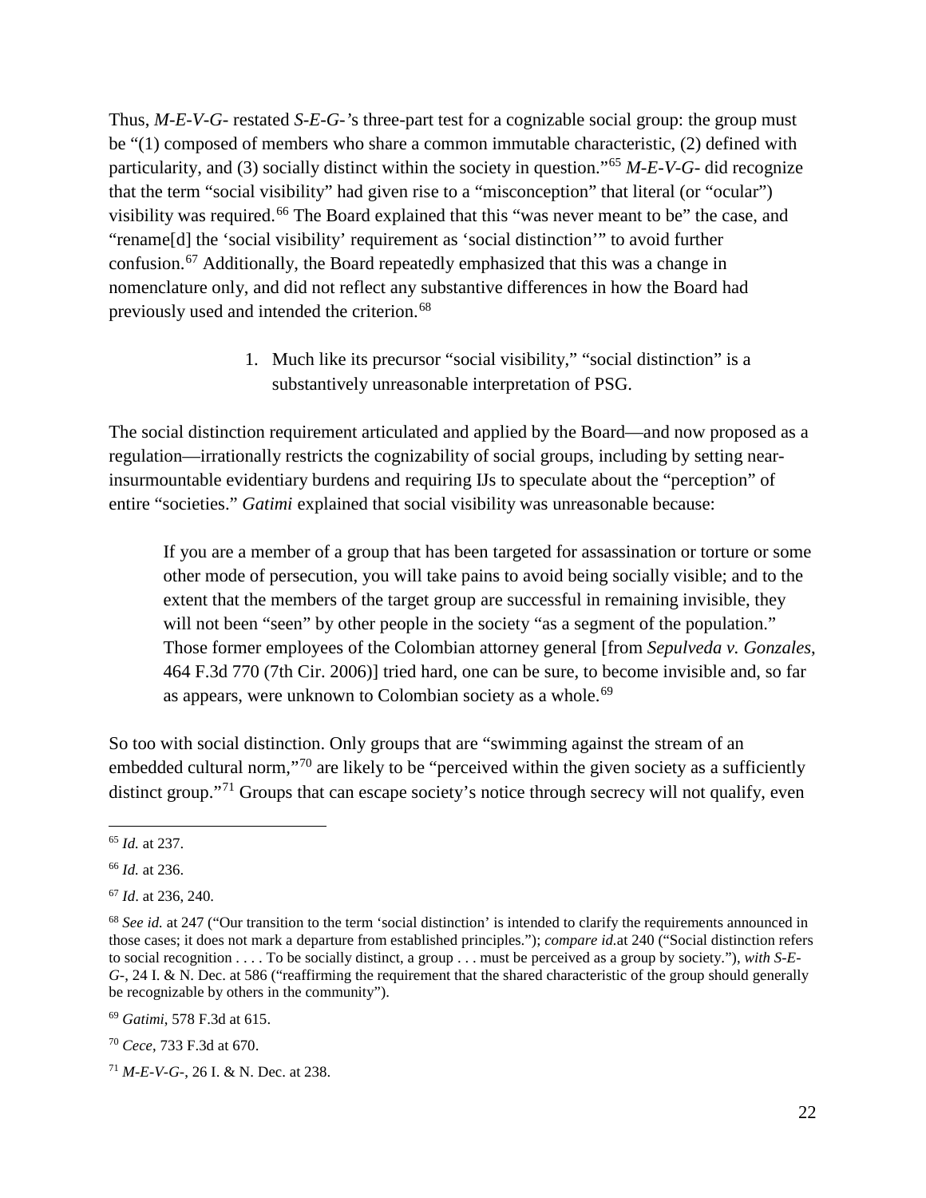Thus, *M-E-V-G-* restated *S-E-G-'s* three-part test for a cognizable social group: the group must be "(1) composed of members who share a common immutable characteristic, (2) defined with particularity, and (3) socially distinct within the society in question."[65] *M-E-V-G-* did recognize that the term "social visibility" had given rise to a "misconception" that literal (or "ocular") visibility was required.[66] The Board explained that this "was never meant to be" the case, and "rename[d] the 'social visibility' requirement as 'social distinction'" to avoid further confusion.[67] Additionally, the Board repeatedly emphasized that this was a change in nomenclature only, and did not reflect any substantive differences in how the Board had previously used and intended the criterion.[68]

1. Much like its precursor "social visibility," "social distinction" is a substantively unreasonable interpretation of PSG.

The social distinction requirement articulated and applied by the Board—and now proposed as a regulation—irrationally restricts the cognizability of social groups, including by setting near-insurmountable evidentiary burdens and requiring IJs to speculate about the "perception" of entire "societies." *Gatimi* explained that social visibility was unreasonable because:

> If you are a member of a group that has been targeted for assassination or torture or some other mode of persecution, you will take pains to avoid being socially visible; and to the extent that the members of the target group are successful in remaining invisible, they will not been "seen" by other people in the society "as a segment of the population." Those former employees of the Colombian attorney general [from *Sepulveda v. Gonzales*, 464 F.3d 770 (7th Cir. 2006)] tried hard, one can be sure, to become invisible and, so far as appears, were unknown to Colombian society as a whole.[69]

So too with social distinction. Only groups that are "swimming against the stream of an embedded cultural norm,"[70] are likely to be "perceived within the given society as a sufficiently distinct group."[71] Groups that can escape society's notice through secrecy will not qualify, even

---

[65] *Id.* at 237.

[66] *Id.* at 236.

[67] *Id*. at 236, 240.

[68] *See id.* at 247 ("Our transition to the term 'social distinction' is intended to clarify the requirements announced in those cases; it does not mark a departure from established principles."); *compare id.*at 240 ("Social distinction refers to social recognition . . . . To be socially distinct, a group . . . must be perceived as a group by society."), *with S-E-G-*, 24 I. & N. Dec. at 586 ("reaffirming the requirement that the shared characteristic of the group should generally be recognizable by others in the community").

[69] *Gatimi*, 578 F.3d at 615.

[70] *Cece*, 733 F.3d at 670.

[71] *M-E-V-G-*, 26 I. & N. Dec. at 238.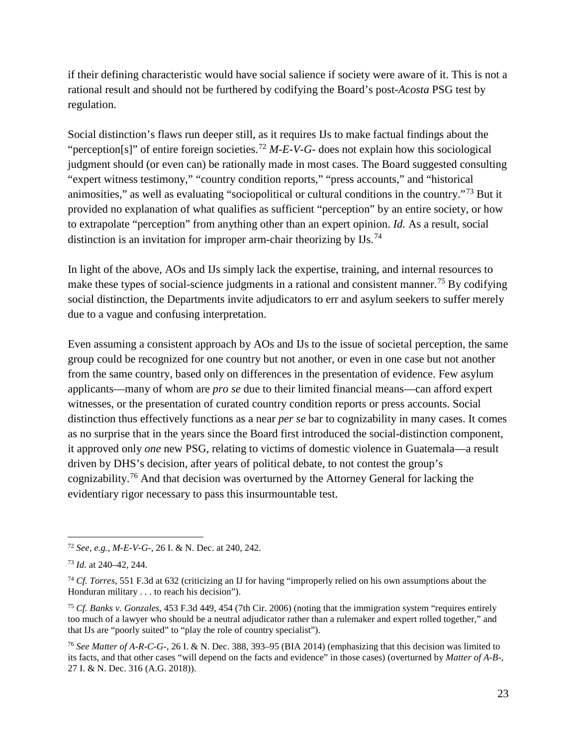if their defining characteristic would have social salience if society were aware of it. This is not a rational result and should not be furthered by codifying the Board's post-*Acosta* PSG test by regulation.

Social distinction's flaws run deeper still, as it requires IJs to make factual findings about the "perception[s]" of entire foreign societies.[72] *M-E-V-G-* does not explain how this sociological judgment should (or even can) be rationally made in most cases. The Board suggested consulting "expert witness testimony," "country condition reports," "press accounts," and "historical animosities," as well as evaluating "sociopolitical or cultural conditions in the country."[73] But it provided no explanation of what qualifies as sufficient "perception" by an entire society, or how to extrapolate "perception" from anything other than an expert opinion. *Id.* As a result, social distinction is an invitation for improper arm-chair theorizing by IJs.[74]

In light of the above, AOs and IJs simply lack the expertise, training, and internal resources to make these types of social-science judgments in a rational and consistent manner.[75] By codifying social distinction, the Departments invite adjudicators to err and asylum seekers to suffer merely due to a vague and confusing interpretation.

Even assuming a consistent approach by AOs and IJs to the issue of societal perception, the same group could be recognized for one country but not another, or even in one case but not another from the same country, based only on differences in the presentation of evidence. Few asylum applicants—many of whom are *pro se* due to their limited financial means—can afford expert witnesses, or the presentation of curated country condition reports or press accounts. Social distinction thus effectively functions as a near *per se* bar to cognizability in many cases. It comes as no surprise that in the years since the Board first introduced the social-distinction component, it approved only *one* new PSG, relating to victims of domestic violence in Guatemala—a result driven by DHS's decision, after years of political debate, to not contest the group's cognizability.[76] And that decision was overturned by the Attorney General for lacking the evidentiary rigor necessary to pass this insurmountable test.

---

[72] *See, e.g.*, *M-E-V-G-*, 26 I. & N. Dec. at 240, 242.

[73] *Id.* at 240–42, 244.

[74] *Cf. Torres*, 551 F.3d at 632 (criticizing an IJ for having "improperly relied on his own assumptions about the Honduran military . . . to reach his decision").

[75] *Cf. Banks v. Gonzales*, 453 F.3d 449, 454 (7th Cir. 2006) (noting that the immigration system "requires entirely too much of a lawyer who should be a neutral adjudicator rather than a rulemaker and expert rolled together," and that IJs are "poorly suited" to "play the role of country specialist").

[76] *See Matter of A-R-C-G-*, 26 I. & N. Dec. 388, 393–95 (BIA 2014) (emphasizing that this decision was limited to its facts, and that other cases "will depend on the facts and evidence" in those cases) (overturned by *Matter of A-B-*, 27 I. & N. Dec. 316 (A.G. 2018)).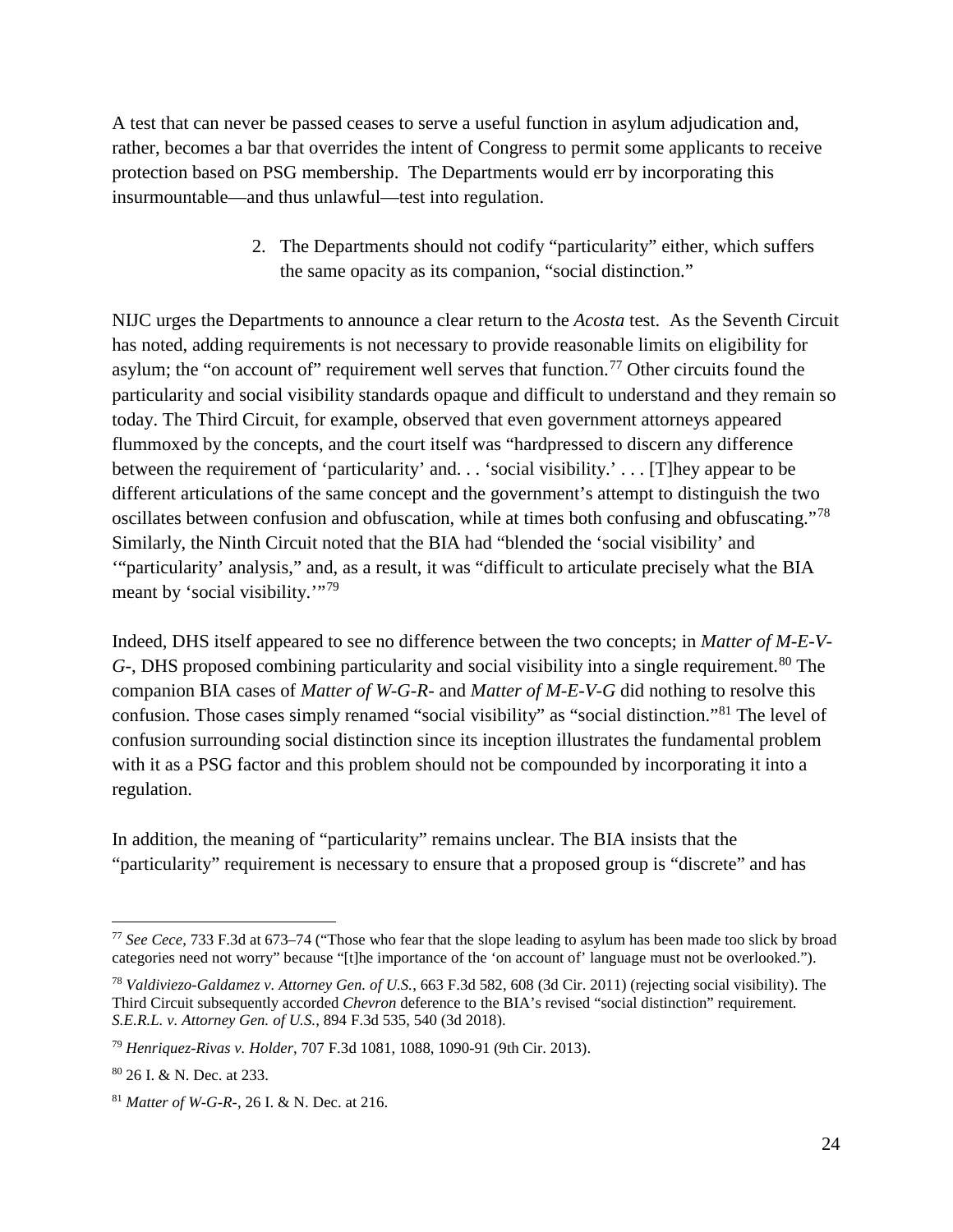A test that can never be passed ceases to serve a useful function in asylum adjudication and, rather, becomes a bar that overrides the intent of Congress to permit some applicants to receive protection based on PSG membership. The Departments would err by incorporating this insurmountable—and thus unlawful—test into regulation.

2. The Departments should not codify "particularity" either, which suffers the same opacity as its companion, "social distinction."

NIJC urges the Departments to announce a clear return to the *Acosta* test. As the Seventh Circuit has noted, adding requirements is not necessary to provide reasonable limits on eligibility for asylum; the "on account of" requirement well serves that function.[77] Other circuits found the particularity and social visibility standards opaque and difficult to understand and they remain so today. The Third Circuit, for example, observed that even government attorneys appeared flummoxed by the concepts, and the court itself was "hardpressed to discern any difference between the requirement of 'particularity' and. . . 'social visibility.' . . . [T]hey appear to be different articulations of the same concept and the government's attempt to distinguish the two oscillates between confusion and obfuscation, while at times both confusing and obfuscating."[78] Similarly, the Ninth Circuit noted that the BIA had "blended the 'social visibility' and '"particularity' analysis," and, as a result, it was "difficult to articulate precisely what the BIA meant by 'social visibility.'"[79]

Indeed, DHS itself appeared to see no difference between the two concepts; in *Matter of M-E-V-G-*, DHS proposed combining particularity and social visibility into a single requirement.[80] The companion BIA cases of *Matter of W-G-R-* and *Matter of M-E-V-G* did nothing to resolve this confusion. Those cases simply renamed "social visibility" as "social distinction."[81] The level of confusion surrounding social distinction since its inception illustrates the fundamental problem with it as a PSG factor and this problem should not be compounded by incorporating it into a regulation.

In addition, the meaning of "particularity" remains unclear. The BIA insists that the "particularity" requirement is necessary to ensure that a proposed group is "discrete" and has

---

[77] *See Cece*, 733 F.3d at 673–74 ("Those who fear that the slope leading to asylum has been made too slick by broad categories need not worry" because "[t]he importance of the 'on account of' language must not be overlooked.").

[78] *Valdiviezo-Galdamez v. Attorney Gen. of U.S.*, 663 F.3d 582, 608 (3d Cir. 2011) (rejecting social visibility). The Third Circuit subsequently accorded *Chevron* deference to the BIA's revised "social distinction" requirement. *S.E.R.L. v. Attorney Gen. of U.S.*, 894 F.3d 535, 540 (3d 2018).

[79] *Henriquez-Rivas v. Holder*, 707 F.3d 1081, 1088, 1090-91 (9th Cir. 2013).

[80] 26 I. & N. Dec. at 233.

[81] *Matter of W-G-R-*, 26 I. & N. Dec. at 216.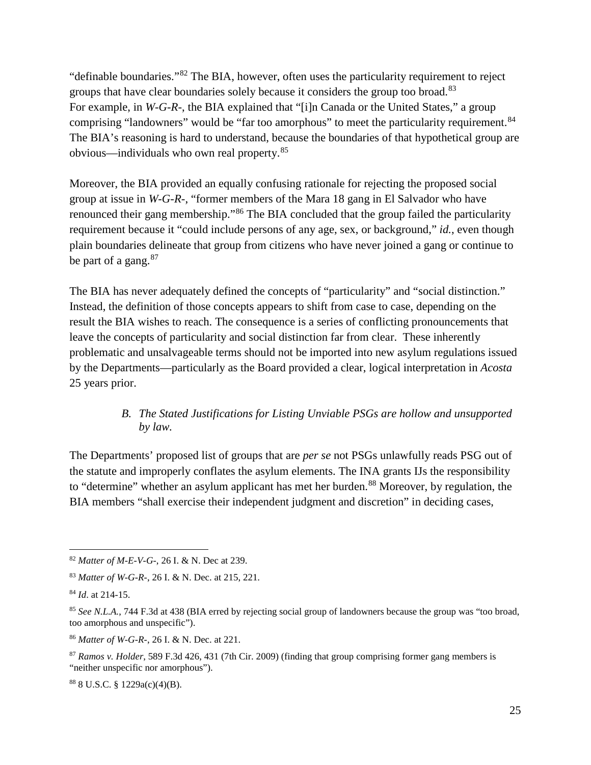"definable boundaries."[82] The BIA, however, often uses the particularity requirement to reject groups that have clear boundaries solely because it considers the group too broad.[83] For example, in *W-G-R-*, the BIA explained that "[i]n Canada or the United States," a group comprising "landowners" would be "far too amorphous" to meet the particularity requirement.[84] The BIA's reasoning is hard to understand, because the boundaries of that hypothetical group are obvious—individuals who own real property.[85]

Moreover, the BIA provided an equally confusing rationale for rejecting the proposed social group at issue in *W-G-R-*, "former members of the Mara 18 gang in El Salvador who have renounced their gang membership."[86] The BIA concluded that the group failed the particularity requirement because it "could include persons of any age, sex, or background," *id.*, even though plain boundaries delineate that group from citizens who have never joined a gang or continue to be part of a gang.[87]

The BIA has never adequately defined the concepts of "particularity" and "social distinction." Instead, the definition of those concepts appears to shift from case to case, depending on the result the BIA wishes to reach. The consequence is a series of conflicting pronouncements that leave the concepts of particularity and social distinction far from clear. These inherently problematic and unsalvageable terms should not be imported into new asylum regulations issued by the Departments—particularly as the Board provided a clear, logical interpretation in *Acosta* 25 years prior.

### *B. The Stated Justifications for Listing Unviable PSGs are hollow and unsupported by law.*

The Departments' proposed list of groups that are *per se* not PSGs unlawfully reads PSG out of the statute and improperly conflates the asylum elements. The INA grants IJs the responsibility to "determine" whether an asylum applicant has met her burden.[88] Moreover, by regulation, the BIA members "shall exercise their independent judgment and discretion" in deciding cases,

---

[82] *Matter of M-E-V-G-*, 26 I. & N. Dec at 239.

[83] *Matter of W-G-R-*, 26 I. & N. Dec. at 215, 221.

[84] *Id*. at 214-15.

[85] *See N.L.A.*, 744 F.3d at 438 (BIA erred by rejecting social group of landowners because the group was "too broad, too amorphous and unspecific").

[86] *Matter of W-G-R-*, 26 I. & N. Dec. at 221.

[87] *Ramos v. Holder*, 589 F.3d 426, 431 (7th Cir. 2009) (finding that group comprising former gang members is "neither unspecific nor amorphous").

[88] 8 U.S.C. § 1229a(c)(4)(B).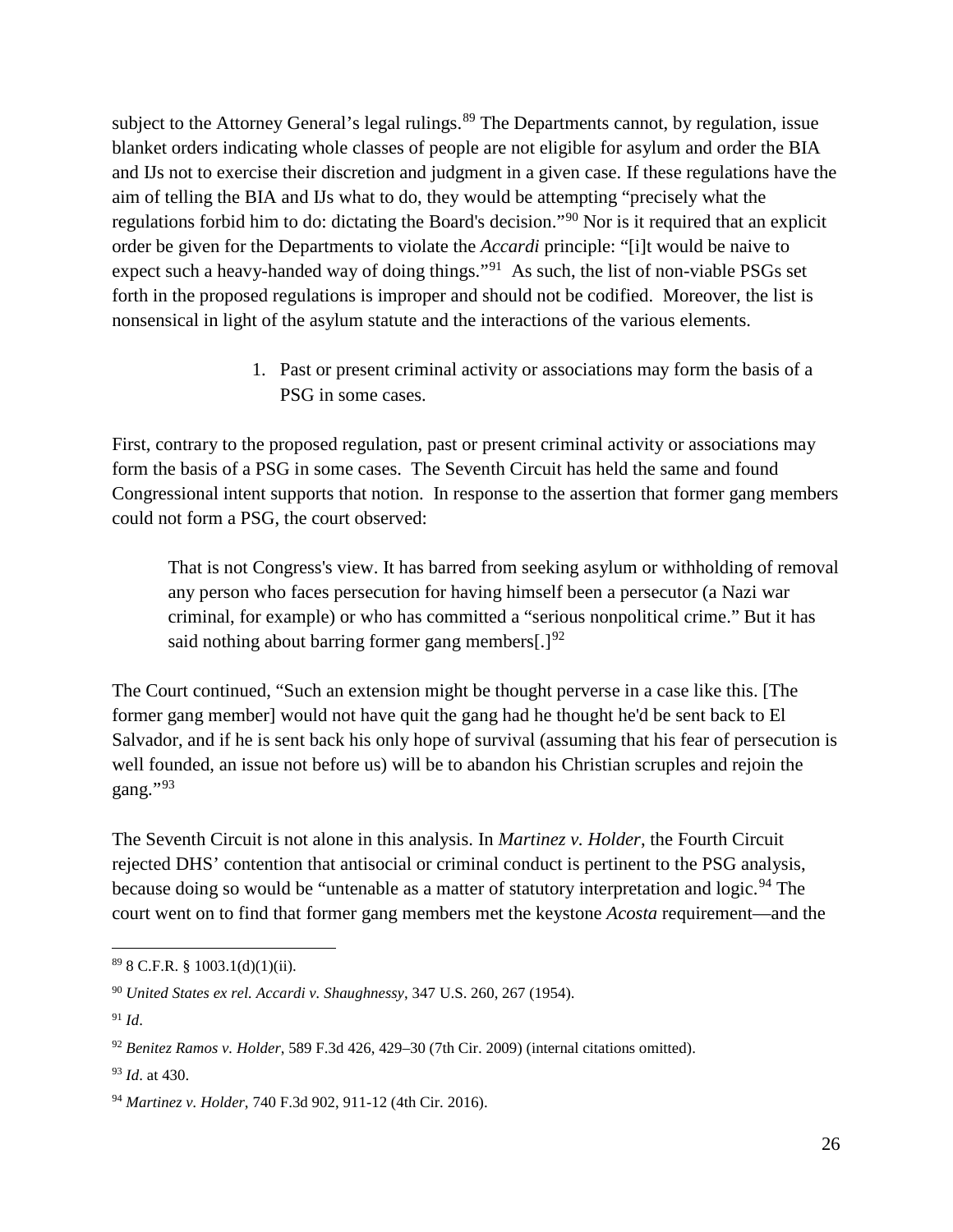subject to the Attorney General's legal rulings.[89] The Departments cannot, by regulation, issue blanket orders indicating whole classes of people are not eligible for asylum and order the BIA and IJs not to exercise their discretion and judgment in a given case. If these regulations have the aim of telling the BIA and IJs what to do, they would be attempting "precisely what the regulations forbid him to do: dictating the Board's decision."[90] Nor is it required that an explicit order be given for the Departments to violate the *Accardi* principle: "[i]t would be naive to expect such a heavy-handed way of doing things."[91] As such, the list of non-viable PSGs set forth in the proposed regulations is improper and should not be codified. Moreover, the list is nonsensical in light of the asylum statute and the interactions of the various elements.

1. Past or present criminal activity or associations may form the basis of a PSG in some cases.

First, contrary to the proposed regulation, past or present criminal activity or associations may form the basis of a PSG in some cases. The Seventh Circuit has held the same and found Congressional intent supports that notion. In response to the assertion that former gang members could not form a PSG, the court observed:

> That is not Congress's view. It has barred from seeking asylum or withholding of removal any person who faces persecution for having himself been a persecutor (a Nazi war criminal, for example) or who has committed a "serious nonpolitical crime." But it has said nothing about barring former gang members[.][92]

The Court continued, "Such an extension might be thought perverse in a case like this. [The former gang member] would not have quit the gang had he thought he'd be sent back to El Salvador, and if he is sent back his only hope of survival (assuming that his fear of persecution is well founded, an issue not before us) will be to abandon his Christian scruples and rejoin the gang."[93]

The Seventh Circuit is not alone in this analysis. In *Martinez v. Holder*, the Fourth Circuit rejected DHS' contention that antisocial or criminal conduct is pertinent to the PSG analysis, because doing so would be "untenable as a matter of statutory interpretation and logic.[94] The court went on to find that former gang members met the keystone *Acosta* requirement—and the

---

[89] 8 C.F.R. § 1003.1(d)(1)(ii).

[90] *United States ex rel. Accardi v. Shaughnessy*, 347 U.S. 260, 267 (1954).

[91] *Id*.

[92] *Benitez Ramos v. Holder*, 589 F.3d 426, 429–30 (7th Cir. 2009) (internal citations omitted).

[93] *Id*. at 430.

[94] *Martinez v. Holder*, 740 F.3d 902, 911-12 (4th Cir. 2016).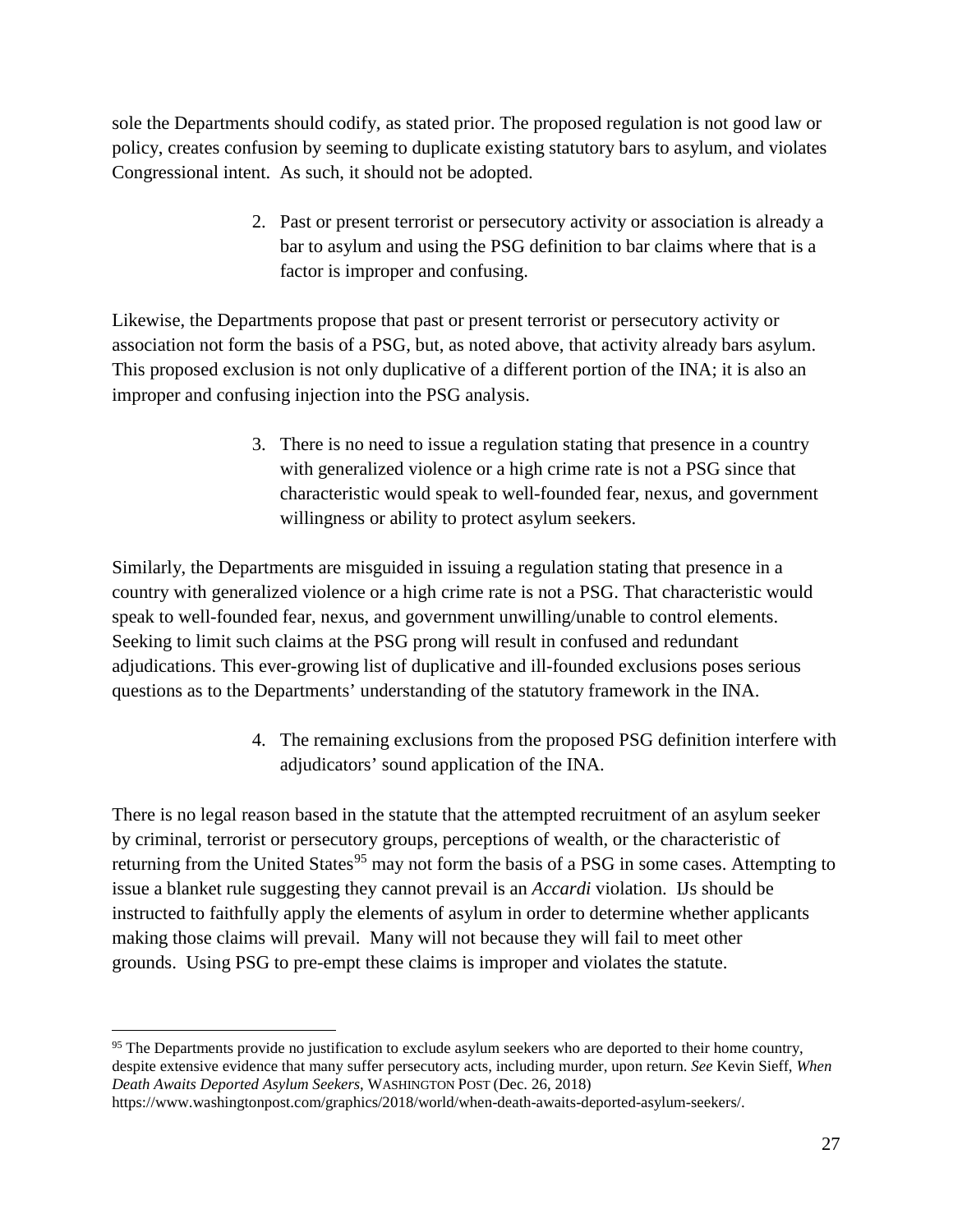sole the Departments should codify, as stated prior. The proposed regulation is not good law or policy, creates confusion by seeming to duplicate existing statutory bars to asylum, and violates Congressional intent. As such, it should not be adopted.

2. Past or present terrorist or persecutory activity or association is already a bar to asylum and using the PSG definition to bar claims where that is a factor is improper and confusing.

Likewise, the Departments propose that past or present terrorist or persecutory activity or association not form the basis of a PSG, but, as noted above, that activity already bars asylum. This proposed exclusion is not only duplicative of a different portion of the INA; it is also an improper and confusing injection into the PSG analysis.

3. There is no need to issue a regulation stating that presence in a country with generalized violence or a high crime rate is not a PSG since that characteristic would speak to well-founded fear, nexus, and government willingness or ability to protect asylum seekers.

Similarly, the Departments are misguided in issuing a regulation stating that presence in a country with generalized violence or a high crime rate is not a PSG. That characteristic would speak to well-founded fear, nexus, and government unwilling/unable to control elements. Seeking to limit such claims at the PSG prong will result in confused and redundant adjudications. This ever-growing list of duplicative and ill-founded exclusions poses serious questions as to the Departments' understanding of the statutory framework in the INA.

4. The remaining exclusions from the proposed PSG definition interfere with adjudicators' sound application of the INA.

There is no legal reason based in the statute that the attempted recruitment of an asylum seeker by criminal, terrorist or persecutory groups, perceptions of wealth, or the characteristic of returning from the United States[95] may not form the basis of a PSG in some cases. Attempting to issue a blanket rule suggesting they cannot prevail is an *Accardi* violation. IJs should be instructed to faithfully apply the elements of asylum in order to determine whether applicants making those claims will prevail. Many will not because they will fail to meet other grounds. Using PSG to pre-empt these claims is improper and violates the statute.

---

[95] The Departments provide no justification to exclude asylum seekers who are deported to their home country, despite extensive evidence that many suffer persecutory acts, including murder, upon return. *See* Kevin Sieff, *When Death Awaits Deported Asylum Seekers*, WASHINGTON POST (Dec. 26, 2018) https://www.washingtonpost.com/graphics/2018/world/when-death-awaits-deported-asylum-seekers/.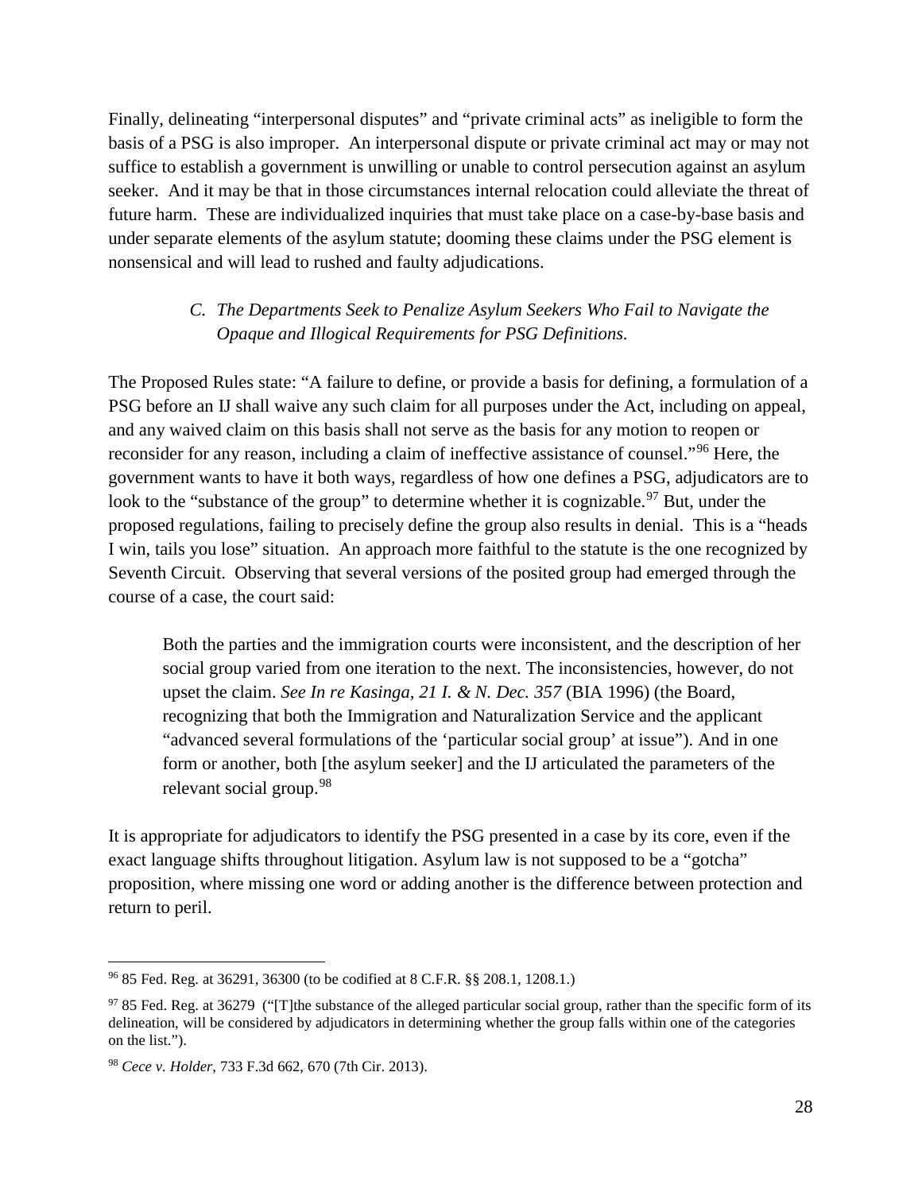Finally, delineating "interpersonal disputes" and "private criminal acts" as ineligible to form the basis of a PSG is also improper. An interpersonal dispute or private criminal act may or may not suffice to establish a government is unwilling or unable to control persecution against an asylum seeker. And it may be that in those circumstances internal relocation could alleviate the threat of future harm. These are individualized inquiries that must take place on a case-by-base basis and under separate elements of the asylum statute; dooming these claims under the PSG element is nonsensical and will lead to rushed and faulty adjudications.

### *C. The Departments Seek to Penalize Asylum Seekers Who Fail to Navigate the Opaque and Illogical Requirements for PSG Definitions.*

The Proposed Rules state: "A failure to define, or provide a basis for defining, a formulation of a PSG before an IJ shall waive any such claim for all purposes under the Act, including on appeal, and any waived claim on this basis shall not serve as the basis for any motion to reopen or reconsider for any reason, including a claim of ineffective assistance of counsel."[96] Here, the government wants to have it both ways, regardless of how one defines a PSG, adjudicators are to look to the "substance of the group" to determine whether it is cognizable.[97] But, under the proposed regulations, failing to precisely define the group also results in denial. This is a "heads I win, tails you lose" situation. An approach more faithful to the statute is the one recognized by Seventh Circuit. Observing that several versions of the posited group had emerged through the course of a case, the court said:

> Both the parties and the immigration courts were inconsistent, and the description of her social group varied from one iteration to the next. The inconsistencies, however, do not upset the claim. *See In re Kasinga, 21 I. & N. Dec. 357* (BIA 1996) (the Board, recognizing that both the Immigration and Naturalization Service and the applicant "advanced several formulations of the 'particular social group' at issue"). And in one form or another, both [the asylum seeker] and the IJ articulated the parameters of the relevant social group.[98]

It is appropriate for adjudicators to identify the PSG presented in a case by its core, even if the exact language shifts throughout litigation. Asylum law is not supposed to be a "gotcha" proposition, where missing one word or adding another is the difference between protection and return to peril.

---

[96] 85 Fed. Reg. at 36291, 36300 (to be codified at 8 C.F.R. §§ 208.1, 1208.1.)

[97] 85 Fed. Reg. at 36279 ("[T]the substance of the alleged particular social group, rather than the specific form of its delineation, will be considered by adjudicators in determining whether the group falls within one of the categories on the list.").

[98] *Cece v. Holder*, 733 F.3d 662, 670 (7th Cir. 2013).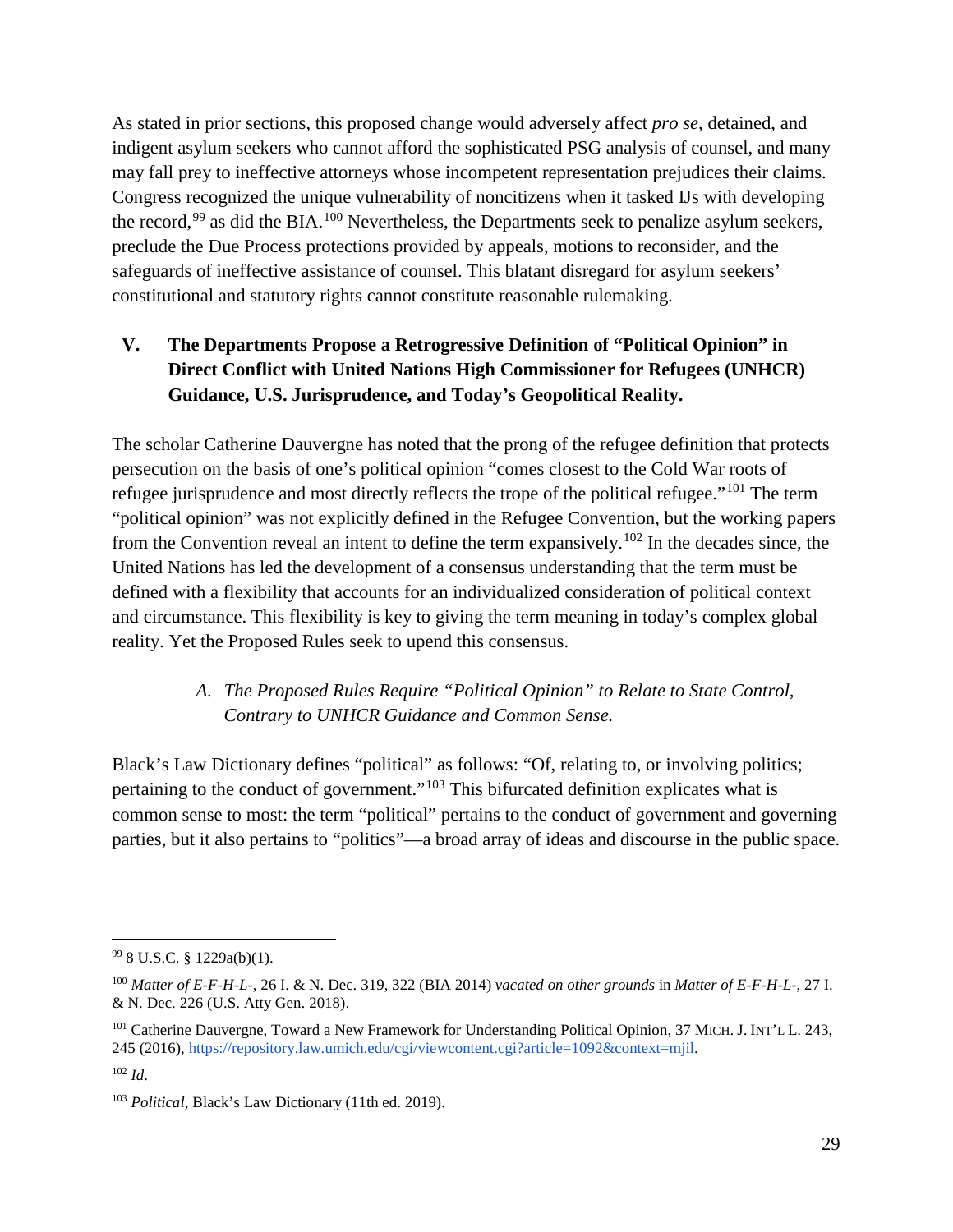As stated in prior sections, this proposed change would adversely affect *pro se*, detained, and indigent asylum seekers who cannot afford the sophisticated PSG analysis of counsel, and many may fall prey to ineffective attorneys whose incompetent representation prejudices their claims. Congress recognized the unique vulnerability of noncitizens when it tasked IJs with developing the record,[99] as did the BIA.[100] Nevertheless, the Departments seek to penalize asylum seekers, preclude the Due Process protections provided by appeals, motions to reconsider, and the safeguards of ineffective assistance of counsel. This blatant disregard for asylum seekers' constitutional and statutory rights cannot constitute reasonable rulemaking.

## V. The Departments Propose a Retrogressive Definition of "Political Opinion" in Direct Conflict with United Nations High Commissioner for Refugees (UNHCR) Guidance, U.S. Jurisprudence, and Today's Geopolitical Reality.

The scholar Catherine Dauvergne has noted that the prong of the refugee definition that protects persecution on the basis of one's political opinion "comes closest to the Cold War roots of refugee jurisprudence and most directly reflects the trope of the political refugee."[101] The term "political opinion" was not explicitly defined in the Refugee Convention, but the working papers from the Convention reveal an intent to define the term expansively.[102] In the decades since, the United Nations has led the development of a consensus understanding that the term must be defined with a flexibility that accounts for an individualized consideration of political context and circumstance. This flexibility is key to giving the term meaning in today's complex global reality. Yet the Proposed Rules seek to upend this consensus.

### *A. The Proposed Rules Require "Political Opinion" to Relate to State Control, Contrary to UNHCR Guidance and Common Sense.*

Black's Law Dictionary defines "political" as follows: "Of, relating to, or involving politics; pertaining to the conduct of government."[103] This bifurcated definition explicates what is common sense to most: the term "political" pertains to the conduct of government and governing parties, but it also pertains to "politics"—a broad array of ideas and discourse in the public space.

---

[99] 8 U.S.C. § 1229a(b)(1).

[100] *Matter of E-F-H-L-*, 26 I. & N. Dec. 319, 322 (BIA 2014) *vacated on other grounds* in *Matter of E-F-H-L-*, 27 I. & N. Dec. 226 (U.S. Atty Gen. 2018).

[101] Catherine Dauvergne, Toward a New Framework for Understanding Political Opinion, 37 MICH. J. INT'L L. 243, 245 (2016), https://repository.law.umich.edu/cgi/viewcontent.cgi?article=1092&context=mjil.

[102] *Id*.

[103] *Political*, Black's Law Dictionary (11th ed. 2019).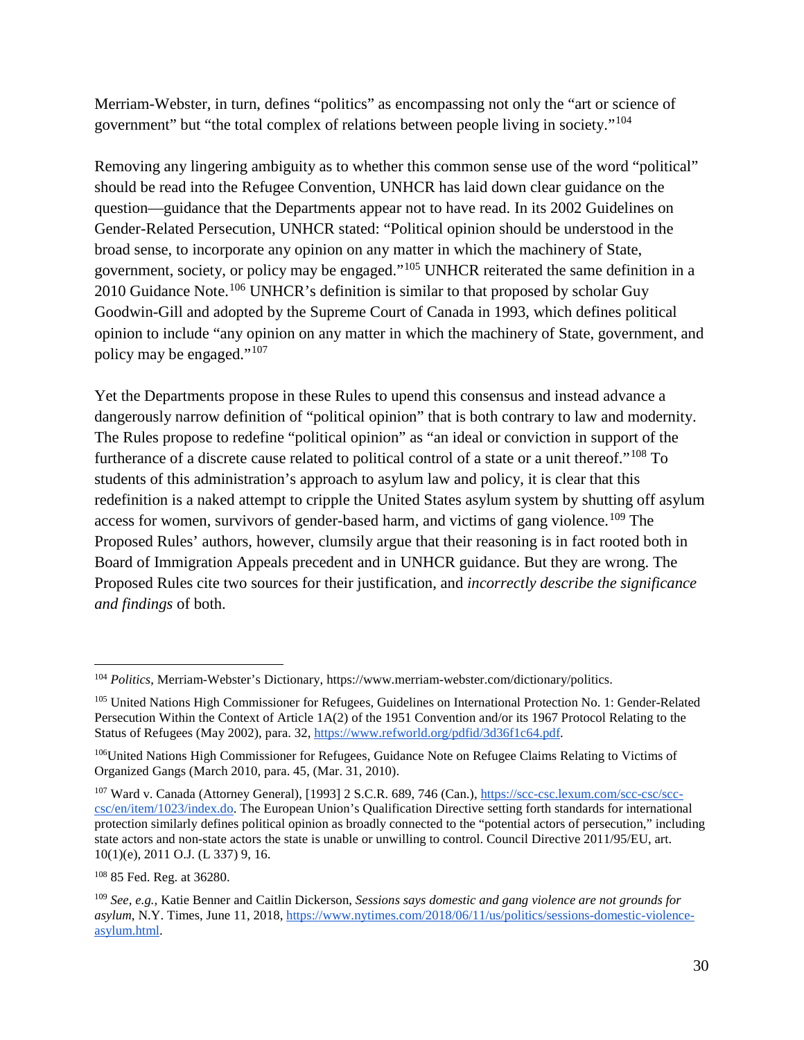Merriam-Webster, in turn, defines "politics" as encompassing not only the "art or science of government" but "the total complex of relations between people living in society."[104]

Removing any lingering ambiguity as to whether this common sense use of the word "political" should be read into the Refugee Convention, UNHCR has laid down clear guidance on the question—guidance that the Departments appear not to have read. In its 2002 Guidelines on Gender-Related Persecution, UNHCR stated: "Political opinion should be understood in the broad sense, to incorporate any opinion on any matter in which the machinery of State, government, society, or policy may be engaged."[105] UNHCR reiterated the same definition in a 2010 Guidance Note.[106] UNHCR's definition is similar to that proposed by scholar Guy Goodwin-Gill and adopted by the Supreme Court of Canada in 1993, which defines political opinion to include "any opinion on any matter in which the machinery of State, government, and policy may be engaged."[107]

Yet the Departments propose in these Rules to upend this consensus and instead advance a dangerously narrow definition of "political opinion" that is both contrary to law and modernity. The Rules propose to redefine "political opinion" as "an ideal or conviction in support of the furtherance of a discrete cause related to political control of a state or a unit thereof."[108] To students of this administration's approach to asylum law and policy, it is clear that this redefinition is a naked attempt to cripple the United States asylum system by shutting off asylum access for women, survivors of gender-based harm, and victims of gang violence.[109] The Proposed Rules' authors, however, clumsily argue that their reasoning is in fact rooted both in Board of Immigration Appeals precedent and in UNHCR guidance. But they are wrong. The Proposed Rules cite two sources for their justification, and *incorrectly describe the significance and findings* of both.

---

[104] *Politics*, Merriam-Webster's Dictionary, https://www.merriam-webster.com/dictionary/politics.

[105] United Nations High Commissioner for Refugees, Guidelines on International Protection No. 1: Gender-Related Persecution Within the Context of Article 1A(2) of the 1951 Convention and/or its 1967 Protocol Relating to the Status of Refugees (May 2002), para. 32, https://www.refworld.org/pdfid/3d36f1c64.pdf.

[106] United Nations High Commissioner for Refugees, Guidance Note on Refugee Claims Relating to Victims of Organized Gangs (March 2010, para. 45, (Mar. 31, 2010).

[107] Ward v. Canada (Attorney General), [1993] 2 S.C.R. 689, 746 (Can.), https://scc-csc.lexum.com/scc-csc/scc-csc/en/item/1023/index.do. The European Union's Qualification Directive setting forth standards for international protection similarly defines political opinion as broadly connected to the "potential actors of persecution," including state actors and non-state actors the state is unable or unwilling to control. Council Directive 2011/95/EU, art. 10(1)(e), 2011 O.J. (L 337) 9, 16.

[108] 85 Fed. Reg. at 36280.

[109] *See, e.g.*, Katie Benner and Caitlin Dickerson, *Sessions says domestic and gang violence are not grounds for asylum*, N.Y. Times, June 11, 2018, https://www.nytimes.com/2018/06/11/us/politics/sessions-domestic-violence-asylum.html.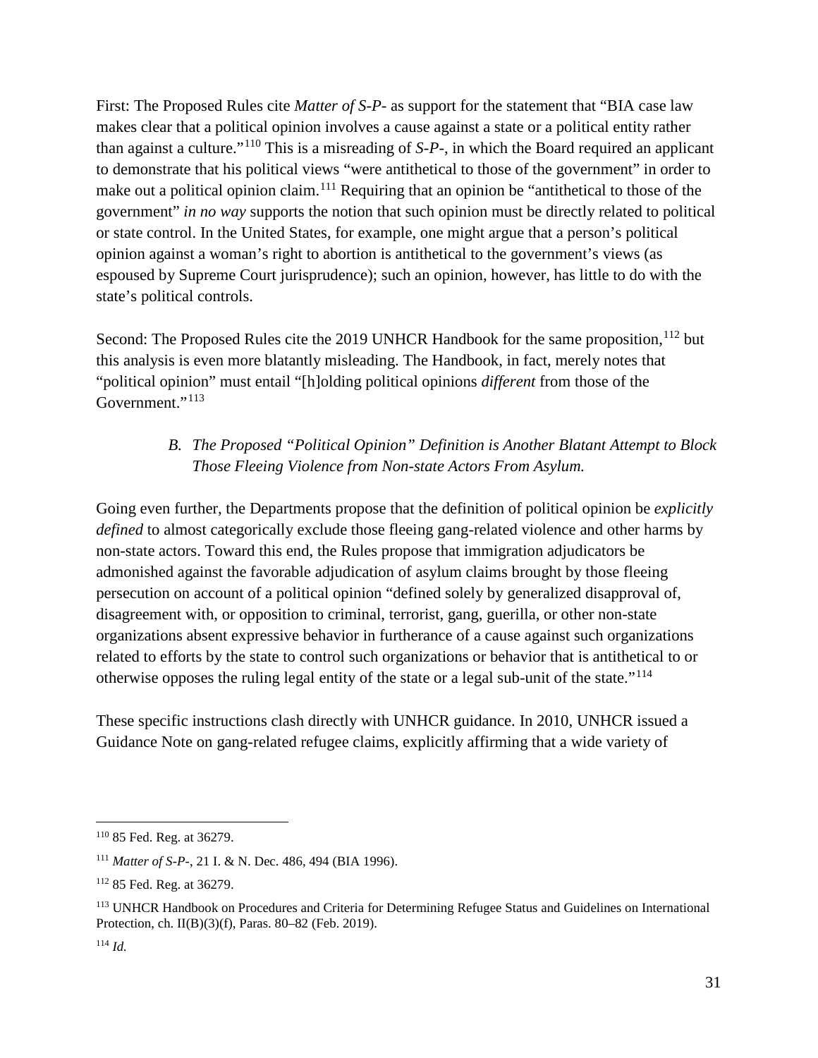First: The Proposed Rules cite *Matter of S-P-* as support for the statement that "BIA case law makes clear that a political opinion involves a cause against a state or a political entity rather than against a culture."[110] This is a misreading of *S-P-*, in which the Board required an applicant to demonstrate that his political views "were antithetical to those of the government" in order to make out a political opinion claim.[111] Requiring that an opinion be "antithetical to those of the government" *in no way* supports the notion that such opinion must be directly related to political or state control. In the United States, for example, one might argue that a person's political opinion against a woman's right to abortion is antithetical to the government's views (as espoused by Supreme Court jurisprudence); such an opinion, however, has little to do with the state's political controls.

Second: The Proposed Rules cite the 2019 UNHCR Handbook for the same proposition,[112] but this analysis is even more blatantly misleading. The Handbook, in fact, merely notes that "political opinion" must entail "[h]olding political opinions *different* from those of the Government."[113]

### *B. The Proposed "Political Opinion" Definition is Another Blatant Attempt to Block Those Fleeing Violence from Non-state Actors From Asylum.*

Going even further, the Departments propose that the definition of political opinion be *explicitly defined* to almost categorically exclude those fleeing gang-related violence and other harms by non-state actors. Toward this end, the Rules propose that immigration adjudicators be admonished against the favorable adjudication of asylum claims brought by those fleeing persecution on account of a political opinion "defined solely by generalized disapproval of, disagreement with, or opposition to criminal, terrorist, gang, guerilla, or other non-state organizations absent expressive behavior in furtherance of a cause against such organizations related to efforts by the state to control such organizations or behavior that is antithetical to or otherwise opposes the ruling legal entity of the state or a legal sub-unit of the state."[114]

These specific instructions clash directly with UNHCR guidance. In 2010, UNHCR issued a Guidance Note on gang-related refugee claims, explicitly affirming that a wide variety of

---

[110] 85 Fed. Reg. at 36279.

[111] *Matter of S-P-*, 21 I. & N. Dec. 486, 494 (BIA 1996).

[112] 85 Fed. Reg. at 36279.

[113] UNHCR Handbook on Procedures and Criteria for Determining Refugee Status and Guidelines on International Protection, ch. II(B)(3)(f), Paras. 80–82 (Feb. 2019).

[114] *Id.*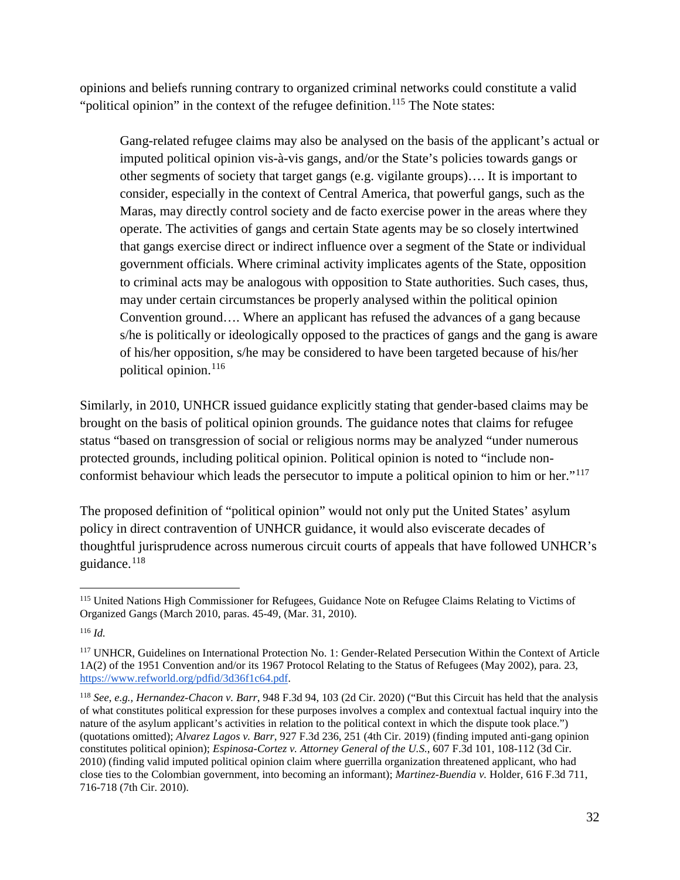opinions and beliefs running contrary to organized criminal networks could constitute a valid "political opinion" in the context of the refugee definition.[115] The Note states:

> Gang-related refugee claims may also be analysed on the basis of the applicant's actual or imputed political opinion vis-à-vis gangs, and/or the State's policies towards gangs or other segments of society that target gangs (e.g. vigilante groups)…. It is important to consider, especially in the context of Central America, that powerful gangs, such as the Maras, may directly control society and de facto exercise power in the areas where they operate. The activities of gangs and certain State agents may be so closely intertwined that gangs exercise direct or indirect influence over a segment of the State or individual government officials. Where criminal activity implicates agents of the State, opposition to criminal acts may be analogous with opposition to State authorities. Such cases, thus, may under certain circumstances be properly analysed within the political opinion Convention ground…. Where an applicant has refused the advances of a gang because s/he is politically or ideologically opposed to the practices of gangs and the gang is aware of his/her opposition, s/he may be considered to have been targeted because of his/her political opinion.[116]

Similarly, in 2010, UNHCR issued guidance explicitly stating that gender-based claims may be brought on the basis of political opinion grounds. The guidance notes that claims for refugee status "based on transgression of social or religious norms may be analyzed "under numerous protected grounds, including political opinion. Political opinion is noted to "include non-conformist behaviour which leads the persecutor to impute a political opinion to him or her."[117]

The proposed definition of "political opinion" would not only put the United States' asylum policy in direct contravention of UNHCR guidance, it would also eviscerate decades of thoughtful jurisprudence across numerous circuit courts of appeals that have followed UNHCR's guidance.[118]

---

[115] United Nations High Commissioner for Refugees, Guidance Note on Refugee Claims Relating to Victims of Organized Gangs (March 2010, paras. 45-49, (Mar. 31, 2010).

[116] *Id.*

[117] UNHCR, Guidelines on International Protection No. 1: Gender-Related Persecution Within the Context of Article 1A(2) of the 1951 Convention and/or its 1967 Protocol Relating to the Status of Refugees (May 2002), para. 23, https://www.refworld.org/pdfid/3d36f1c64.pdf.

[118] *See, e.g., Hernandez-Chacon v. Barr*, 948 F.3d 94, 103 (2d Cir. 2020) ("But this Circuit has held that the analysis of what constitutes political expression for these purposes involves a complex and contextual factual inquiry into the nature of the asylum applicant's activities in relation to the political context in which the dispute took place.") (quotations omitted); *Alvarez Lagos v. Barr*, 927 F.3d 236, 251 (4th Cir. 2019) (finding imputed anti-gang opinion constitutes political opinion); *Espinosa-Cortez v. Attorney General of the U.S.*, 607 F.3d 101, 108-112 (3d Cir. 2010) (finding valid imputed political opinion claim where guerrilla organization threatened applicant, who had close ties to the Colombian government, into becoming an informant); *Martinez-Buendia v.* Holder, 616 F.3d 711, 716-718 (7th Cir. 2010).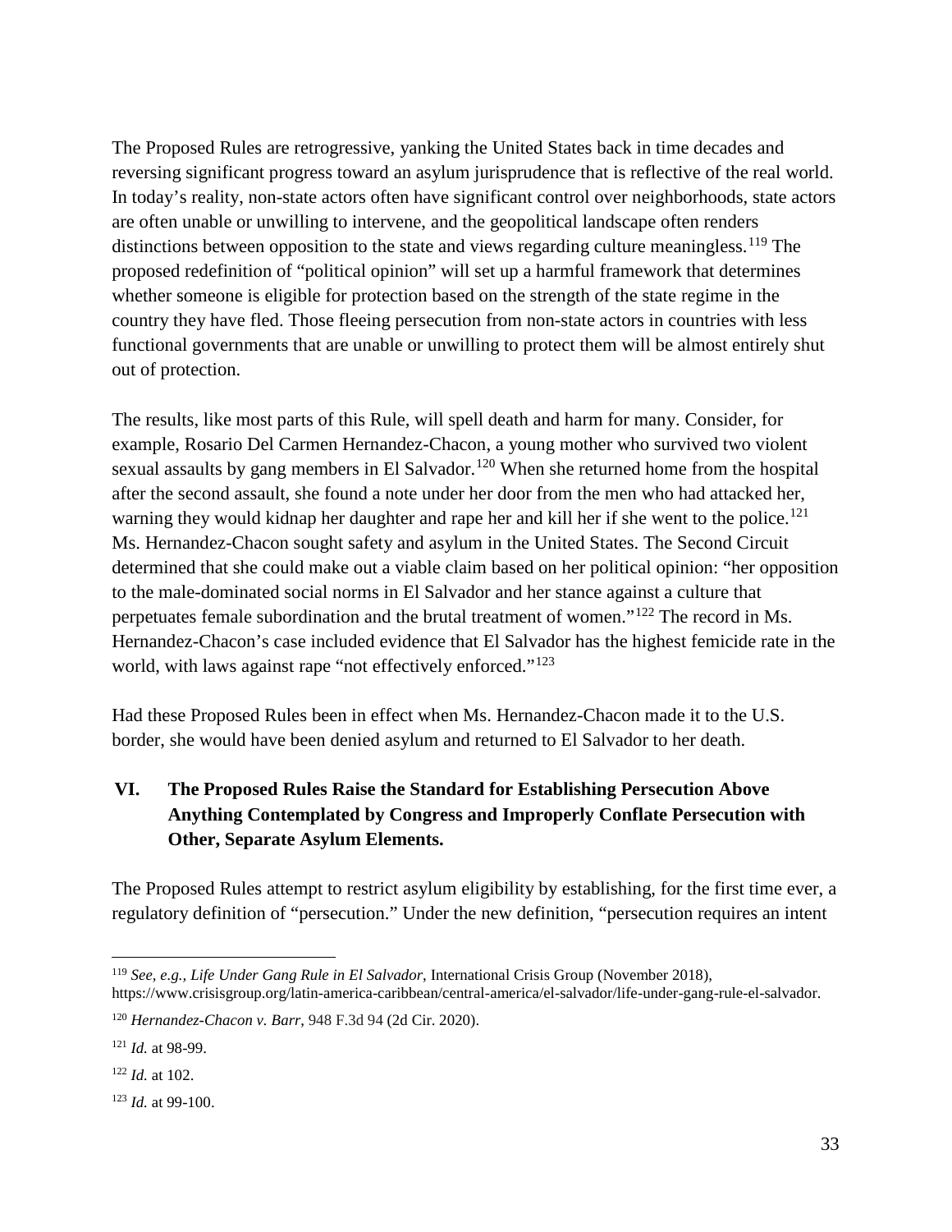The Proposed Rules are retrogressive, yanking the United States back in time decades and reversing significant progress toward an asylum jurisprudence that is reflective of the real world. In today's reality, non-state actors often have significant control over neighborhoods, state actors are often unable or unwilling to intervene, and the geopolitical landscape often renders distinctions between opposition to the state and views regarding culture meaningless.[119] The proposed redefinition of "political opinion" will set up a harmful framework that determines whether someone is eligible for protection based on the strength of the state regime in the country they have fled. Those fleeing persecution from non-state actors in countries with less functional governments that are unable or unwilling to protect them will be almost entirely shut out of protection.

The results, like most parts of this Rule, will spell death and harm for many. Consider, for example, Rosario Del Carmen Hernandez-Chacon, a young mother who survived two violent sexual assaults by gang members in El Salvador.[120] When she returned home from the hospital after the second assault, she found a note under her door from the men who had attacked her, warning they would kidnap her daughter and rape her and kill her if she went to the police.[121] Ms. Hernandez-Chacon sought safety and asylum in the United States. The Second Circuit determined that she could make out a viable claim based on her political opinion: "her opposition to the male-dominated social norms in El Salvador and her stance against a culture that perpetuates female subordination and the brutal treatment of women."[122] The record in Ms. Hernandez-Chacon's case included evidence that El Salvador has the highest femicide rate in the world, with laws against rape "not effectively enforced."[123]

Had these Proposed Rules been in effect when Ms. Hernandez-Chacon made it to the U.S. border, she would have been denied asylum and returned to El Salvador to her death.

## VI. The Proposed Rules Raise the Standard for Establishing Persecution Above Anything Contemplated by Congress and Improperly Conflate Persecution with Other, Separate Asylum Elements.

The Proposed Rules attempt to restrict asylum eligibility by establishing, for the first time ever, a regulatory definition of "persecution." Under the new definition, "persecution requires an intent

---

[119] *See, e.g., Life Under Gang Rule in El Salvador*, International Crisis Group (November 2018), https://www.crisisgroup.org/latin-america-caribbean/central-america/el-salvador/life-under-gang-rule-el-salvador.

[120] *Hernandez-Chacon v. Barr*, 948 F.3d 94 (2d Cir. 2020).

[121] *Id.* at 98-99.

[122] *Id.* at 102.

[123] *Id.* at 99-100.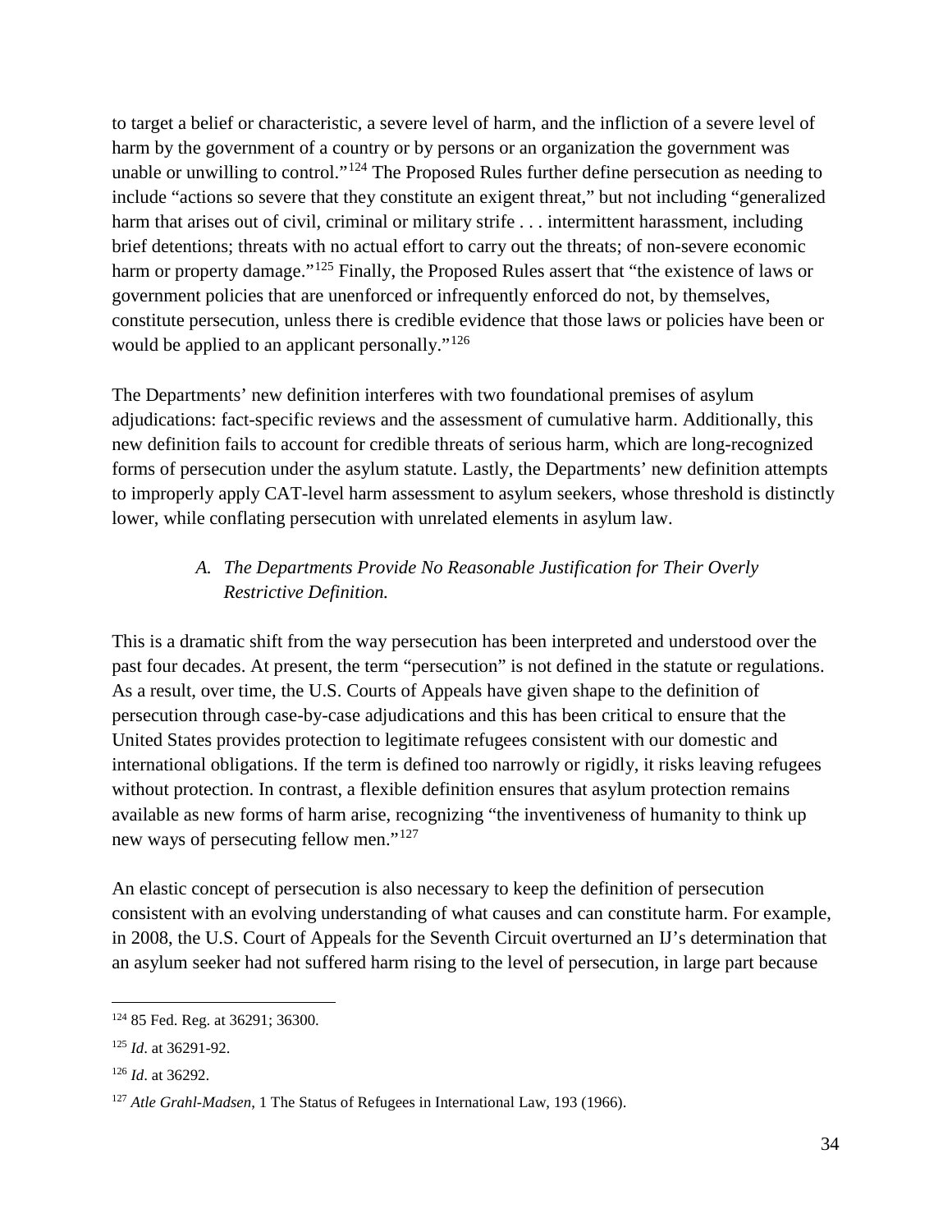to target a belief or characteristic, a severe level of harm, and the infliction of a severe level of harm by the government of a country or by persons or an organization the government was unable or unwilling to control."[124] The Proposed Rules further define persecution as needing to include "actions so severe that they constitute an exigent threat," but not including "generalized harm that arises out of civil, criminal or military strife . . . intermittent harassment, including brief detentions; threats with no actual effort to carry out the threats; of non-severe economic harm or property damage."[125] Finally, the Proposed Rules assert that "the existence of laws or government policies that are unenforced or infrequently enforced do not, by themselves, constitute persecution, unless there is credible evidence that those laws or policies have been or would be applied to an applicant personally."[126]

The Departments' new definition interferes with two foundational premises of asylum adjudications: fact-specific reviews and the assessment of cumulative harm. Additionally, this new definition fails to account for credible threats of serious harm, which are long-recognized forms of persecution under the asylum statute. Lastly, the Departments' new definition attempts to improperly apply CAT-level harm assessment to asylum seekers, whose threshold is distinctly lower, while conflating persecution with unrelated elements in asylum law.

### *A. The Departments Provide No Reasonable Justification for Their Overly Restrictive Definition.*

This is a dramatic shift from the way persecution has been interpreted and understood over the past four decades. At present, the term "persecution" is not defined in the statute or regulations. As a result, over time, the U.S. Courts of Appeals have given shape to the definition of persecution through case-by-case adjudications and this has been critical to ensure that the United States provides protection to legitimate refugees consistent with our domestic and international obligations. If the term is defined too narrowly or rigidly, it risks leaving refugees without protection. In contrast, a flexible definition ensures that asylum protection remains available as new forms of harm arise, recognizing "the inventiveness of humanity to think up new ways of persecuting fellow men."[127]

An elastic concept of persecution is also necessary to keep the definition of persecution consistent with an evolving understanding of what causes and can constitute harm. For example, in 2008, the U.S. Court of Appeals for the Seventh Circuit overturned an IJ's determination that an asylum seeker had not suffered harm rising to the level of persecution, in large part because

---

[124] 85 Fed. Reg. at 36291; 36300.

[125] *Id*. at 36291-92.

[126] *Id*. at 36292.

[127] *Atle Grahl-Madsen*, 1 The Status of Refugees in International Law, 193 (1966).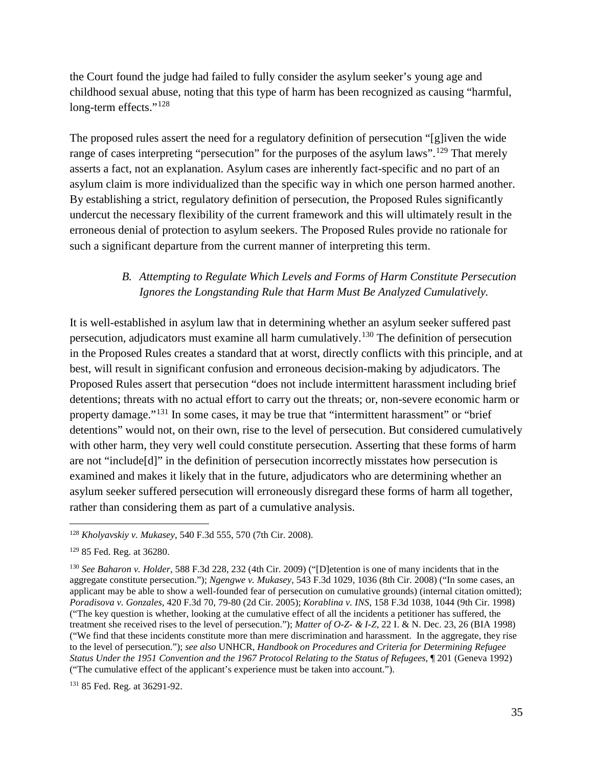the Court found the judge had failed to fully consider the asylum seeker's young age and childhood sexual abuse, noting that this type of harm has been recognized as causing "harmful, long-term effects."[128]

The proposed rules assert the need for a regulatory definition of persecution "[g]iven the wide range of cases interpreting "persecution" for the purposes of the asylum laws".[129] That merely asserts a fact, not an explanation. Asylum cases are inherently fact-specific and no part of an asylum claim is more individualized than the specific way in which one person harmed another. By establishing a strict, regulatory definition of persecution, the Proposed Rules significantly undercut the necessary flexibility of the current framework and this will ultimately result in the erroneous denial of protection to asylum seekers. The Proposed Rules provide no rationale for such a significant departure from the current manner of interpreting this term.

### *B. Attempting to Regulate Which Levels and Forms of Harm Constitute Persecution Ignores the Longstanding Rule that Harm Must Be Analyzed Cumulatively.*

It is well-established in asylum law that in determining whether an asylum seeker suffered past persecution, adjudicators must examine all harm cumulatively.[130] The definition of persecution in the Proposed Rules creates a standard that at worst, directly conflicts with this principle, and at best, will result in significant confusion and erroneous decision-making by adjudicators. The Proposed Rules assert that persecution "does not include intermittent harassment including brief detentions; threats with no actual effort to carry out the threats; or, non-severe economic harm or property damage."[131] In some cases, it may be true that "intermittent harassment" or "brief detentions" would not, on their own, rise to the level of persecution. But considered cumulatively with other harm, they very well could constitute persecution. Asserting that these forms of harm are not "include[d]" in the definition of persecution incorrectly misstates how persecution is examined and makes it likely that in the future, adjudicators who are determining whether an asylum seeker suffered persecution will erroneously disregard these forms of harm all together, rather than considering them as part of a cumulative analysis.

---

[128] *Kholyavskiy v. Mukasey*, 540 F.3d 555, 570 (7th Cir. 2008).

[129] 85 Fed. Reg. at 36280.

[130] *See Baharon v. Holder*, 588 F.3d 228, 232 (4th Cir. 2009) ("[D]etention is one of many incidents that in the aggregate constitute persecution."); *Ngengwe v. Mukasey*, 543 F.3d 1029, 1036 (8th Cir. 2008) ("In some cases, an applicant may be able to show a well-founded fear of persecution on cumulative grounds) (internal citation omitted); *Poradisova v. Gonzales*, 420 F.3d 70, 79-80 (2d Cir. 2005); *Korablina v. INS*, 158 F.3d 1038, 1044 (9th Cir. 1998) ("The key question is whether, looking at the cumulative effect of all the incidents a petitioner has suffered, the treatment she received rises to the level of persecution."); *Matter of O-Z- & I-Z*, 22 I. & N. Dec. 23, 26 (BIA 1998) ("We find that these incidents constitute more than mere discrimination and harassment. In the aggregate, they rise to the level of persecution."); *see also* UNHCR, *Handbook on Procedures and Criteria for Determining Refugee Status Under the 1951 Convention and the 1967 Protocol Relating to the Status of Refugees*, ¶ 201 (Geneva 1992) ("The cumulative effect of the applicant's experience must be taken into account.").

[131] 85 Fed. Reg. at 36291-92.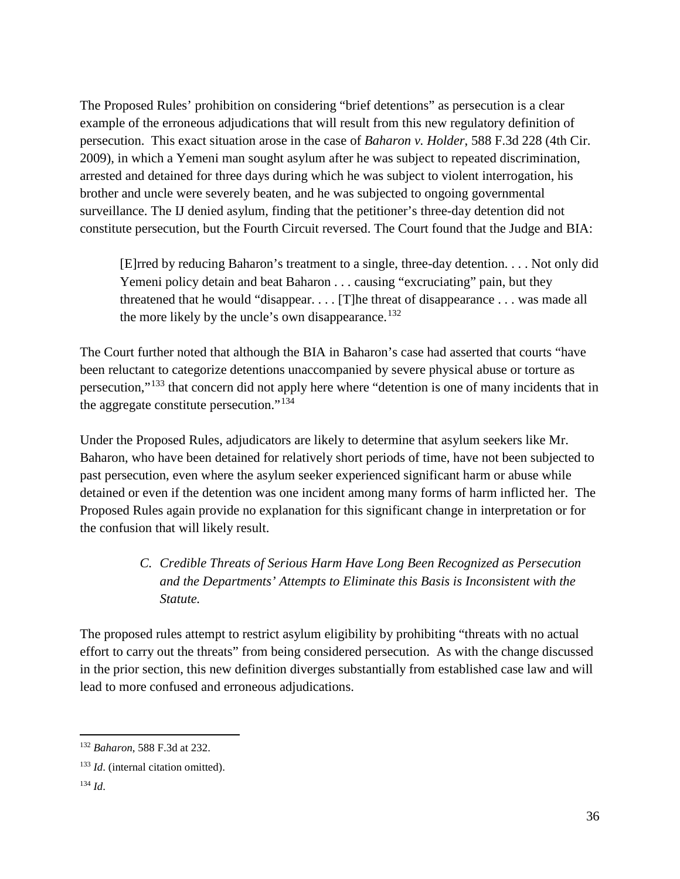The Proposed Rules' prohibition on considering "brief detentions" as persecution is a clear example of the erroneous adjudications that will result from this new regulatory definition of persecution. This exact situation arose in the case of *Baharon v. Holder*, 588 F.3d 228 (4th Cir. 2009), in which a Yemeni man sought asylum after he was subject to repeated discrimination, arrested and detained for three days during which he was subject to violent interrogation, his brother and uncle were severely beaten, and he was subjected to ongoing governmental surveillance. The IJ denied asylum, finding that the petitioner's three-day detention did not constitute persecution, but the Fourth Circuit reversed. The Court found that the Judge and BIA:

> [E]rred by reducing Baharon's treatment to a single, three-day detention. . . . Not only did Yemeni policy detain and beat Baharon . . . causing "excruciating" pain, but they threatened that he would "disappear. . . . [T]he threat of disappearance . . . was made all the more likely by the uncle's own disappearance.[132]

The Court further noted that although the BIA in Baharon's case had asserted that courts "have been reluctant to categorize detentions unaccompanied by severe physical abuse or torture as persecution,"[133] that concern did not apply here where "detention is one of many incidents that in the aggregate constitute persecution."[134]

Under the Proposed Rules, adjudicators are likely to determine that asylum seekers like Mr. Baharon, who have been detained for relatively short periods of time, have not been subjected to past persecution, even where the asylum seeker experienced significant harm or abuse while detained or even if the detention was one incident among many forms of harm inflicted her. The Proposed Rules again provide no explanation for this significant change in interpretation or for the confusion that will likely result.

### *C. Credible Threats of Serious Harm Have Long Been Recognized as Persecution and the Departments' Attempts to Eliminate this Basis is Inconsistent with the Statute.*

The proposed rules attempt to restrict asylum eligibility by prohibiting "threats with no actual effort to carry out the threats" from being considered persecution. As with the change discussed in the prior section, this new definition diverges substantially from established case law and will lead to more confused and erroneous adjudications.

---

[132] *Baharon*, 588 F.3d at 232.

[133] *Id*. (internal citation omitted).

[134] *Id*.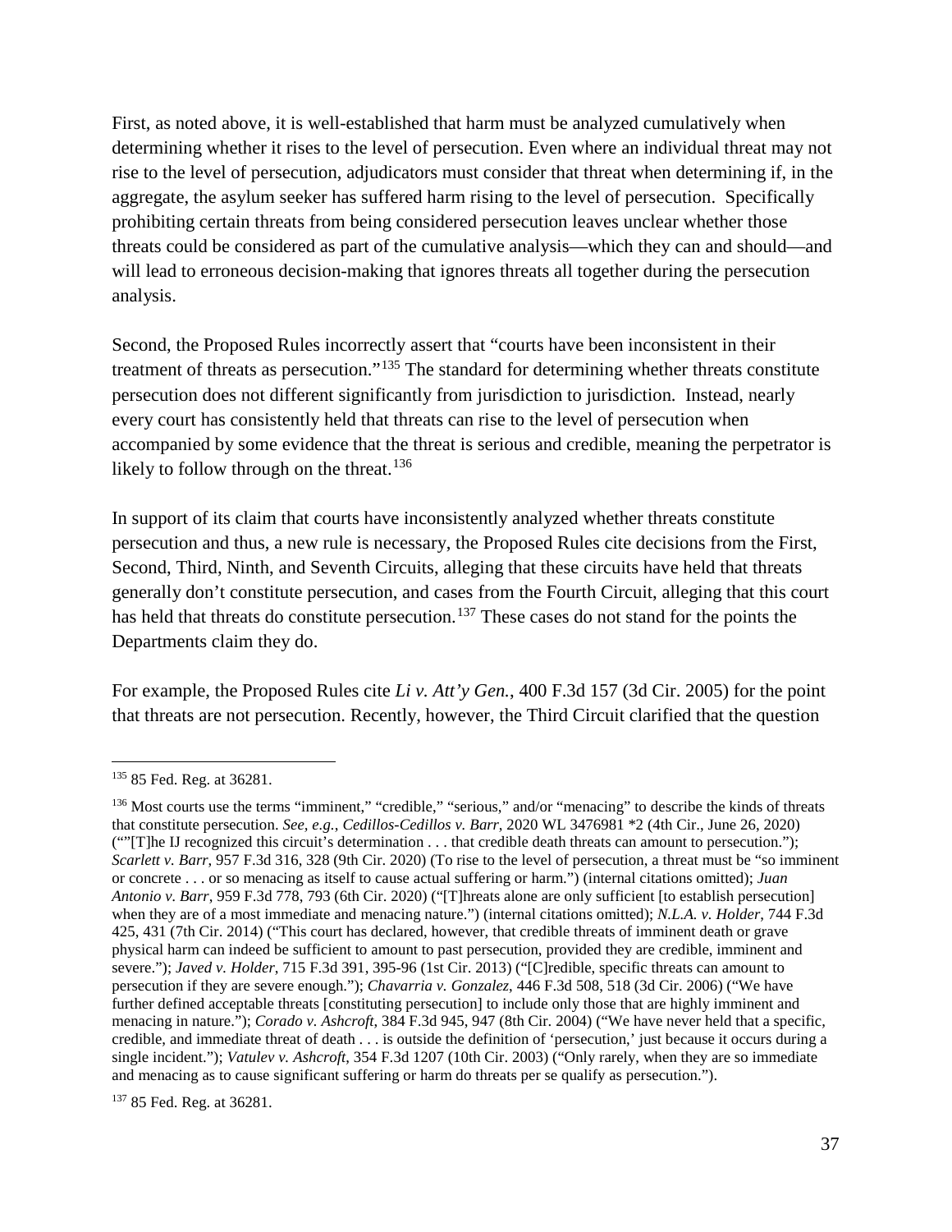First, as noted above, it is well-established that harm must be analyzed cumulatively when determining whether it rises to the level of persecution. Even where an individual threat may not rise to the level of persecution, adjudicators must consider that threat when determining if, in the aggregate, the asylum seeker has suffered harm rising to the level of persecution. Specifically prohibiting certain threats from being considered persecution leaves unclear whether those threats could be considered as part of the cumulative analysis—which they can and should—and will lead to erroneous decision-making that ignores threats all together during the persecution analysis.

Second, the Proposed Rules incorrectly assert that "courts have been inconsistent in their treatment of threats as persecution."[135] The standard for determining whether threats constitute persecution does not different significantly from jurisdiction to jurisdiction. Instead, nearly every court has consistently held that threats can rise to the level of persecution when accompanied by some evidence that the threat is serious and credible, meaning the perpetrator is likely to follow through on the threat.[136]

In support of its claim that courts have inconsistently analyzed whether threats constitute persecution and thus, a new rule is necessary, the Proposed Rules cite decisions from the First, Second, Third, Ninth, and Seventh Circuits, alleging that these circuits have held that threats generally don't constitute persecution, and cases from the Fourth Circuit, alleging that this court has held that threats do constitute persecution.[137] These cases do not stand for the points the Departments claim they do.

For example, the Proposed Rules cite *Li v. Att'y Gen.*, 400 F.3d 157 (3d Cir. 2005) for the point that threats are not persecution. Recently, however, the Third Circuit clarified that the question

---

[135] 85 Fed. Reg. at 36281.

[136] Most courts use the terms "imminent," "credible," "serious," and/or "menacing" to describe the kinds of threats that constitute persecution. *See, e.g.*, *Cedillos-Cedillos v. Barr*, 2020 WL 3476981 *2 (4th Cir., June 26, 2020) (""[T]he IJ recognized this circuit's determination . . . that credible death threats can amount to persecution."); *Scarlett v. Barr*, 957 F.3d 316, 328 (9th Cir. 2020) (To rise to the level of persecution, a threat must be "so imminent or concrete . . . or so menacing as itself to cause actual suffering or harm.") (internal citations omitted); *Juan Antonio v. Barr*, 959 F.3d 778, 793 (6th Cir. 2020) ("[T]hreats alone are only sufficient [to establish persecution] when they are of a most immediate and menacing nature.") (internal citations omitted); *N.L.A. v. Holder*, 744 F.3d 425, 431 (7th Cir. 2014) ("This court has declared, however, that credible threats of imminent death or grave physical harm can indeed be sufficient to amount to past persecution, provided they are credible, imminent and severe."); *Javed v. Holder*, 715 F.3d 391, 395-96 (1st Cir. 2013) ("[C]redible, specific threats can amount to persecution if they are severe enough."); *Chavarria v. Gonzalez*, 446 F.3d 508, 518 (3d Cir. 2006) ("We have further defined acceptable threats [constituting persecution] to include only those that are highly imminent and menacing in nature."); *Corado v. Ashcroft*, 384 F.3d 945, 947 (8th Cir. 2004) ("We have never held that a specific, credible, and immediate threat of death . . . is outside the definition of 'persecution,' just because it occurs during a single incident."); *Vatulev v. Ashcroft*, 354 F.3d 1207 (10th Cir. 2003) ("Only rarely, when they are so immediate and menacing as to cause significant suffering or harm do threats per se qualify as persecution.").

[137] 85 Fed. Reg. at 36281.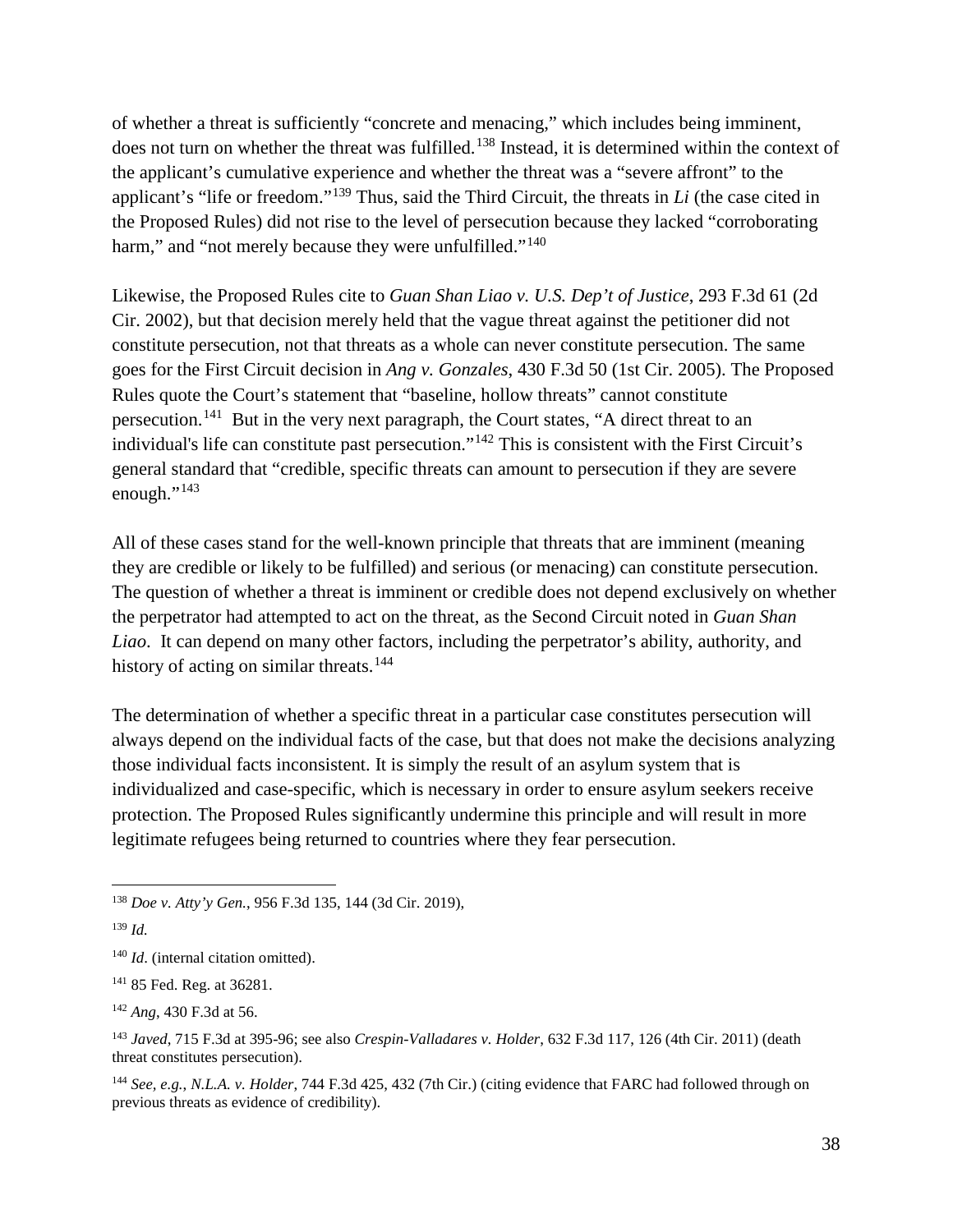of whether a threat is sufficiently "concrete and menacing," which includes being imminent, does not turn on whether the threat was fulfilled.[138] Instead, it is determined within the context of the applicant's cumulative experience and whether the threat was a "severe affront" to the applicant's "life or freedom."[139] Thus, said the Third Circuit, the threats in *Li* (the case cited in the Proposed Rules) did not rise to the level of persecution because they lacked "corroborating harm," and "not merely because they were unfulfilled."[140]

Likewise, the Proposed Rules cite to *Guan Shan Liao v. U.S. Dep't of Justice*, 293 F.3d 61 (2d Cir. 2002), but that decision merely held that the vague threat against the petitioner did not constitute persecution, not that threats as a whole can never constitute persecution. The same goes for the First Circuit decision in *Ang v. Gonzales*, 430 F.3d 50 (1st Cir. 2005). The Proposed Rules quote the Court's statement that "baseline, hollow threats" cannot constitute persecution.[141] But in the very next paragraph, the Court states, "A direct threat to an individual's life can constitute past persecution."[142] This is consistent with the First Circuit's general standard that "credible, specific threats can amount to persecution if they are severe enough."[143]

All of these cases stand for the well-known principle that threats that are imminent (meaning they are credible or likely to be fulfilled) and serious (or menacing) can constitute persecution. The question of whether a threat is imminent or credible does not depend exclusively on whether the perpetrator had attempted to act on the threat, as the Second Circuit noted in *Guan Shan Liao*. It can depend on many other factors, including the perpetrator's ability, authority, and history of acting on similar threats.[144]

The determination of whether a specific threat in a particular case constitutes persecution will always depend on the individual facts of the case, but that does not make the decisions analyzing those individual facts inconsistent. It is simply the result of an asylum system that is individualized and case-specific, which is necessary in order to ensure asylum seekers receive protection. The Proposed Rules significantly undermine this principle and will result in more legitimate refugees being returned to countries where they fear persecution.

---

[138] *Doe v. Atty'y Gen.*, 956 F.3d 135, 144 (3d Cir. 2019),

[139] *Id.*

[140] *Id*. (internal citation omitted).

[141] 85 Fed. Reg. at 36281.

[142] *Ang*, 430 F.3d at 56.

[143] *Javed*, 715 F.3d at 395-96; see also *Crespin-Valladares v. Holder*, 632 F.3d 117, 126 (4th Cir. 2011) (death threat constitutes persecution).

[144] *See, e.g.*, *N.L.A. v. Holder*, 744 F.3d 425, 432 (7th Cir.) (citing evidence that FARC had followed through on previous threats as evidence of credibility).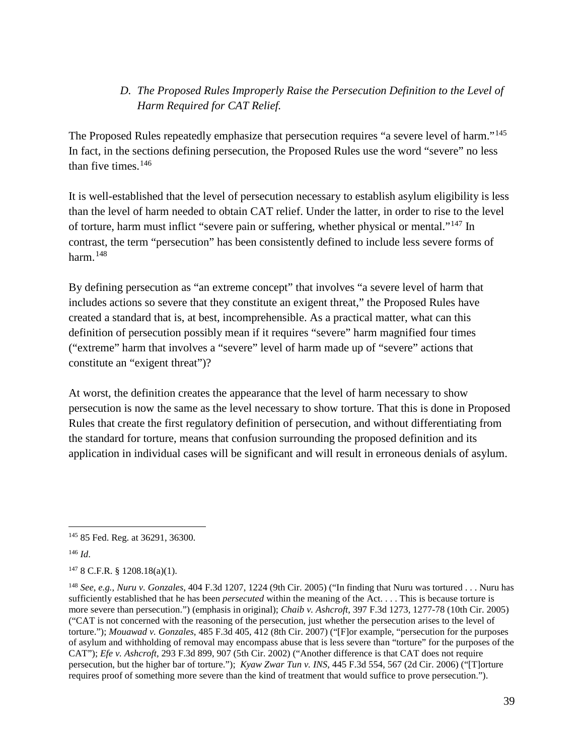### *D. The Proposed Rules Improperly Raise the Persecution Definition to the Level of Harm Required for CAT Relief.*

The Proposed Rules repeatedly emphasize that persecution requires "a severe level of harm."[145] In fact, in the sections defining persecution, the Proposed Rules use the word "severe" no less than five times.[146]

It is well-established that the level of persecution necessary to establish asylum eligibility is less than the level of harm needed to obtain CAT relief. Under the latter, in order to rise to the level of torture, harm must inflict "severe pain or suffering, whether physical or mental."[147] In contrast, the term "persecution" has been consistently defined to include less severe forms of harm.[148]

By defining persecution as "an extreme concept" that involves "a severe level of harm that includes actions so severe that they constitute an exigent threat," the Proposed Rules have created a standard that is, at best, incomprehensible. As a practical matter, what can this definition of persecution possibly mean if it requires "severe" harm magnified four times ("extreme" harm that involves a "severe" level of harm made up of "severe" actions that constitute an "exigent threat")?

At worst, the definition creates the appearance that the level of harm necessary to show persecution is now the same as the level necessary to show torture. That this is done in Proposed Rules that create the first regulatory definition of persecution, and without differentiating from the standard for torture, means that confusion surrounding the proposed definition and its application in individual cases will be significant and will result in erroneous denials of asylum.

---

[145] 85 Fed. Reg. at 36291, 36300.

[146] *Id*.

[147] 8 C.F.R. § 1208.18(a)(1).

[148] *See, e.g.*, *Nuru v. Gonzales*, 404 F.3d 1207, 1224 (9th Cir. 2005) ("In finding that Nuru was tortured . . . Nuru has sufficiently established that he has been *persecuted* within the meaning of the Act. . . . This is because torture is more severe than persecution.") (emphasis in original); *Chaib v. Ashcroft*, 397 F.3d 1273, 1277-78 (10th Cir. 2005) ("CAT is not concerned with the reasoning of the persecution, just whether the persecution arises to the level of torture."); *Mouawad v. Gonzales*, 485 F.3d 405, 412 (8th Cir. 2007) ("[F]or example, "persecution for the purposes of asylum and withholding of removal may encompass abuse that is less severe than "torture" for the purposes of the CAT"); *Efe v. Ashcroft*, 293 F.3d 899, 907 (5th Cir. 2002) ("Another difference is that CAT does not require persecution, but the higher bar of torture."); *Kyaw Zwar Tun v. INS*, 445 F.3d 554, 567 (2d Cir. 2006) ("[T]orture requires proof of something more severe than the kind of treatment that would suffice to prove persecution.").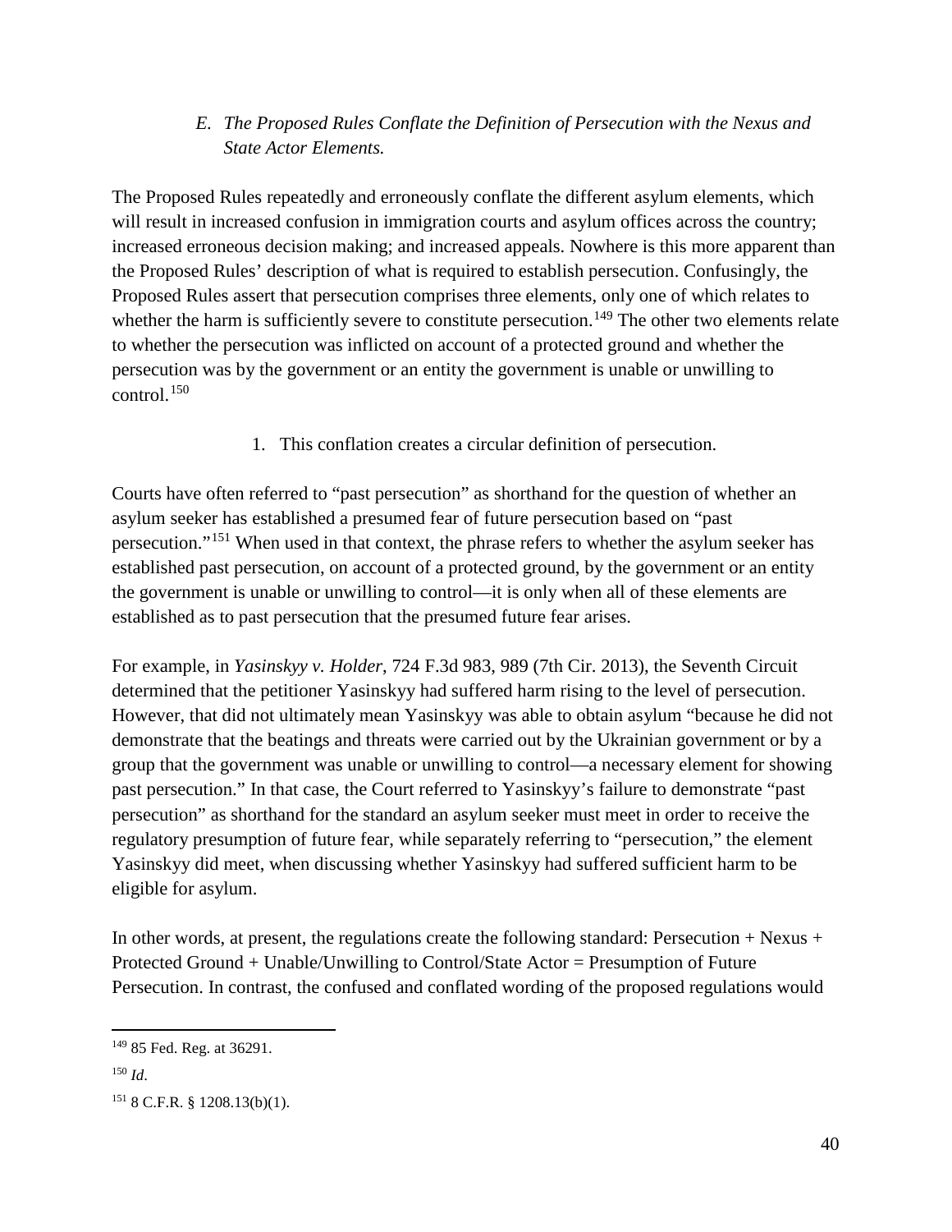### *E. The Proposed Rules Conflate the Definition of Persecution with the Nexus and State Actor Elements.*

The Proposed Rules repeatedly and erroneously conflate the different asylum elements, which will result in increased confusion in immigration courts and asylum offices across the country; increased erroneous decision making; and increased appeals. Nowhere is this more apparent than the Proposed Rules' description of what is required to establish persecution. Confusingly, the Proposed Rules assert that persecution comprises three elements, only one of which relates to whether the harm is sufficiently severe to constitute persecution.[149] The other two elements relate to whether the persecution was inflicted on account of a protected ground and whether the persecution was by the government or an entity the government is unable or unwilling to control.[150]

1. This conflation creates a circular definition of persecution.

Courts have often referred to "past persecution" as shorthand for the question of whether an asylum seeker has established a presumed fear of future persecution based on "past persecution."[151] When used in that context, the phrase refers to whether the asylum seeker has established past persecution, on account of a protected ground, by the government or an entity the government is unable or unwilling to control—it is only when all of these elements are established as to past persecution that the presumed future fear arises.

For example, in *Yasinskyy v. Holder*, 724 F.3d 983, 989 (7th Cir. 2013), the Seventh Circuit determined that the petitioner Yasinskyy had suffered harm rising to the level of persecution. However, that did not ultimately mean Yasinskyy was able to obtain asylum "because he did not demonstrate that the beatings and threats were carried out by the Ukrainian government or by a group that the government was unable or unwilling to control—a necessary element for showing past persecution." In that case, the Court referred to Yasinskyy's failure to demonstrate "past persecution" as shorthand for the standard an asylum seeker must meet in order to receive the regulatory presumption of future fear, while separately referring to "persecution," the element Yasinskyy did meet, when discussing whether Yasinskyy had suffered sufficient harm to be eligible for asylum.

In other words, at present, the regulations create the following standard: Persecution + Nexus + Protected Ground + Unable/Unwilling to Control/State Actor = Presumption of Future Persecution. In contrast, the confused and conflated wording of the proposed regulations would

---

[149] 85 Fed. Reg. at 36291.

[150] *Id*.

[151] 8 C.F.R. § 1208.13(b)(1).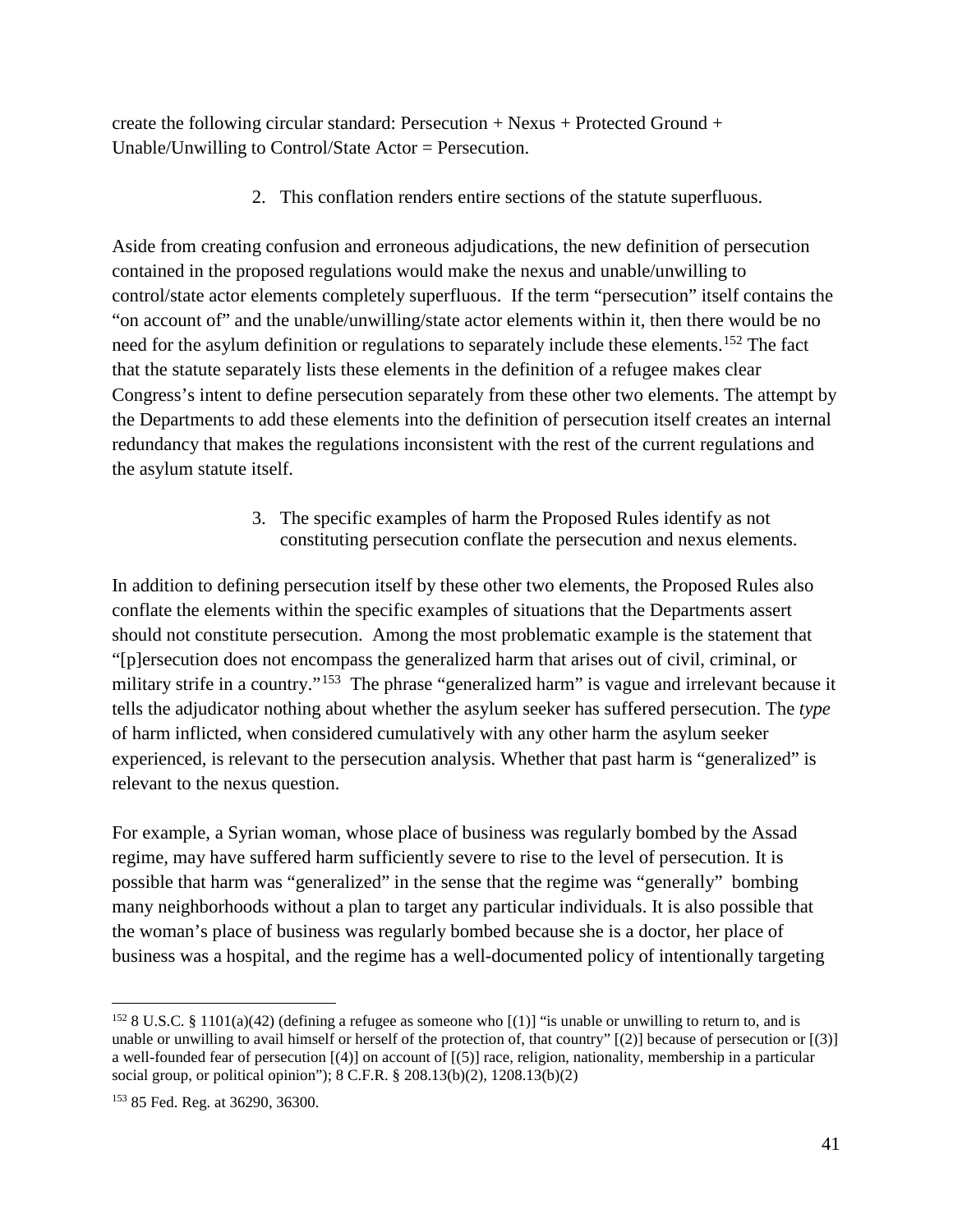create the following circular standard: Persecution + Nexus + Protected Ground + Unable/Unwilling to Control/State Actor = Persecution.

2. This conflation renders entire sections of the statute superfluous.

Aside from creating confusion and erroneous adjudications, the new definition of persecution contained in the proposed regulations would make the nexus and unable/unwilling to control/state actor elements completely superfluous. If the term "persecution" itself contains the "on account of" and the unable/unwilling/state actor elements within it, then there would be no need for the asylum definition or regulations to separately include these elements.[152] The fact that the statute separately lists these elements in the definition of a refugee makes clear Congress's intent to define persecution separately from these other two elements. The attempt by the Departments to add these elements into the definition of persecution itself creates an internal redundancy that makes the regulations inconsistent with the rest of the current regulations and the asylum statute itself.

3. The specific examples of harm the Proposed Rules identify as not constituting persecution conflate the persecution and nexus elements.

In addition to defining persecution itself by these other two elements, the Proposed Rules also conflate the elements within the specific examples of situations that the Departments assert should not constitute persecution. Among the most problematic example is the statement that "[p]ersecution does not encompass the generalized harm that arises out of civil, criminal, or military strife in a country."[153] The phrase "generalized harm" is vague and irrelevant because it tells the adjudicator nothing about whether the asylum seeker has suffered persecution. The *type* of harm inflicted, when considered cumulatively with any other harm the asylum seeker experienced, is relevant to the persecution analysis. Whether that past harm is "generalized" is relevant to the nexus question.

For example, a Syrian woman, whose place of business was regularly bombed by the Assad regime, may have suffered harm sufficiently severe to rise to the level of persecution. It is possible that harm was "generalized" in the sense that the regime was "generally" bombing many neighborhoods without a plan to target any particular individuals. It is also possible that the woman's place of business was regularly bombed because she is a doctor, her place of business was a hospital, and the regime has a well-documented policy of intentionally targeting

---

[152] 8 U.S.C. § 1101(a)(42) (defining a refugee as someone who [(1)] "is unable or unwilling to return to, and is unable or unwilling to avail himself or herself of the protection of, that country" [(2)] because of persecution or [(3)] a well-founded fear of persecution [(4)] on account of [(5)] race, religion, nationality, membership in a particular social group, or political opinion"); 8 C.F.R. § 208.13(b)(2), 1208.13(b)(2)

[153] 85 Fed. Reg. at 36290, 36300.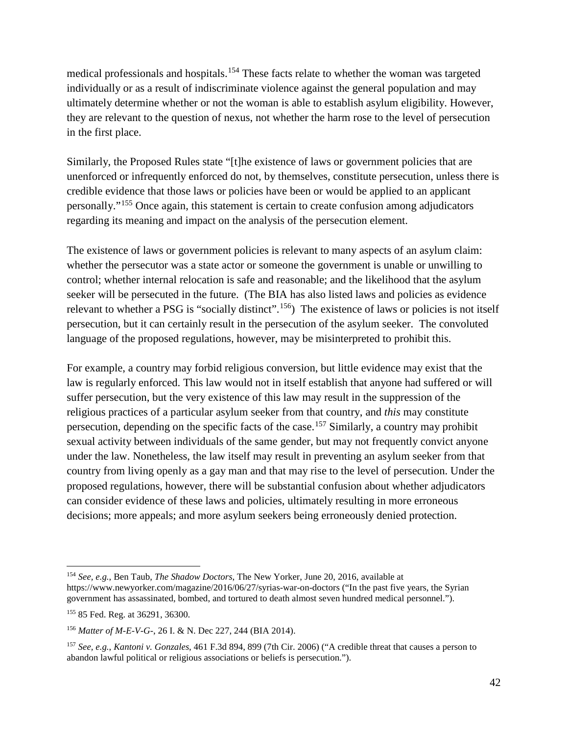medical professionals and hospitals.[154] These facts relate to whether the woman was targeted individually or as a result of indiscriminate violence against the general population and may ultimately determine whether or not the woman is able to establish asylum eligibility. However, they are relevant to the question of nexus, not whether the harm rose to the level of persecution in the first place.

Similarly, the Proposed Rules state "[t]he existence of laws or government policies that are unenforced or infrequently enforced do not, by themselves, constitute persecution, unless there is credible evidence that those laws or policies have been or would be applied to an applicant personally."[155] Once again, this statement is certain to create confusion among adjudicators regarding its meaning and impact on the analysis of the persecution element.

The existence of laws or government policies is relevant to many aspects of an asylum claim: whether the persecutor was a state actor or someone the government is unable or unwilling to control; whether internal relocation is safe and reasonable; and the likelihood that the asylum seeker will be persecuted in the future. (The BIA has also listed laws and policies as evidence relevant to whether a PSG is "socially distinct".[156]) The existence of laws or policies is not itself persecution, but it can certainly result in the persecution of the asylum seeker. The convoluted language of the proposed regulations, however, may be misinterpreted to prohibit this.

For example, a country may forbid religious conversion, but little evidence may exist that the law is regularly enforced. This law would not in itself establish that anyone had suffered or will suffer persecution, but the very existence of this law may result in the suppression of the religious practices of a particular asylum seeker from that country, and *this* may constitute persecution, depending on the specific facts of the case.[157] Similarly, a country may prohibit sexual activity between individuals of the same gender, but may not frequently convict anyone under the law. Nonetheless, the law itself may result in preventing an asylum seeker from that country from living openly as a gay man and that may rise to the level of persecution. Under the proposed regulations, however, there will be substantial confusion about whether adjudicators can consider evidence of these laws and policies, ultimately resulting in more erroneous decisions; more appeals; and more asylum seekers being erroneously denied protection.

---

[154] *See, e.g.*, Ben Taub, *The Shadow Doctors*, The New Yorker, June 20, 2016, available at https://www.newyorker.com/magazine/2016/06/27/syrias-war-on-doctors ("In the past five years, the Syrian government has assassinated, bombed, and tortured to death almost seven hundred medical personnel.").

[155] 85 Fed. Reg. at 36291, 36300.

[156] *Matter of M-E-V-G-*, 26 I. & N. Dec 227, 244 (BIA 2014).

[157] *See, e.g.*, *Kantoni v. Gonzales*, 461 F.3d 894, 899 (7th Cir. 2006) ("A credible threat that causes a person to abandon lawful political or religious associations or beliefs is persecution.").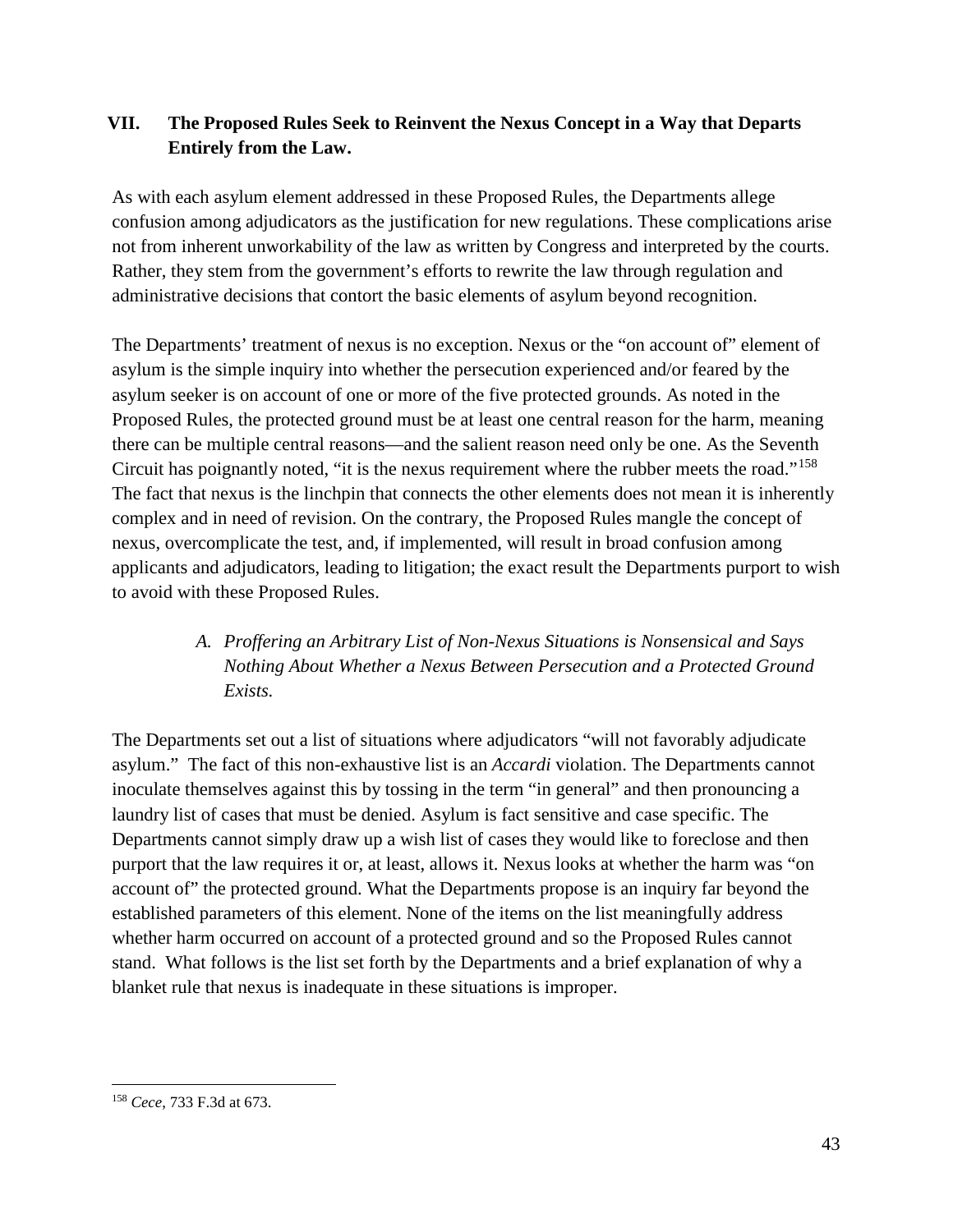## VII. The Proposed Rules Seek to Reinvent the Nexus Concept in a Way that Departs Entirely from the Law.

As with each asylum element addressed in these Proposed Rules, the Departments allege confusion among adjudicators as the justification for new regulations. These complications arise not from inherent unworkability of the law as written by Congress and interpreted by the courts. Rather, they stem from the government's efforts to rewrite the law through regulation and administrative decisions that contort the basic elements of asylum beyond recognition.

The Departments' treatment of nexus is no exception. Nexus or the "on account of" element of asylum is the simple inquiry into whether the persecution experienced and/or feared by the asylum seeker is on account of one or more of the five protected grounds. As noted in the Proposed Rules, the protected ground must be at least one central reason for the harm, meaning there can be multiple central reasons—and the salient reason need only be one. As the Seventh Circuit has poignantly noted, "it is the nexus requirement where the rubber meets the road."[158] The fact that nexus is the linchpin that connects the other elements does not mean it is inherently complex and in need of revision. On the contrary, the Proposed Rules mangle the concept of nexus, overcomplicate the test, and, if implemented, will result in broad confusion among applicants and adjudicators, leading to litigation; the exact result the Departments purport to wish to avoid with these Proposed Rules.

### *A. Proffering an Arbitrary List of Non-Nexus Situations is Nonsensical and Says Nothing About Whether a Nexus Between Persecution and a Protected Ground Exists.*

The Departments set out a list of situations where adjudicators "will not favorably adjudicate asylum." The fact of this non-exhaustive list is an *Accardi* violation. The Departments cannot inoculate themselves against this by tossing in the term "in general" and then pronouncing a laundry list of cases that must be denied. Asylum is fact sensitive and case specific. The Departments cannot simply draw up a wish list of cases they would like to foreclose and then purport that the law requires it or, at least, allows it. Nexus looks at whether the harm was "on account of" the protected ground. What the Departments propose is an inquiry far beyond the established parameters of this element. None of the items on the list meaningfully address whether harm occurred on account of a protected ground and so the Proposed Rules cannot stand. What follows is the list set forth by the Departments and a brief explanation of why a blanket rule that nexus is inadequate in these situations is improper.

---

[158] *Cece*, 733 F.3d at 673.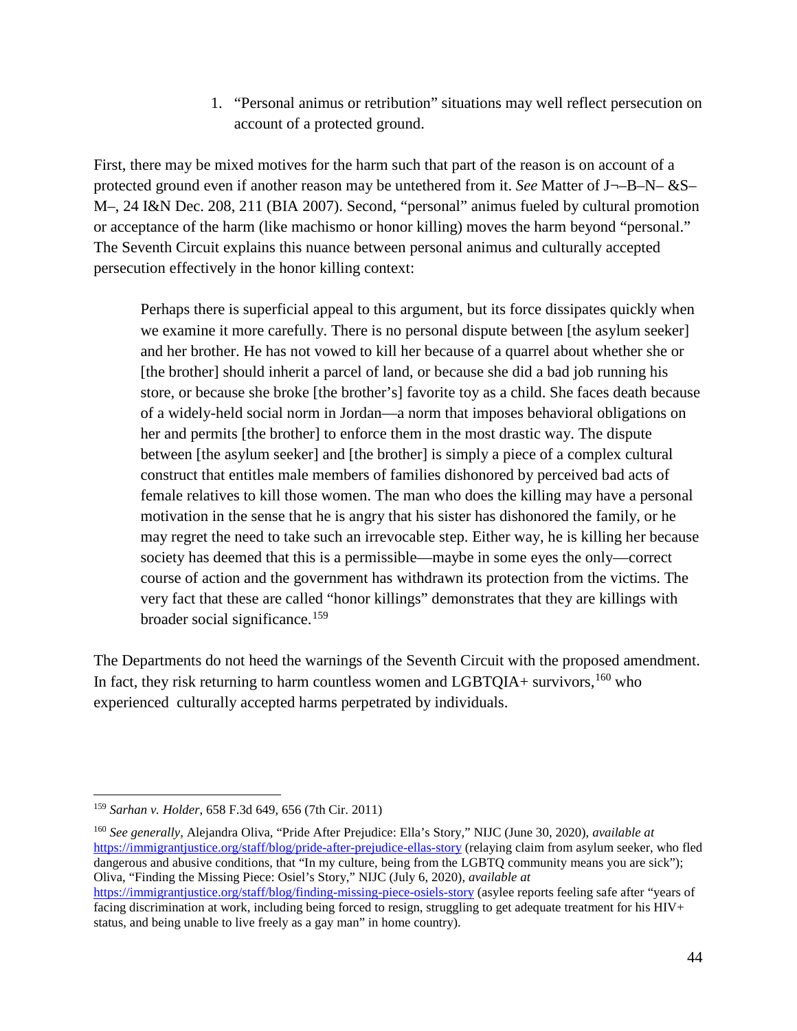1. "Personal animus or retribution" situations may well reflect persecution on account of a protected ground.

First, there may be mixed motives for the harm such that part of the reason is on account of a protected ground even if another reason may be untethered from it. *See* Matter of J¬–B–N– &S–M–, 24 I&N Dec. 208, 211 (BIA 2007). Second, "personal" animus fueled by cultural promotion or acceptance of the harm (like machismo or honor killing) moves the harm beyond "personal." The Seventh Circuit explains this nuance between personal animus and culturally accepted persecution effectively in the honor killing context:

> Perhaps there is superficial appeal to this argument, but its force dissipates quickly when we examine it more carefully. There is no personal dispute between [the asylum seeker] and her brother. He has not vowed to kill her because of a quarrel about whether she or [the brother] should inherit a parcel of land, or because she did a bad job running his store, or because she broke [the brother's] favorite toy as a child. She faces death because of a widely-held social norm in Jordan—a norm that imposes behavioral obligations on her and permits [the brother] to enforce them in the most drastic way. The dispute between [the asylum seeker] and [the brother] is simply a piece of a complex cultural construct that entitles male members of families dishonored by perceived bad acts of female relatives to kill those women. The man who does the killing may have a personal motivation in the sense that he is angry that his sister has dishonored the family, or he may regret the need to take such an irrevocable step. Either way, he is killing her because society has deemed that this is a permissible—maybe in some eyes the only—correct course of action and the government has withdrawn its protection from the victims. The very fact that these are called "honor killings" demonstrates that they are killings with broader social significance.[159]

The Departments do not heed the warnings of the Seventh Circuit with the proposed amendment. In fact, they risk returning to harm countless women and LGBTQIA+ survivors,[160] who experienced culturally accepted harms perpetrated by individuals.

---

[159] *Sarhan v. Holder*, 658 F.3d 649, 656 (7th Cir. 2011)

[160] *See generally*, Alejandra Oliva, "Pride After Prejudice: Ella's Story," NIJC (June 30, 2020), *available at* https://immigrantjustice.org/staff/blog/pride-after-prejudice-ellas-story (relaying claim from asylum seeker, who fled dangerous and abusive conditions, that "In my culture, being from the LGBTQ community means you are sick"); Oliva, "Finding the Missing Piece: Osiel's Story," NIJC (July 6, 2020), *available at* https://immigrantjustice.org/staff/blog/finding-missing-piece-osiels-story (asylee reports feeling safe after "years of facing discrimination at work, including being forced to resign, struggling to get adequate treatment for his HIV+ status, and being unable to live freely as a gay man" in home country).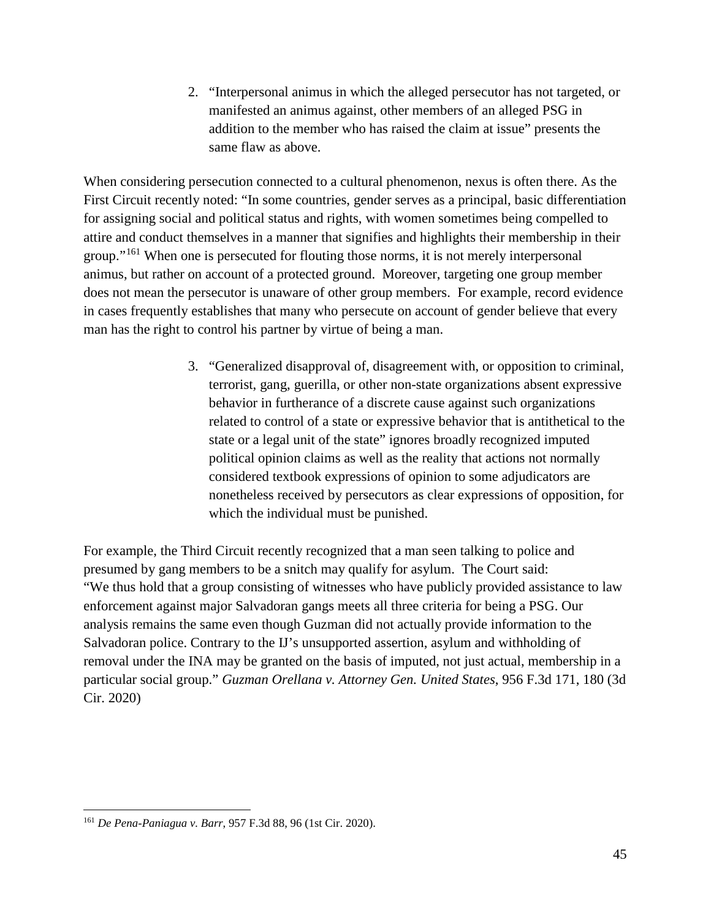2. "Interpersonal animus in which the alleged persecutor has not targeted, or manifested an animus against, other members of an alleged PSG in addition to the member who has raised the claim at issue" presents the same flaw as above.

When considering persecution connected to a cultural phenomenon, nexus is often there. As the First Circuit recently noted: "In some countries, gender serves as a principal, basic differentiation for assigning social and political status and rights, with women sometimes being compelled to attire and conduct themselves in a manner that signifies and highlights their membership in their group."[161] When one is persecuted for flouting those norms, it is not merely interpersonal animus, but rather on account of a protected ground. Moreover, targeting one group member does not mean the persecutor is unaware of other group members. For example, record evidence in cases frequently establishes that many who persecute on account of gender believe that every man has the right to control his partner by virtue of being a man.

3. "Generalized disapproval of, disagreement with, or opposition to criminal, terrorist, gang, guerilla, or other non-state organizations absent expressive behavior in furtherance of a discrete cause against such organizations related to control of a state or expressive behavior that is antithetical to the state or a legal unit of the state" ignores broadly recognized imputed political opinion claims as well as the reality that actions not normally considered textbook expressions of opinion to some adjudicators are nonetheless received by persecutors as clear expressions of opposition, for which the individual must be punished.

For example, the Third Circuit recently recognized that a man seen talking to police and presumed by gang members to be a snitch may qualify for asylum. The Court said: "We thus hold that a group consisting of witnesses who have publicly provided assistance to law enforcement against major Salvadoran gangs meets all three criteria for being a PSG. Our analysis remains the same even though Guzman did not actually provide information to the Salvadoran police. Contrary to the IJ's unsupported assertion, asylum and withholding of removal under the INA may be granted on the basis of imputed, not just actual, membership in a particular social group." *Guzman Orellana v. Attorney Gen. United States*, 956 F.3d 171, 180 (3d Cir. 2020)

---

[161] *De Pena-Paniagua v. Barr*, 957 F.3d 88, 96 (1st Cir. 2020).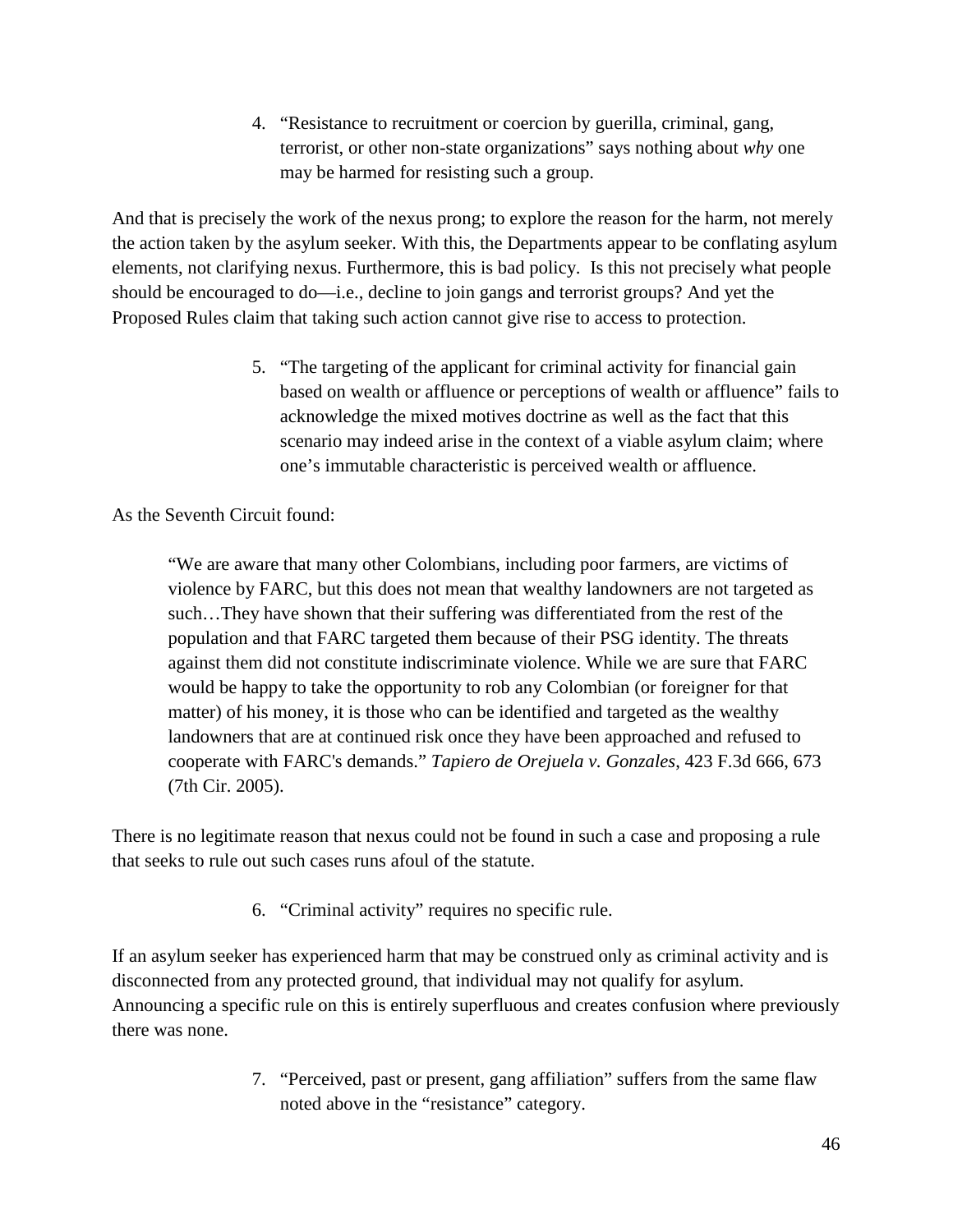4. "Resistance to recruitment or coercion by guerilla, criminal, gang, terrorist, or other non-state organizations" says nothing about *why* one may be harmed for resisting such a group.

And that is precisely the work of the nexus prong; to explore the reason for the harm, not merely the action taken by the asylum seeker. With this, the Departments appear to be conflating asylum elements, not clarifying nexus. Furthermore, this is bad policy. Is this not precisely what people should be encouraged to do—i.e., decline to join gangs and terrorist groups? And yet the Proposed Rules claim that taking such action cannot give rise to access to protection.

5. "The targeting of the applicant for criminal activity for financial gain based on wealth or affluence or perceptions of wealth or affluence" fails to acknowledge the mixed motives doctrine as well as the fact that this scenario may indeed arise in the context of a viable asylum claim; where one's immutable characteristic is perceived wealth or affluence.

As the Seventh Circuit found:

> "We are aware that many other Colombians, including poor farmers, are victims of violence by FARC, but this does not mean that wealthy landowners are not targeted as such…They have shown that their suffering was differentiated from the rest of the population and that FARC targeted them because of their PSG identity. The threats against them did not constitute indiscriminate violence. While we are sure that FARC would be happy to take the opportunity to rob any Colombian (or foreigner for that matter) of his money, it is those who can be identified and targeted as the wealthy landowners that are at continued risk once they have been approached and refused to cooperate with FARC's demands." *Tapiero de Orejuela v. Gonzales*, 423 F.3d 666, 673 (7th Cir. 2005).

There is no legitimate reason that nexus could not be found in such a case and proposing a rule that seeks to rule out such cases runs afoul of the statute.

6. "Criminal activity" requires no specific rule.

If an asylum seeker has experienced harm that may be construed only as criminal activity and is disconnected from any protected ground, that individual may not qualify for asylum. Announcing a specific rule on this is entirely superfluous and creates confusion where previously there was none.

7. "Perceived, past or present, gang affiliation" suffers from the same flaw noted above in the "resistance" category.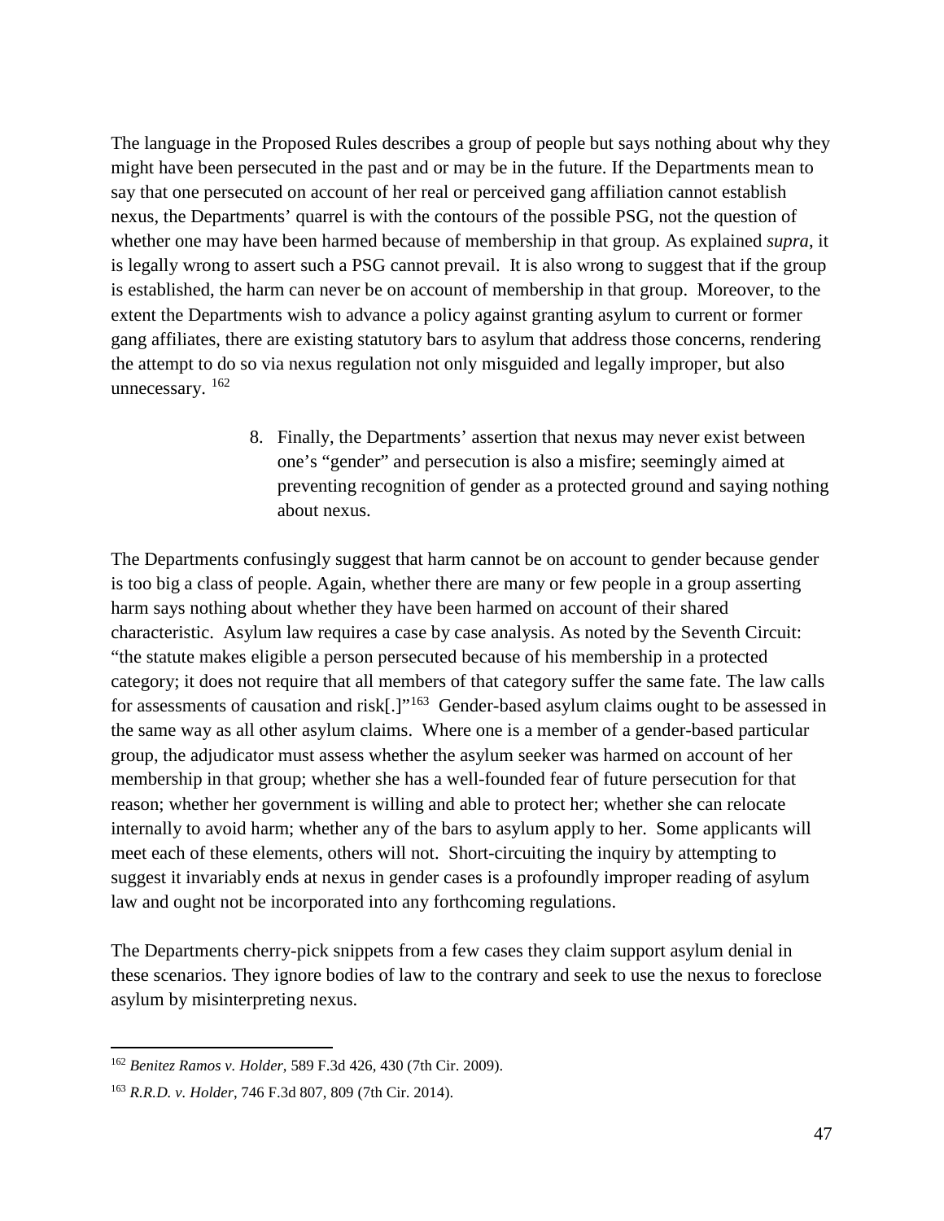The language in the Proposed Rules describes a group of people but says nothing about why they might have been persecuted in the past and or may be in the future. If the Departments mean to say that one persecuted on account of her real or perceived gang affiliation cannot establish nexus, the Departments' quarrel is with the contours of the possible PSG, not the question of whether one may have been harmed because of membership in that group. As explained *supra*, it is legally wrong to assert such a PSG cannot prevail. It is also wrong to suggest that if the group is established, the harm can never be on account of membership in that group. Moreover, to the extent the Departments wish to advance a policy against granting asylum to current or former gang affiliates, there are existing statutory bars to asylum that address those concerns, rendering the attempt to do so via nexus regulation not only misguided and legally improper, but also unnecessary. [162]

8. Finally, the Departments' assertion that nexus may never exist between one's "gender" and persecution is also a misfire; seemingly aimed at preventing recognition of gender as a protected ground and saying nothing about nexus.

The Departments confusingly suggest that harm cannot be on account to gender because gender is too big a class of people. Again, whether there are many or few people in a group asserting harm says nothing about whether they have been harmed on account of their shared characteristic. Asylum law requires a case by case analysis. As noted by the Seventh Circuit: "the statute makes eligible a person persecuted because of his membership in a protected category; it does not require that all members of that category suffer the same fate. The law calls for assessments of causation and risk[.]"[163] Gender-based asylum claims ought to be assessed in the same way as all other asylum claims. Where one is a member of a gender-based particular group, the adjudicator must assess whether the asylum seeker was harmed on account of her membership in that group; whether she has a well-founded fear of future persecution for that reason; whether her government is willing and able to protect her; whether she can relocate internally to avoid harm; whether any of the bars to asylum apply to her. Some applicants will meet each of these elements, others will not. Short-circuiting the inquiry by attempting to suggest it invariably ends at nexus in gender cases is a profoundly improper reading of asylum law and ought not be incorporated into any forthcoming regulations.

The Departments cherry-pick snippets from a few cases they claim support asylum denial in these scenarios. They ignore bodies of law to the contrary and seek to use the nexus to foreclose asylum by misinterpreting nexus.

---

[162] *Benitez Ramos v. Holder*, 589 F.3d 426, 430 (7th Cir. 2009).

[163] *R.R.D. v. Holder*, 746 F.3d 807, 809 (7th Cir. 2014).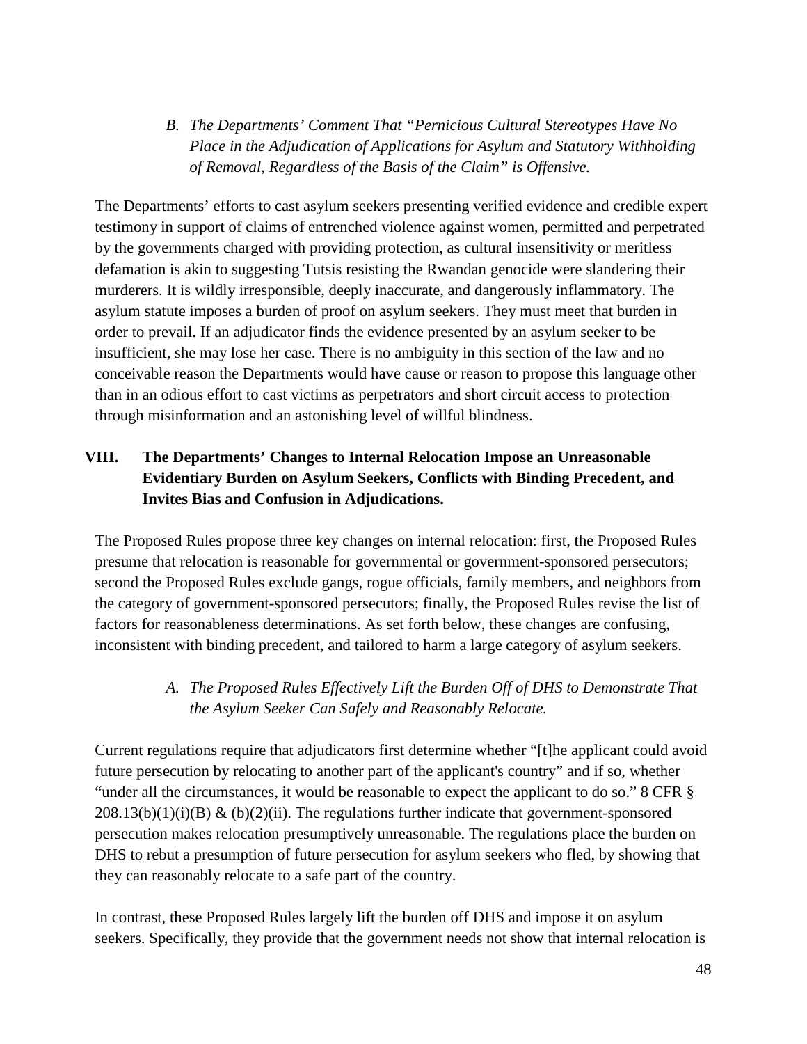### *B. The Departments' Comment That "Pernicious Cultural Stereotypes Have No Place in the Adjudication of Applications for Asylum and Statutory Withholding of Removal, Regardless of the Basis of the Claim" is Offensive.*

The Departments' efforts to cast asylum seekers presenting verified evidence and credible expert testimony in support of claims of entrenched violence against women, permitted and perpetrated by the governments charged with providing protection, as cultural insensitivity or meritless defamation is akin to suggesting Tutsis resisting the Rwandan genocide were slandering their murderers. It is wildly irresponsible, deeply inaccurate, and dangerously inflammatory. The asylum statute imposes a burden of proof on asylum seekers. They must meet that burden in order to prevail. If an adjudicator finds the evidence presented by an asylum seeker to be insufficient, she may lose her case. There is no ambiguity in this section of the law and no conceivable reason the Departments would have cause or reason to propose this language other than in an odious effort to cast victims as perpetrators and short circuit access to protection through misinformation and an astonishing level of willful blindness.

## VIII. The Departments' Changes to Internal Relocation Impose an Unreasonable Evidentiary Burden on Asylum Seekers, Conflicts with Binding Precedent, and Invites Bias and Confusion in Adjudications.

The Proposed Rules propose three key changes on internal relocation: first, the Proposed Rules presume that relocation is reasonable for governmental or government-sponsored persecutors; second the Proposed Rules exclude gangs, rogue officials, family members, and neighbors from the category of government-sponsored persecutors; finally, the Proposed Rules revise the list of factors for reasonableness determinations. As set forth below, these changes are confusing, inconsistent with binding precedent, and tailored to harm a large category of asylum seekers.

### *A. The Proposed Rules Effectively Lift the Burden Off of DHS to Demonstrate That the Asylum Seeker Can Safely and Reasonably Relocate.*

Current regulations require that adjudicators first determine whether "[t]he applicant could avoid future persecution by relocating to another part of the applicant's country" and if so, whether "under all the circumstances, it would be reasonable to expect the applicant to do so." 8 CFR § 208.13(b)(1)(i)(B) & (b)(2)(ii). The regulations further indicate that government-sponsored persecution makes relocation presumptively unreasonable. The regulations place the burden on DHS to rebut a presumption of future persecution for asylum seekers who fled, by showing that they can reasonably relocate to a safe part of the country.

In contrast, these Proposed Rules largely lift the burden off DHS and impose it on asylum seekers. Specifically, they provide that the government needs not show that internal relocation is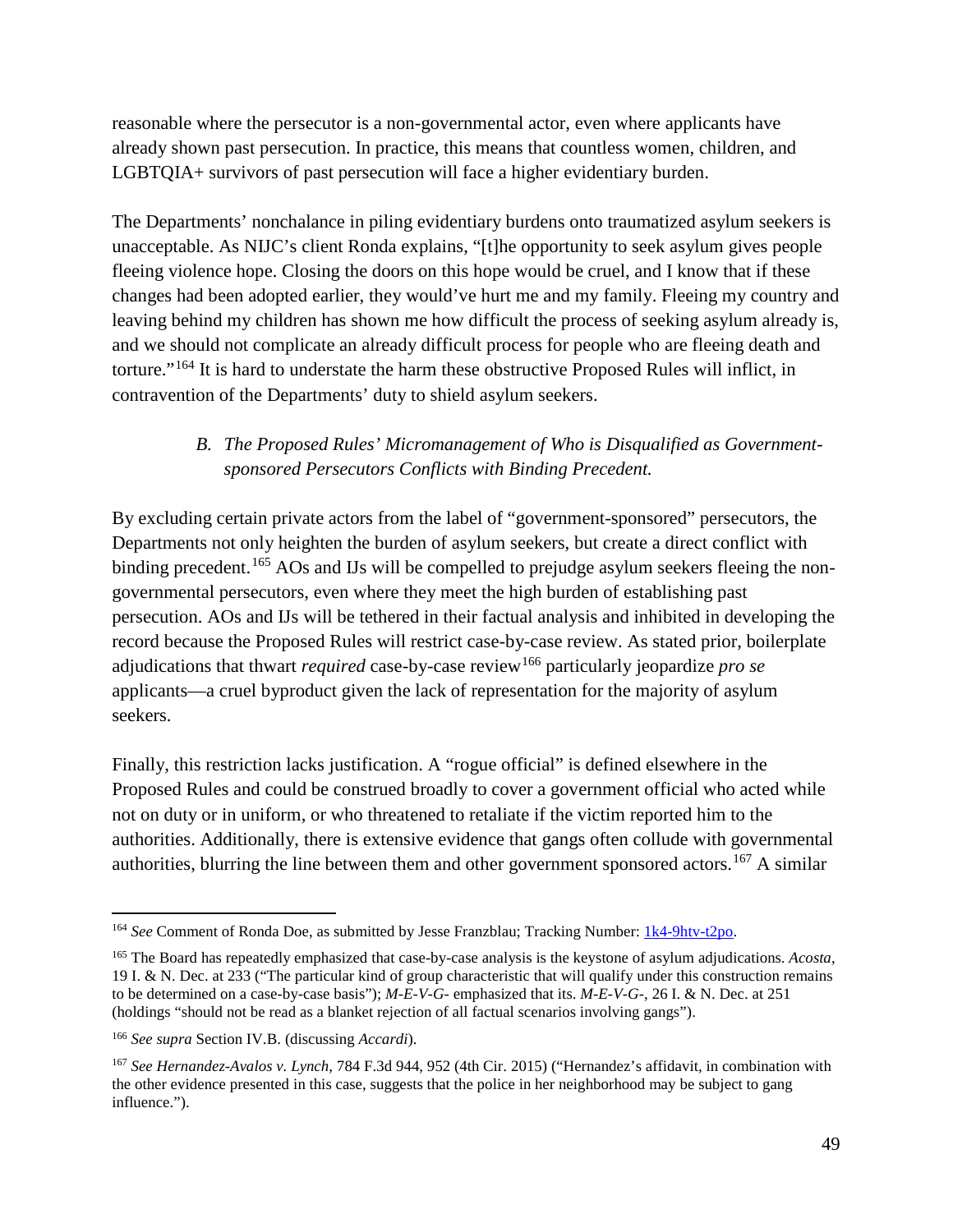reasonable where the persecutor is a non-governmental actor, even where applicants have already shown past persecution. In practice, this means that countless women, children, and LGBTQIA+ survivors of past persecution will face a higher evidentiary burden.

The Departments' nonchalance in piling evidentiary burdens onto traumatized asylum seekers is unacceptable. As NIJC's client Ronda explains, "[t]he opportunity to seek asylum gives people fleeing violence hope. Closing the doors on this hope would be cruel, and I know that if these changes had been adopted earlier, they would've hurt me and my family. Fleeing my country and leaving behind my children has shown me how difficult the process of seeking asylum already is, and we should not complicate an already difficult process for people who are fleeing death and torture."[164] It is hard to understate the harm these obstructive Proposed Rules will inflict, in contravention of the Departments' duty to shield asylum seekers.

### *B. The Proposed Rules' Micromanagement of Who is Disqualified as Government-sponsored Persecutors Conflicts with Binding Precedent.*

By excluding certain private actors from the label of "government-sponsored" persecutors, the Departments not only heighten the burden of asylum seekers, but create a direct conflict with binding precedent.[165] AOs and IJs will be compelled to prejudge asylum seekers fleeing the non-governmental persecutors, even where they meet the high burden of establishing past persecution. AOs and IJs will be tethered in their factual analysis and inhibited in developing the record because the Proposed Rules will restrict case-by-case review. As stated prior, boilerplate adjudications that thwart *required* case-by-case review[166] particularly jeopardize *pro se* applicants—a cruel byproduct given the lack of representation for the majority of asylum seekers.

Finally, this restriction lacks justification. A "rogue official" is defined elsewhere in the Proposed Rules and could be construed broadly to cover a government official who acted while not on duty or in uniform, or who threatened to retaliate if the victim reported him to the authorities. Additionally, there is extensive evidence that gangs often collude with governmental authorities, blurring the line between them and other government sponsored actors.[167] A similar

---

[164] *See* Comment of Ronda Doe, as submitted by Jesse Franzblau; Tracking Number: 1k4-9htv-t2po.

[165] The Board has repeatedly emphasized that case-by-case analysis is the keystone of asylum adjudications. *Acosta*, 19 I. & N. Dec. at 233 ("The particular kind of group characteristic that will qualify under this construction remains to be determined on a case-by-case basis"); *M-E-V-G-* emphasized that its. *M-E-V-G-*, 26 I. & N. Dec. at 251 (holdings "should not be read as a blanket rejection of all factual scenarios involving gangs").

[166] *See supra* Section IV.B. (discussing *Accardi*).

[167] *See Hernandez-Avalos v. Lynch*, 784 F.3d 944, 952 (4th Cir. 2015) ("Hernandez's affidavit, in combination with the other evidence presented in this case, suggests that the police in her neighborhood may be subject to gang influence.").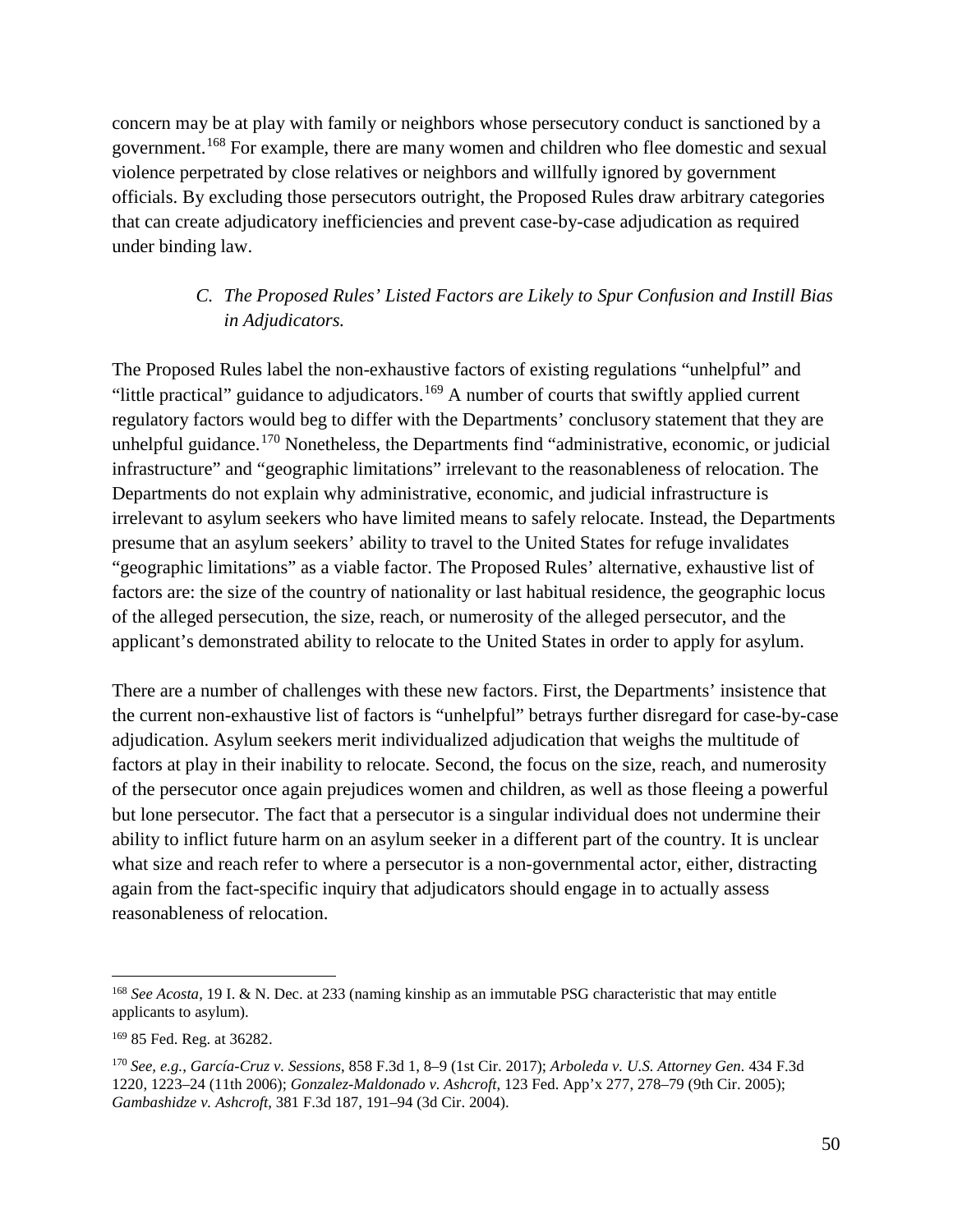concern may be at play with family or neighbors whose persecutory conduct is sanctioned by a government.[168] For example, there are many women and children who flee domestic and sexual violence perpetrated by close relatives or neighbors and willfully ignored by government officials. By excluding those persecutors outright, the Proposed Rules draw arbitrary categories that can create adjudicatory inefficiencies and prevent case-by-case adjudication as required under binding law.

### *C. The Proposed Rules' Listed Factors are Likely to Spur Confusion and Instill Bias in Adjudicators.*

The Proposed Rules label the non-exhaustive factors of existing regulations "unhelpful" and "little practical" guidance to adjudicators.[169] A number of courts that swiftly applied current regulatory factors would beg to differ with the Departments' conclusory statement that they are unhelpful guidance.[170] Nonetheless, the Departments find "administrative, economic, or judicial infrastructure" and "geographic limitations" irrelevant to the reasonableness of relocation. The Departments do not explain why administrative, economic, and judicial infrastructure is irrelevant to asylum seekers who have limited means to safely relocate. Instead, the Departments presume that an asylum seekers' ability to travel to the United States for refuge invalidates "geographic limitations" as a viable factor. The Proposed Rules' alternative, exhaustive list of factors are: the size of the country of nationality or last habitual residence, the geographic locus of the alleged persecution, the size, reach, or numerosity of the alleged persecutor, and the applicant's demonstrated ability to relocate to the United States in order to apply for asylum.

There are a number of challenges with these new factors. First, the Departments' insistence that the current non-exhaustive list of factors is "unhelpful" betrays further disregard for case-by-case adjudication. Asylum seekers merit individualized adjudication that weighs the multitude of factors at play in their inability to relocate. Second, the focus on the size, reach, and numerosity of the persecutor once again prejudices women and children, as well as those fleeing a powerful but lone persecutor. The fact that a persecutor is a singular individual does not undermine their ability to inflict future harm on an asylum seeker in a different part of the country. It is unclear what size and reach refer to where a persecutor is a non-governmental actor, either, distracting again from the fact-specific inquiry that adjudicators should engage in to actually assess reasonableness of relocation.

---

[168] *See Acosta*, 19 I. & N. Dec. at 233 (naming kinship as an immutable PSG characteristic that may entitle applicants to asylum).

[169] 85 Fed. Reg. at 36282.

[170] *See, e.g., García-Cruz v. Sessions*, 858 F.3d 1, 8–9 (1st Cir. 2017); *Arboleda v. U.S. Attorney Gen.* 434 F.3d 1220, 1223–24 (11th 2006); *Gonzalez-Maldonado v. Ashcroft*, 123 Fed. App'x 277, 278–79 (9th Cir. 2005); *Gambashidze v. Ashcroft*, 381 F.3d 187, 191–94 (3d Cir. 2004).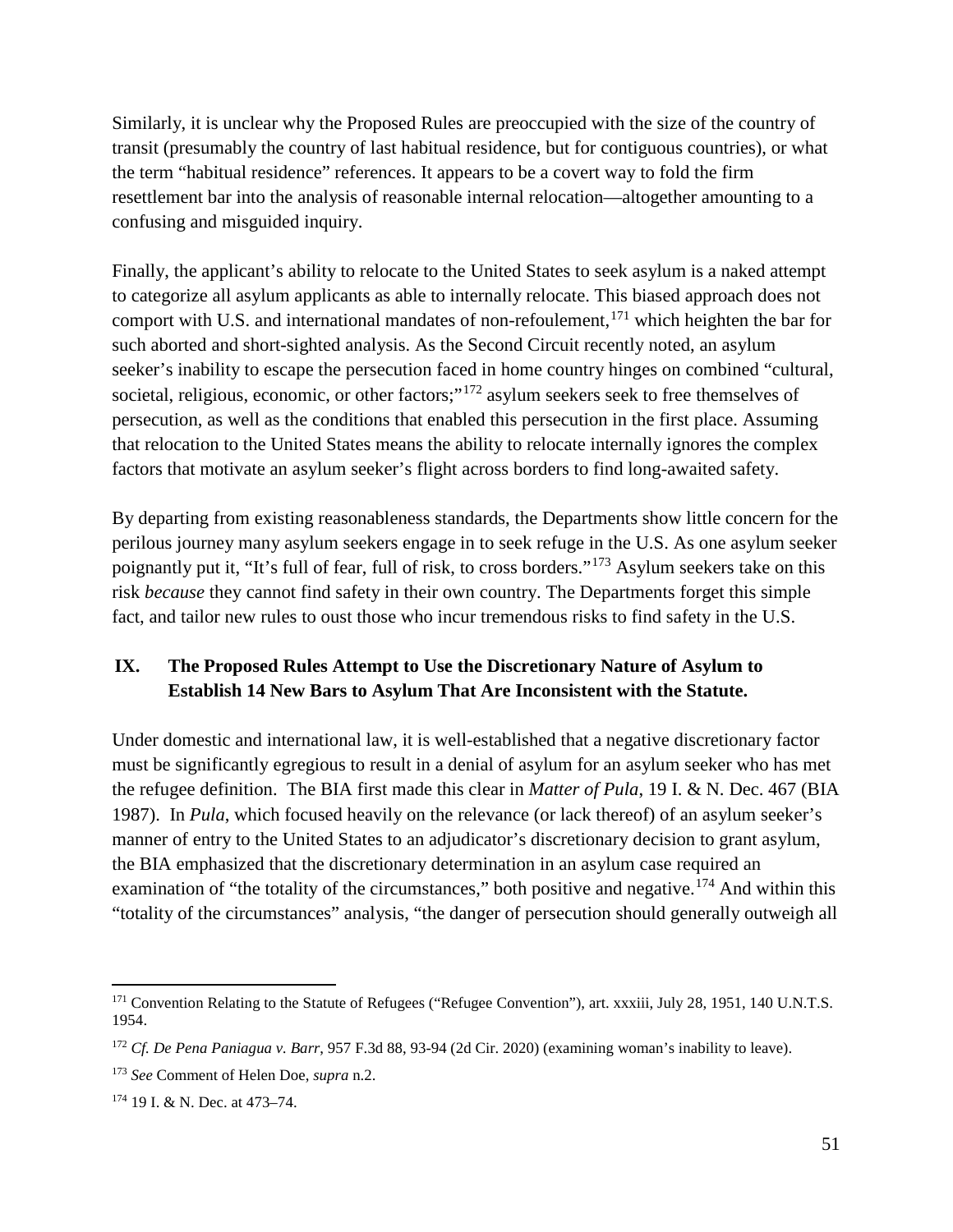Similarly, it is unclear why the Proposed Rules are preoccupied with the size of the country of transit (presumably the country of last habitual residence, but for contiguous countries), or what the term "habitual residence" references. It appears to be a covert way to fold the firm resettlement bar into the analysis of reasonable internal relocation—altogether amounting to a confusing and misguided inquiry.

Finally, the applicant's ability to relocate to the United States to seek asylum is a naked attempt to categorize all asylum applicants as able to internally relocate. This biased approach does not comport with U.S. and international mandates of non-refoulement,[171] which heighten the bar for such aborted and short-sighted analysis. As the Second Circuit recently noted, an asylum seeker's inability to escape the persecution faced in home country hinges on combined "cultural, societal, religious, economic, or other factors;"[172] asylum seekers seek to free themselves of persecution, as well as the conditions that enabled this persecution in the first place. Assuming that relocation to the United States means the ability to relocate internally ignores the complex factors that motivate an asylum seeker's flight across borders to find long-awaited safety.

By departing from existing reasonableness standards, the Departments show little concern for the perilous journey many asylum seekers engage in to seek refuge in the U.S. As one asylum seeker poignantly put it, "It's full of fear, full of risk, to cross borders."[173] Asylum seekers take on this risk *because* they cannot find safety in their own country. The Departments forget this simple fact, and tailor new rules to oust those who incur tremendous risks to find safety in the U.S.

## IX. The Proposed Rules Attempt to Use the Discretionary Nature of Asylum to Establish 14 New Bars to Asylum That Are Inconsistent with the Statute.

Under domestic and international law, it is well-established that a negative discretionary factor must be significantly egregious to result in a denial of asylum for an asylum seeker who has met the refugee definition. The BIA first made this clear in *Matter of Pula*, 19 I. & N. Dec. 467 (BIA 1987). In *Pula*, which focused heavily on the relevance (or lack thereof) of an asylum seeker's manner of entry to the United States to an adjudicator's discretionary decision to grant asylum, the BIA emphasized that the discretionary determination in an asylum case required an examination of "the totality of the circumstances," both positive and negative.[174] And within this "totality of the circumstances" analysis, "the danger of persecution should generally outweigh all

---

[171] Convention Relating to the Statute of Refugees ("Refugee Convention"), art. xxxiii, July 28, 1951, 140 U.N.T.S. 1954.

[172] *Cf. De Pena Paniagua v. Barr*, 957 F.3d 88, 93-94 (2d Cir. 2020) (examining woman's inability to leave).

[173] *See* Comment of Helen Doe, *supra* n.2.

[174] 19 I. & N. Dec. at 473–74.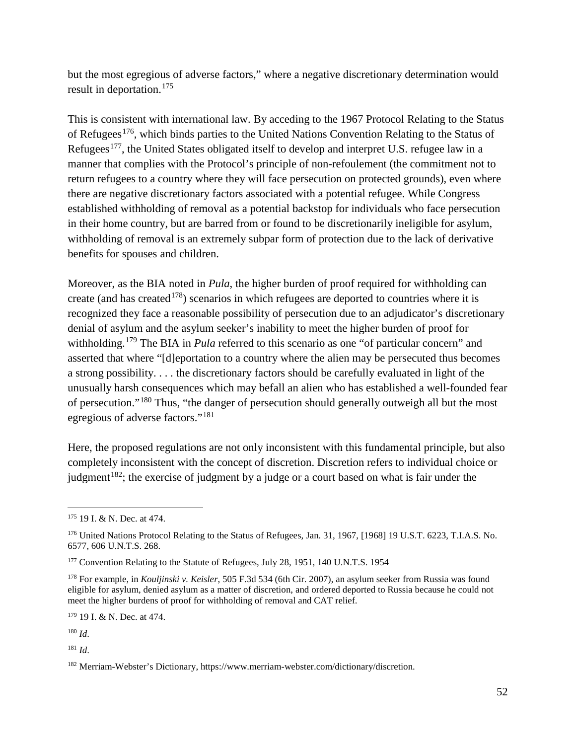but the most egregious of adverse factors," where a negative discretionary determination would result in deportation.[175]

This is consistent with international law. By acceding to the 1967 Protocol Relating to the Status of Refugees[176], which binds parties to the United Nations Convention Relating to the Status of Refugees[177], the United States obligated itself to develop and interpret U.S. refugee law in a manner that complies with the Protocol's principle of non-refoulement (the commitment not to return refugees to a country where they will face persecution on protected grounds), even where there are negative discretionary factors associated with a potential refugee. While Congress established withholding of removal as a potential backstop for individuals who face persecution in their home country, but are barred from or found to be discretionarily ineligible for asylum, withholding of removal is an extremely subpar form of protection due to the lack of derivative benefits for spouses and children.

Moreover, as the BIA noted in *Pula*, the higher burden of proof required for withholding can create (and has created[178]) scenarios in which refugees are deported to countries where it is recognized they face a reasonable possibility of persecution due to an adjudicator's discretionary denial of asylum and the asylum seeker's inability to meet the higher burden of proof for withholding.[179] The BIA in *Pula* referred to this scenario as one "of particular concern" and asserted that where "[d]eportation to a country where the alien may be persecuted thus becomes a strong possibility. . . . the discretionary factors should be carefully evaluated in light of the unusually harsh consequences which may befall an alien who has established a well-founded fear of persecution."[180] Thus, "the danger of persecution should generally outweigh all but the most egregious of adverse factors."[181]

Here, the proposed regulations are not only inconsistent with this fundamental principle, but also completely inconsistent with the concept of discretion. Discretion refers to individual choice or judgment[182]; the exercise of judgment by a judge or a court based on what is fair under the

---

[175] 19 I. & N. Dec. at 474.

[176] United Nations Protocol Relating to the Status of Refugees, Jan. 31, 1967, [1968] 19 U.S.T. 6223, T.I.A.S. No. 6577, 606 U.N.T.S. 268.

[177] Convention Relating to the Statute of Refugees, July 28, 1951, 140 U.N.T.S. 1954

[178] For example, in *Kouljinski v. Keisler*, 505 F.3d 534 (6th Cir. 2007), an asylum seeker from Russia was found eligible for asylum, denied asylum as a matter of discretion, and ordered deported to Russia because he could not meet the higher burdens of proof for withholding of removal and CAT relief.

[179] 19 I. & N. Dec. at 474.

[180] *Id*.

[181] *Id*.

[182] Merriam-Webster's Dictionary, https://www.merriam-webster.com/dictionary/discretion.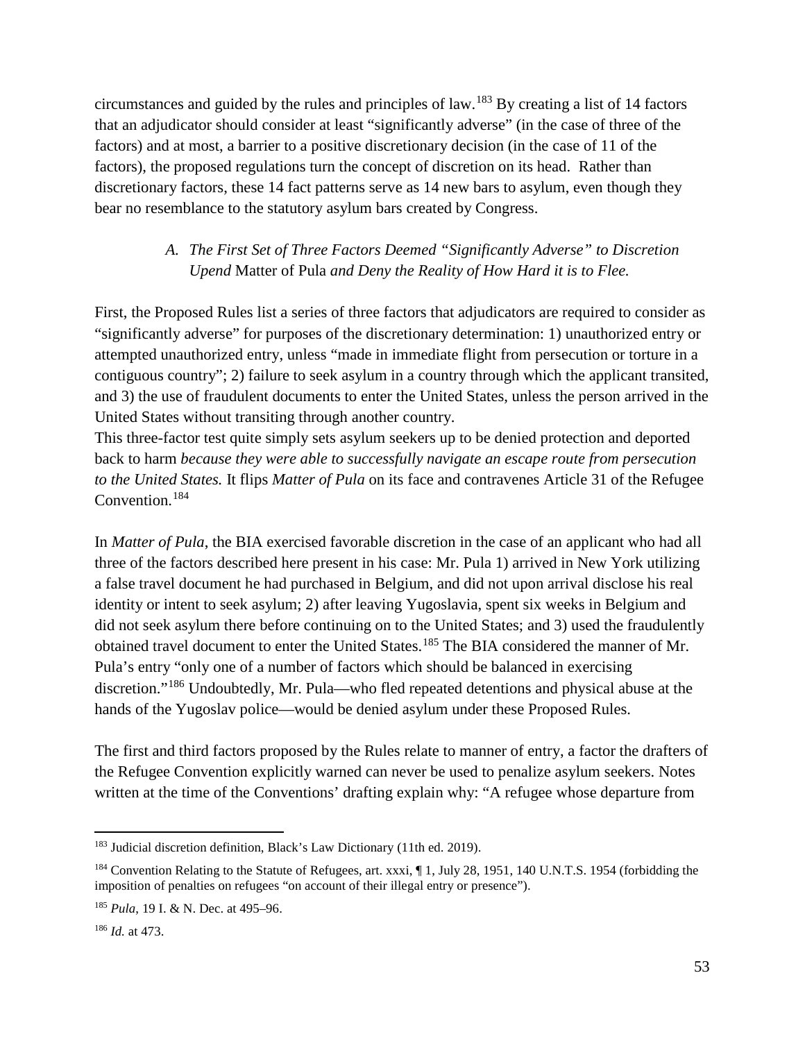circumstances and guided by the rules and principles of law.[183] By creating a list of 14 factors that an adjudicator should consider at least "significantly adverse" (in the case of three of the factors) and at most, a barrier to a positive discretionary decision (in the case of 11 of the factors), the proposed regulations turn the concept of discretion on its head. Rather than discretionary factors, these 14 fact patterns serve as 14 new bars to asylum, even though they bear no resemblance to the statutory asylum bars created by Congress.

### *A. The First Set of Three Factors Deemed "Significantly Adverse" to Discretion Upend* Matter of Pula *and Deny the Reality of How Hard it is to Flee.*

First, the Proposed Rules list a series of three factors that adjudicators are required to consider as "significantly adverse" for purposes of the discretionary determination: 1) unauthorized entry or attempted unauthorized entry, unless "made in immediate flight from persecution or torture in a contiguous country"; 2) failure to seek asylum in a country through which the applicant transited, and 3) the use of fraudulent documents to enter the United States, unless the person arrived in the United States without transiting through another country.

This three-factor test quite simply sets asylum seekers up to be denied protection and deported back to harm *because they were able to successfully navigate an escape route from persecution to the United States.* It flips *Matter of Pula* on its face and contravenes Article 31 of the Refugee Convention.[184]

In *Matter of Pula*, the BIA exercised favorable discretion in the case of an applicant who had all three of the factors described here present in his case: Mr. Pula 1) arrived in New York utilizing a false travel document he had purchased in Belgium, and did not upon arrival disclose his real identity or intent to seek asylum; 2) after leaving Yugoslavia, spent six weeks in Belgium and did not seek asylum there before continuing on to the United States; and 3) used the fraudulently obtained travel document to enter the United States.[185] The BIA considered the manner of Mr. Pula's entry "only one of a number of factors which should be balanced in exercising discretion."[186] Undoubtedly, Mr. Pula—who fled repeated detentions and physical abuse at the hands of the Yugoslav police—would be denied asylum under these Proposed Rules.

The first and third factors proposed by the Rules relate to manner of entry, a factor the drafters of the Refugee Convention explicitly warned can never be used to penalize asylum seekers. Notes written at the time of the Conventions' drafting explain why: "A refugee whose departure from

---

[183] Judicial discretion definition, Black's Law Dictionary (11th ed. 2019).

[184] Convention Relating to the Statute of Refugees, art. xxxi, ¶ 1, July 28, 1951, 140 U.N.T.S. 1954 (forbidding the imposition of penalties on refugees "on account of their illegal entry or presence").

[185] *Pula*, 19 I. & N. Dec. at 495–96.

[186] *Id.* at 473.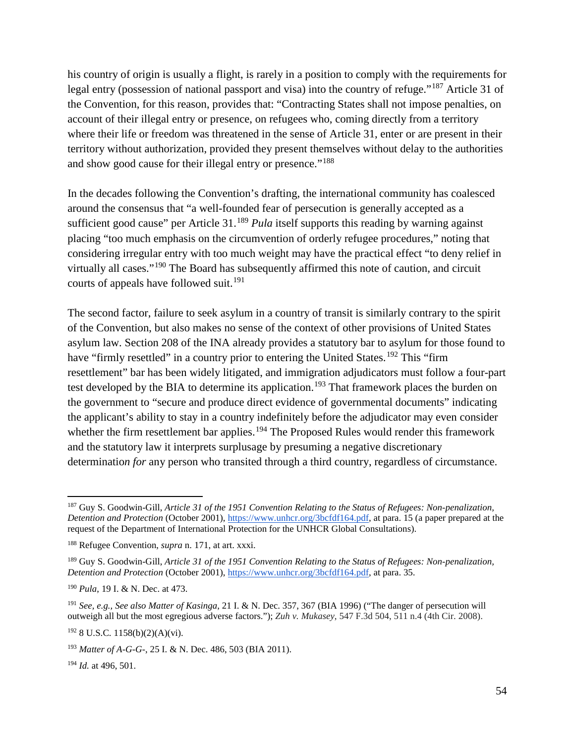his country of origin is usually a flight, is rarely in a position to comply with the requirements for legal entry (possession of national passport and visa) into the country of refuge."[187] Article 31 of the Convention, for this reason, provides that: "Contracting States shall not impose penalties, on account of their illegal entry or presence, on refugees who, coming directly from a territory where their life or freedom was threatened in the sense of Article 31, enter or are present in their territory without authorization, provided they present themselves without delay to the authorities and show good cause for their illegal entry or presence."[188]

In the decades following the Convention's drafting, the international community has coalesced around the consensus that "a well-founded fear of persecution is generally accepted as a sufficient good cause" per Article 31.[189] *Pula* itself supports this reading by warning against placing "too much emphasis on the circumvention of orderly refugee procedures," noting that considering irregular entry with too much weight may have the practical effect "to deny relief in virtually all cases."[190] The Board has subsequently affirmed this note of caution, and circuit courts of appeals have followed suit.[191]

The second factor, failure to seek asylum in a country of transit is similarly contrary to the spirit of the Convention, but also makes no sense of the context of other provisions of United States asylum law. Section 208 of the INA already provides a statutory bar to asylum for those found to have "firmly resettled" in a country prior to entering the United States.[192] This "firm resettlement" bar has been widely litigated, and immigration adjudicators must follow a four-part test developed by the BIA to determine its application.[193] That framework places the burden on the government to "secure and produce direct evidence of governmental documents" indicating the applicant's ability to stay in a country indefinitely before the adjudicator may even consider whether the firm resettlement bar applies.[194] The Proposed Rules would render this framework and the statutory law it interprets surplusage by presuming a negative discretionary determinatio*n for* any person who transited through a third country, regardless of circumstance.

---

[187] Guy S. Goodwin-Gill, *Article 31 of the 1951 Convention Relating to the Status of Refugees: Non-penalization, Detention and Protection* (October 2001), https://www.unhcr.org/3bcfdf164.pdf, at para. 15 (a paper prepared at the request of the Department of International Protection for the UNHCR Global Consultations).

[188] Refugee Convention, *supra* n. 171, at art. xxxi.

[189] Guy S. Goodwin-Gill, *Article 31 of the 1951 Convention Relating to the Status of Refugees: Non-penalization, Detention and Protection* (October 2001), https://www.unhcr.org/3bcfdf164.pdf, at para. 35.

[190] *Pula,* 19 I. & N. Dec. at 473.

[191] *See, e.g., See also Matter of Kasinga*, 21 I. & N. Dec. 357, 367 (BIA 1996) ("The danger of persecution will outweigh all but the most egregious adverse factors."); *Zuh v. Mukasey*, 547 F.3d 504, 511 n.4 (4th Cir. 2008).

[192] 8 U.S.C. 1158(b)(2)(A)(vi).

[193] *Matter of A-G-G-*, 25 I. & N. Dec. 486, 503 (BIA 2011).

[194] *Id.* at 496, 501.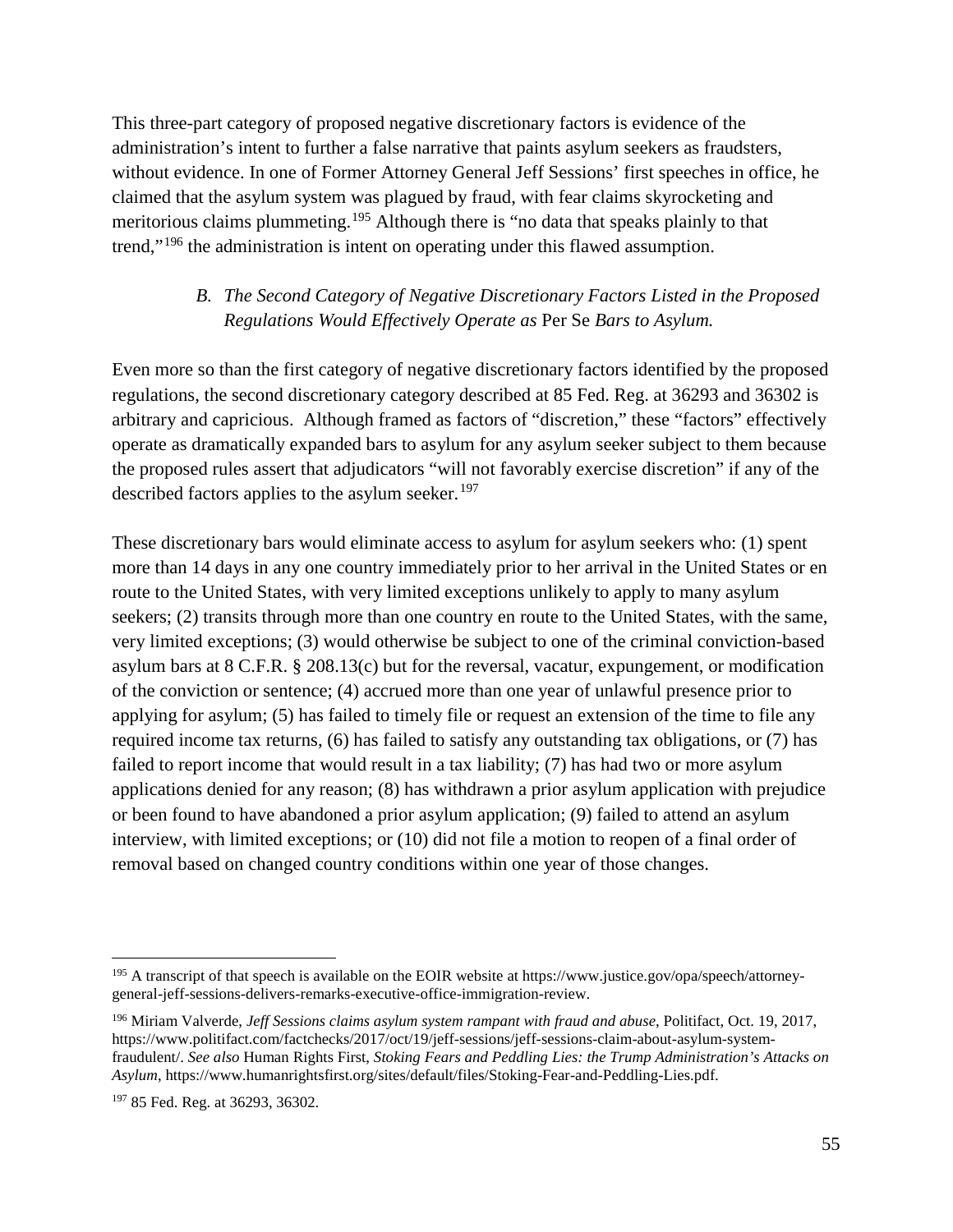This three-part category of proposed negative discretionary factors is evidence of the administration's intent to further a false narrative that paints asylum seekers as fraudsters, without evidence. In one of Former Attorney General Jeff Sessions' first speeches in office, he claimed that the asylum system was plagued by fraud, with fear claims skyrocketing and meritorious claims plummeting.[195] Although there is "no data that speaks plainly to that trend,"[196] the administration is intent on operating under this flawed assumption.

### *B. The Second Category of Negative Discretionary Factors Listed in the Proposed Regulations Would Effectively Operate as* Per Se *Bars to Asylum.*

Even more so than the first category of negative discretionary factors identified by the proposed regulations, the second discretionary category described at 85 Fed. Reg. at 36293 and 36302 is arbitrary and capricious. Although framed as factors of "discretion," these "factors" effectively operate as dramatically expanded bars to asylum for any asylum seeker subject to them because the proposed rules assert that adjudicators "will not favorably exercise discretion" if any of the described factors applies to the asylum seeker.[197]

These discretionary bars would eliminate access to asylum for asylum seekers who: (1) spent more than 14 days in any one country immediately prior to her arrival in the United States or en route to the United States, with very limited exceptions unlikely to apply to many asylum seekers; (2) transits through more than one country en route to the United States, with the same, very limited exceptions; (3) would otherwise be subject to one of the criminal conviction-based asylum bars at 8 C.F.R. § 208.13(c) but for the reversal, vacatur, expungement, or modification of the conviction or sentence; (4) accrued more than one year of unlawful presence prior to applying for asylum; (5) has failed to timely file or request an extension of the time to file any required income tax returns, (6) has failed to satisfy any outstanding tax obligations, or (7) has failed to report income that would result in a tax liability; (7) has had two or more asylum applications denied for any reason; (8) has withdrawn a prior asylum application with prejudice or been found to have abandoned a prior asylum application; (9) failed to attend an asylum interview, with limited exceptions; or (10) did not file a motion to reopen of a final order of removal based on changed country conditions within one year of those changes.

---

[195] A transcript of that speech is available on the EOIR website at https://www.justice.gov/opa/speech/attorney-general-jeff-sessions-delivers-remarks-executive-office-immigration-review.

[196] Miriam Valverde, *Jeff Sessions claims asylum system rampant with fraud and abuse*, Politifact, Oct. 19, 2017, https://www.politifact.com/factchecks/2017/oct/19/jeff-sessions/jeff-sessions-claim-about-asylum-system-fraudulent/. *See also* Human Rights First, *Stoking Fears and Peddling Lies: the Trump Administration's Attacks on Asylum*, https://www.humanrightsfirst.org/sites/default/files/Stoking-Fear-and-Peddling-Lies.pdf.

[197] 85 Fed. Reg. at 36293, 36302.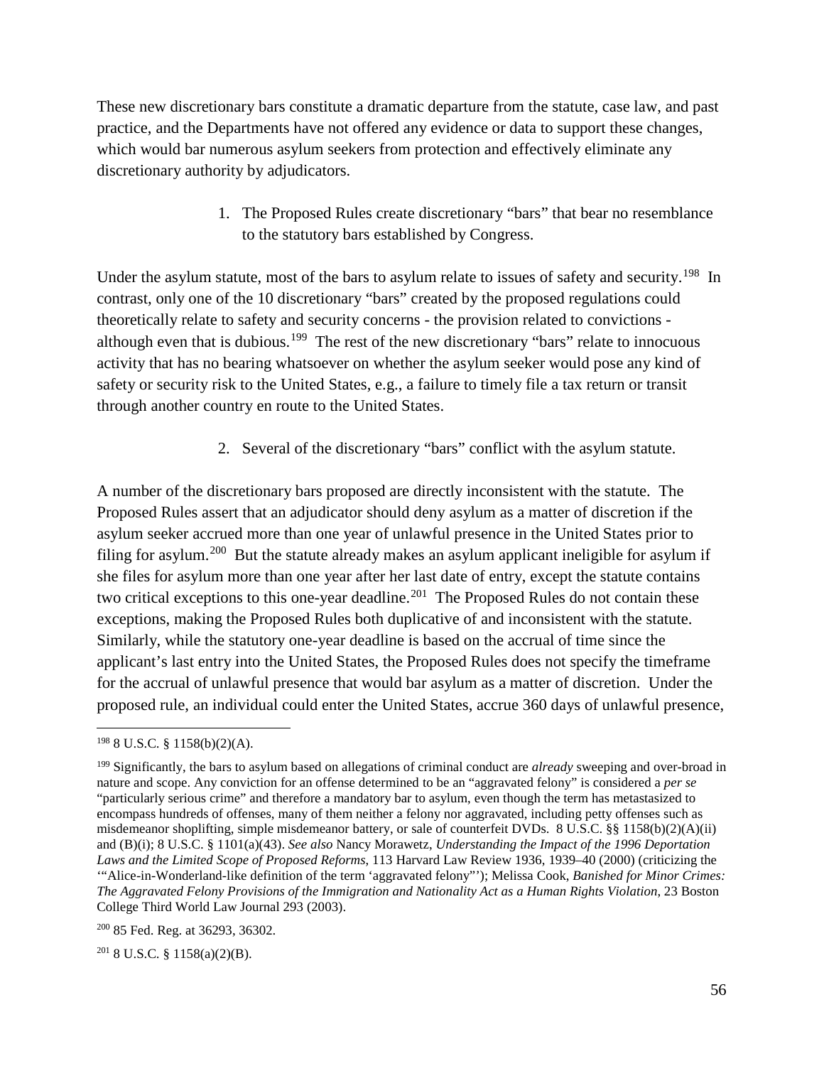These new discretionary bars constitute a dramatic departure from the statute, case law, and past practice, and the Departments have not offered any evidence or data to support these changes, which would bar numerous asylum seekers from protection and effectively eliminate any discretionary authority by adjudicators.

1. The Proposed Rules create discretionary "bars" that bear no resemblance to the statutory bars established by Congress.

Under the asylum statute, most of the bars to asylum relate to issues of safety and security.[198] In contrast, only one of the 10 discretionary "bars" created by the proposed regulations could theoretically relate to safety and security concerns - the provision related to convictions - although even that is dubious.[199] The rest of the new discretionary "bars" relate to innocuous activity that has no bearing whatsoever on whether the asylum seeker would pose any kind of safety or security risk to the United States, e.g., a failure to timely file a tax return or transit through another country en route to the United States.

2. Several of the discretionary "bars" conflict with the asylum statute.

A number of the discretionary bars proposed are directly inconsistent with the statute. The Proposed Rules assert that an adjudicator should deny asylum as a matter of discretion if the asylum seeker accrued more than one year of unlawful presence in the United States prior to filing for asylum.[200] But the statute already makes an asylum applicant ineligible for asylum if she files for asylum more than one year after her last date of entry, except the statute contains two critical exceptions to this one-year deadline.[201] The Proposed Rules do not contain these exceptions, making the Proposed Rules both duplicative of and inconsistent with the statute. Similarly, while the statutory one-year deadline is based on the accrual of time since the applicant's last entry into the United States, the Proposed Rules does not specify the timeframe for the accrual of unlawful presence that would bar asylum as a matter of discretion. Under the proposed rule, an individual could enter the United States, accrue 360 days of unlawful presence,

---

[198] 8 U.S.C. § 1158(b)(2)(A).

[199] Significantly, the bars to asylum based on allegations of criminal conduct are *already* sweeping and over-broad in nature and scope. Any conviction for an offense determined to be an "aggravated felony" is considered a *per se* "particularly serious crime" and therefore a mandatory bar to asylum, even though the term has metastasized to encompass hundreds of offenses, many of them neither a felony nor aggravated, including petty offenses such as misdemeanor shoplifting, simple misdemeanor battery, or sale of counterfeit DVDs. 8 U.S.C. §§ 1158(b)(2)(A)(ii) and (B)(i); 8 U.S.C. § 1101(a)(43). *See also* Nancy Morawetz, *Understanding the Impact of the 1996 Deportation Laws and the Limited Scope of Proposed Reforms*, 113 Harvard Law Review 1936, 1939–40 (2000) (criticizing the '"Alice-in-Wonderland-like definition of the term 'aggravated felony"'); Melissa Cook, *Banished for Minor Crimes: The Aggravated Felony Provisions of the Immigration and Nationality Act as a Human Rights Violation*, 23 Boston College Third World Law Journal 293 (2003).

[200] 85 Fed. Reg. at 36293, 36302.

[201] 8 U.S.C. § 1158(a)(2)(B).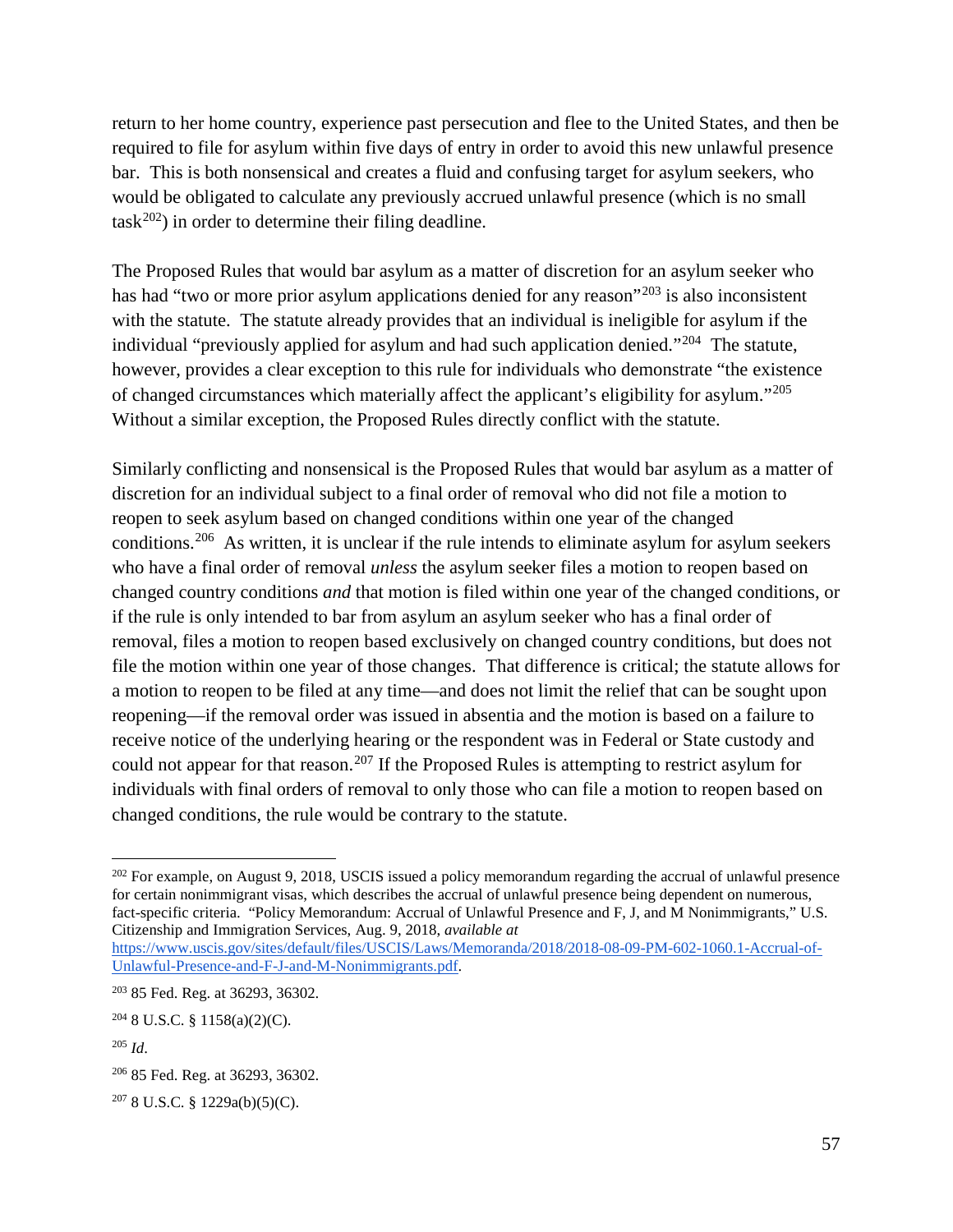return to her home country, experience past persecution and flee to the United States, and then be required to file for asylum within five days of entry in order to avoid this new unlawful presence bar. This is both nonsensical and creates a fluid and confusing target for asylum seekers, who would be obligated to calculate any previously accrued unlawful presence (which is no small task[202]) in order to determine their filing deadline.

The Proposed Rules that would bar asylum as a matter of discretion for an asylum seeker who has had "two or more prior asylum applications denied for any reason"[203] is also inconsistent with the statute. The statute already provides that an individual is ineligible for asylum if the individual "previously applied for asylum and had such application denied."[204] The statute, however, provides a clear exception to this rule for individuals who demonstrate "the existence of changed circumstances which materially affect the applicant's eligibility for asylum."[205] Without a similar exception, the Proposed Rules directly conflict with the statute.

Similarly conflicting and nonsensical is the Proposed Rules that would bar asylum as a matter of discretion for an individual subject to a final order of removal who did not file a motion to reopen to seek asylum based on changed conditions within one year of the changed conditions.[206] As written, it is unclear if the rule intends to eliminate asylum for asylum seekers who have a final order of removal *unless* the asylum seeker files a motion to reopen based on changed country conditions *and* that motion is filed within one year of the changed conditions, or if the rule is only intended to bar from asylum an asylum seeker who has a final order of removal, files a motion to reopen based exclusively on changed country conditions, but does not file the motion within one year of those changes. That difference is critical; the statute allows for a motion to reopen to be filed at any time—and does not limit the relief that can be sought upon reopening—if the removal order was issued in absentia and the motion is based on a failure to receive notice of the underlying hearing or the respondent was in Federal or State custody and could not appear for that reason.[207] If the Proposed Rules is attempting to restrict asylum for individuals with final orders of removal to only those who can file a motion to reopen based on changed conditions, the rule would be contrary to the statute.

---

[202] For example, on August 9, 2018, USCIS issued a policy memorandum regarding the accrual of unlawful presence for certain nonimmigrant visas, which describes the accrual of unlawful presence being dependent on numerous, fact-specific criteria. "Policy Memorandum: Accrual of Unlawful Presence and F, J, and M Nonimmigrants," U.S. Citizenship and Immigration Services, Aug. 9, 2018, *available at* https://www.uscis.gov/sites/default/files/USCIS/Laws/Memoranda/2018/2018-08-09-PM-602-1060.1-Accrual-of-Unlawful-Presence-and-F-J-and-M-Nonimmigrants.pdf.

[203] 85 Fed. Reg. at 36293, 36302.

[204] 8 U.S.C. § 1158(a)(2)(C).

[205] *Id*.

[206] 85 Fed. Reg. at 36293, 36302.

[207] 8 U.S.C. § 1229a(b)(5)(C).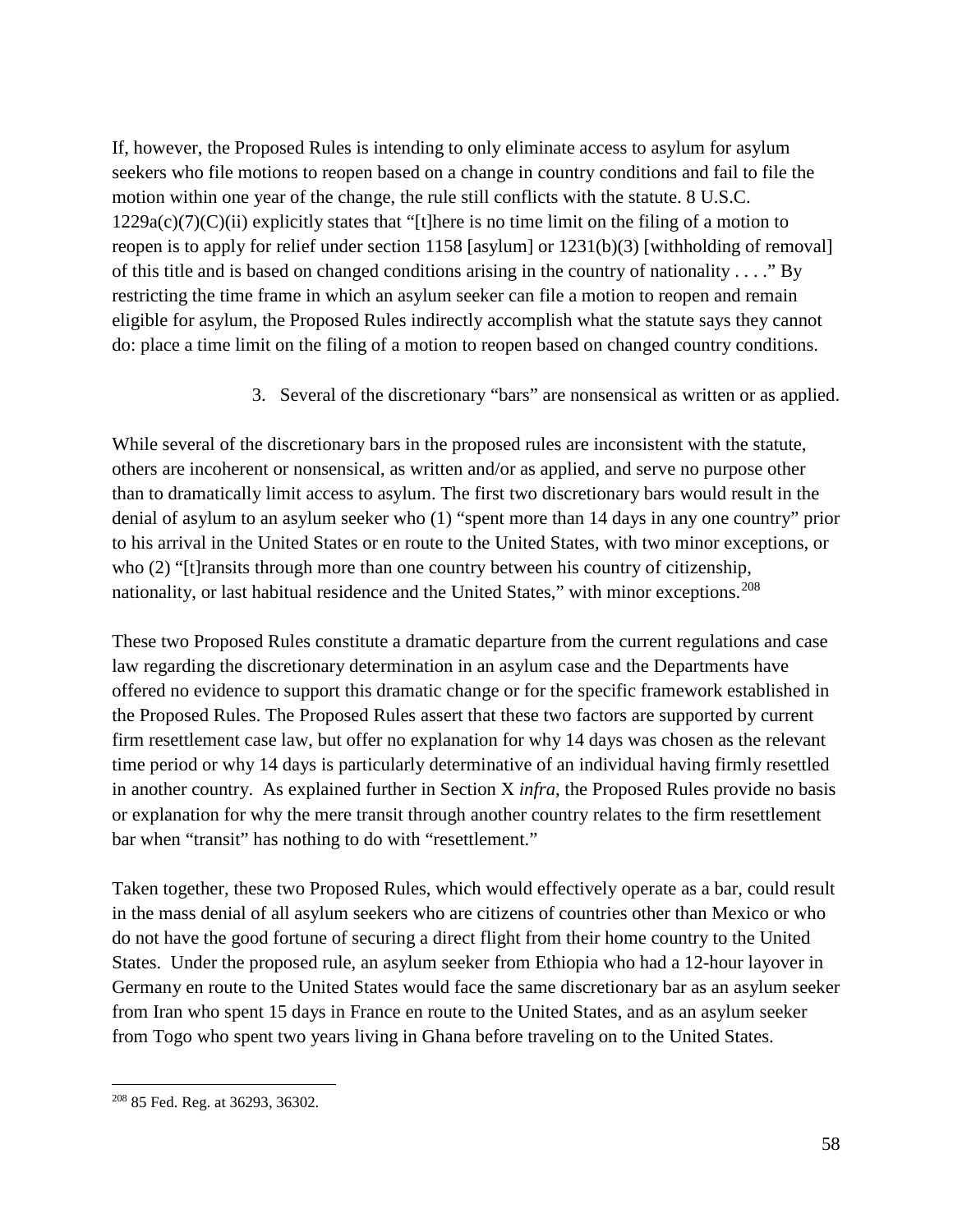If, however, the Proposed Rules is intending to only eliminate access to asylum for asylum seekers who file motions to reopen based on a change in country conditions and fail to file the motion within one year of the change, the rule still conflicts with the statute. 8 U.S.C. 1229a(c)(7)(C)(ii) explicitly states that "[t]here is no time limit on the filing of a motion to reopen is to apply for relief under section 1158 [asylum] or 1231(b)(3) [withholding of removal] of this title and is based on changed conditions arising in the country of nationality . . . ." By restricting the time frame in which an asylum seeker can file a motion to reopen and remain eligible for asylum, the Proposed Rules indirectly accomplish what the statute says they cannot do: place a time limit on the filing of a motion to reopen based on changed country conditions.

### 3. Several of the discretionary "bars" are nonsensical as written or as applied.

While several of the discretionary bars in the proposed rules are inconsistent with the statute, others are incoherent or nonsensical, as written and/or as applied, and serve no purpose other than to dramatically limit access to asylum. The first two discretionary bars would result in the denial of asylum to an asylum seeker who (1) "spent more than 14 days in any one country" prior to his arrival in the United States or en route to the United States, with two minor exceptions, or who (2) "[t]ransits through more than one country between his country of citizenship, nationality, or last habitual residence and the United States," with minor exceptions.[208]

These two Proposed Rules constitute a dramatic departure from the current regulations and case law regarding the discretionary determination in an asylum case and the Departments have offered no evidence to support this dramatic change or for the specific framework established in the Proposed Rules. The Proposed Rules assert that these two factors are supported by current firm resettlement case law, but offer no explanation for why 14 days was chosen as the relevant time period or why 14 days is particularly determinative of an individual having firmly resettled in another country. As explained further in Section X *infra*, the Proposed Rules provide no basis or explanation for why the mere transit through another country relates to the firm resettlement bar when "transit" has nothing to do with "resettlement."

Taken together, these two Proposed Rules, which would effectively operate as a bar, could result in the mass denial of all asylum seekers who are citizens of countries other than Mexico or who do not have the good fortune of securing a direct flight from their home country to the United States. Under the proposed rule, an asylum seeker from Ethiopia who had a 12-hour layover in Germany en route to the United States would face the same discretionary bar as an asylum seeker from Iran who spent 15 days in France en route to the United States, and as an asylum seeker from Togo who spent two years living in Ghana before traveling on to the United States.

---

[208] 85 Fed. Reg. at 36293, 36302.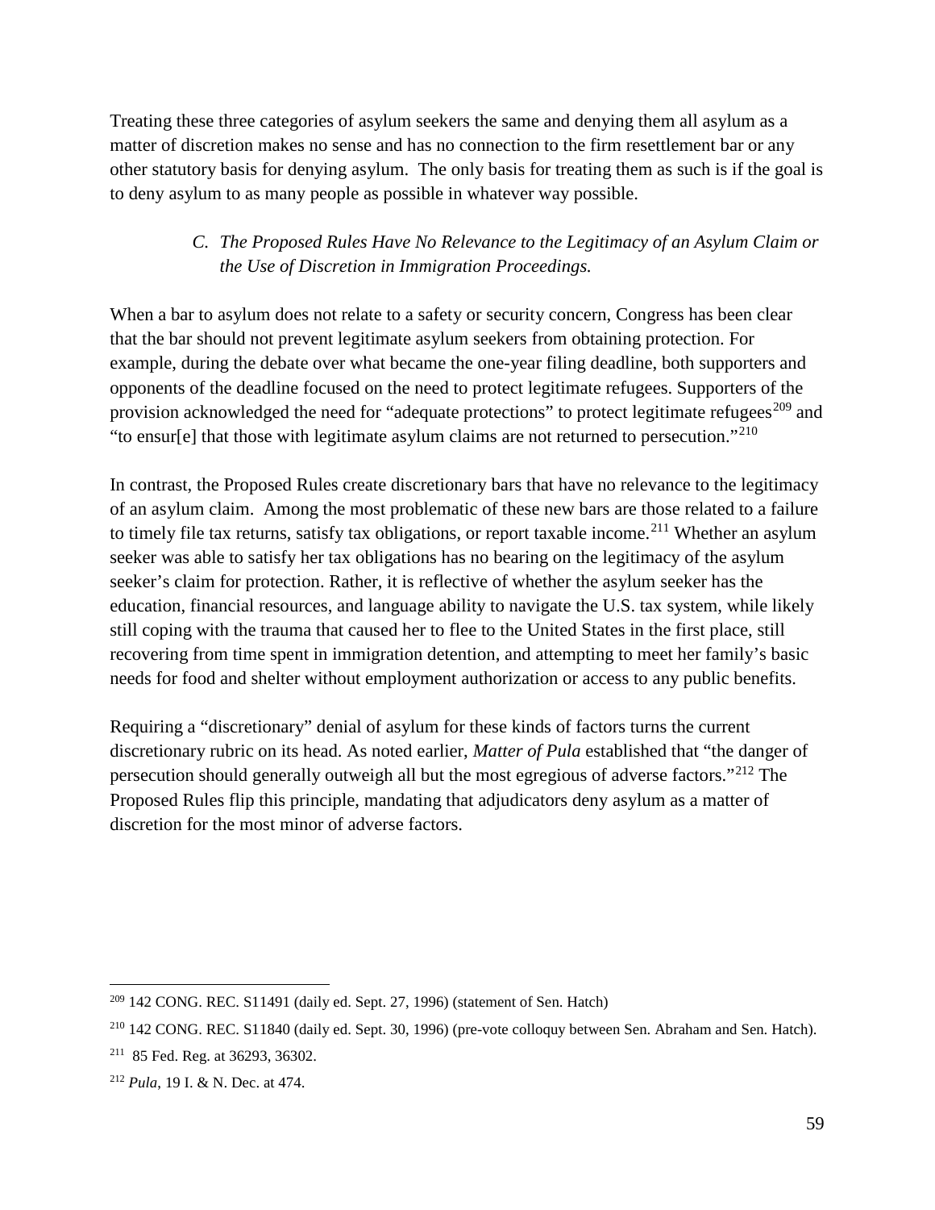Treating these three categories of asylum seekers the same and denying them all asylum as a matter of discretion makes no sense and has no connection to the firm resettlement bar or any other statutory basis for denying asylum. The only basis for treating them as such is if the goal is to deny asylum to as many people as possible in whatever way possible.

### *C. The Proposed Rules Have No Relevance to the Legitimacy of an Asylum Claim or the Use of Discretion in Immigration Proceedings.*

When a bar to asylum does not relate to a safety or security concern, Congress has been clear that the bar should not prevent legitimate asylum seekers from obtaining protection. For example, during the debate over what became the one-year filing deadline, both supporters and opponents of the deadline focused on the need to protect legitimate refugees. Supporters of the provision acknowledged the need for "adequate protections" to protect legitimate refugees[209] and "to ensur[e] that those with legitimate asylum claims are not returned to persecution."[210]

In contrast, the Proposed Rules create discretionary bars that have no relevance to the legitimacy of an asylum claim. Among the most problematic of these new bars are those related to a failure to timely file tax returns, satisfy tax obligations, or report taxable income.[211] Whether an asylum seeker was able to satisfy her tax obligations has no bearing on the legitimacy of the asylum seeker's claim for protection. Rather, it is reflective of whether the asylum seeker has the education, financial resources, and language ability to navigate the U.S. tax system, while likely still coping with the trauma that caused her to flee to the United States in the first place, still recovering from time spent in immigration detention, and attempting to meet her family's basic needs for food and shelter without employment authorization or access to any public benefits.

Requiring a "discretionary" denial of asylum for these kinds of factors turns the current discretionary rubric on its head. As noted earlier, *Matter of Pula* established that "the danger of persecution should generally outweigh all but the most egregious of adverse factors."[212] The Proposed Rules flip this principle, mandating that adjudicators deny asylum as a matter of discretion for the most minor of adverse factors.

---

[209] 142 CONG. REC. S11491 (daily ed. Sept. 27, 1996) (statement of Sen. Hatch)

[210] 142 CONG. REC. S11840 (daily ed. Sept. 30, 1996) (pre-vote colloquy between Sen. Abraham and Sen. Hatch).

[211] 85 Fed. Reg. at 36293, 36302.

[212] *Pula*, 19 I. & N. Dec. at 474.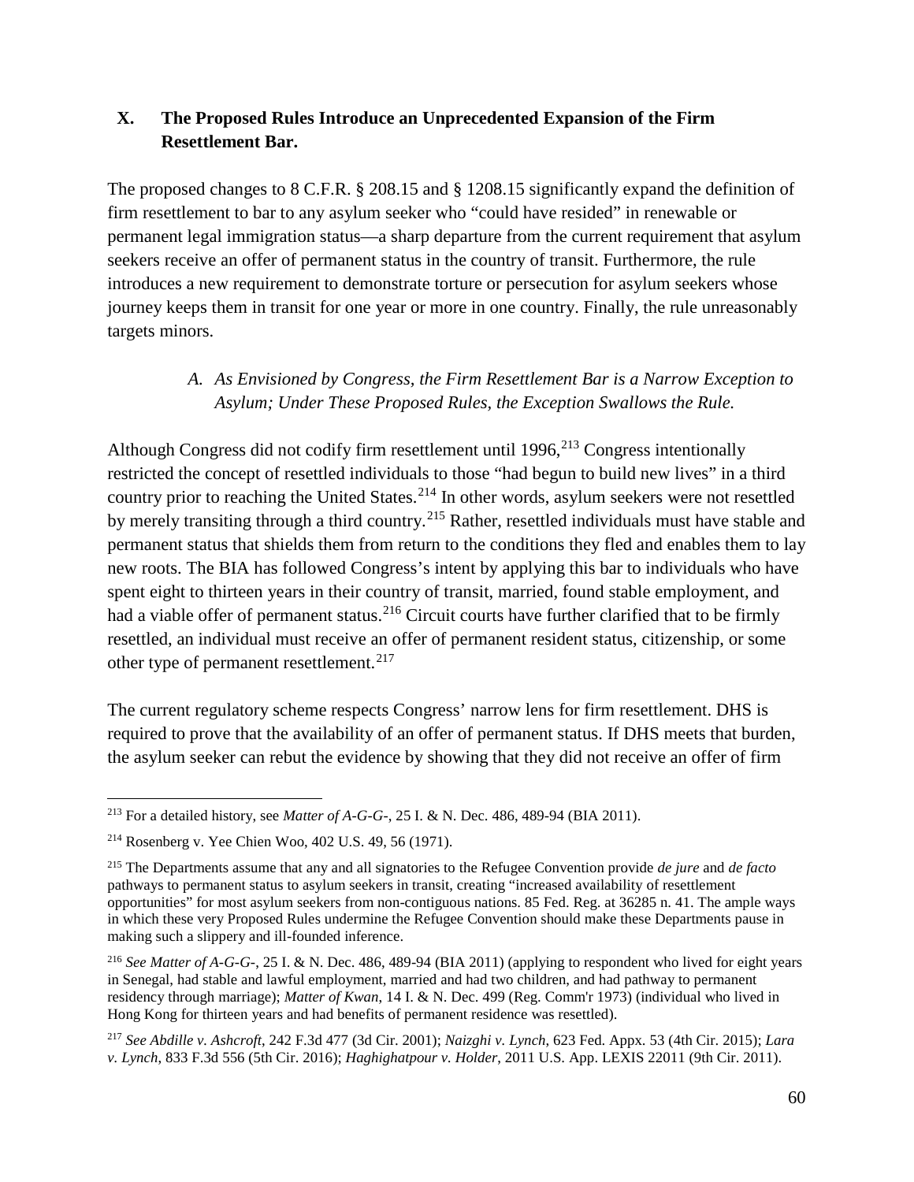## X. The Proposed Rules Introduce an Unprecedented Expansion of the Firm Resettlement Bar.

The proposed changes to 8 C.F.R. § 208.15 and § 1208.15 significantly expand the definition of firm resettlement to bar to any asylum seeker who "could have resided" in renewable or permanent legal immigration status—a sharp departure from the current requirement that asylum seekers receive an offer of permanent status in the country of transit. Furthermore, the rule introduces a new requirement to demonstrate torture or persecution for asylum seekers whose journey keeps them in transit for one year or more in one country. Finally, the rule unreasonably targets minors.

### *A. As Envisioned by Congress, the Firm Resettlement Bar is a Narrow Exception to Asylum; Under These Proposed Rules, the Exception Swallows the Rule.*

Although Congress did not codify firm resettlement until 1996,[213] Congress intentionally restricted the concept of resettled individuals to those "had begun to build new lives" in a third country prior to reaching the United States.[214] In other words, asylum seekers were not resettled by merely transiting through a third country.[215] Rather, resettled individuals must have stable and permanent status that shields them from return to the conditions they fled and enables them to lay new roots. The BIA has followed Congress's intent by applying this bar to individuals who have spent eight to thirteen years in their country of transit, married, found stable employment, and had a viable offer of permanent status.[216] Circuit courts have further clarified that to be firmly resettled, an individual must receive an offer of permanent resident status, citizenship, or some other type of permanent resettlement.[217]

The current regulatory scheme respects Congress' narrow lens for firm resettlement. DHS is required to prove that the availability of an offer of permanent status. If DHS meets that burden, the asylum seeker can rebut the evidence by showing that they did not receive an offer of firm

---

[213] For a detailed history, see *Matter of A-G-G-*, 25 I. & N. Dec. 486, 489-94 (BIA 2011).

[214] Rosenberg v. Yee Chien Woo, 402 U.S. 49, 56 (1971).

[215] The Departments assume that any and all signatories to the Refugee Convention provide *de jure* and *de facto* pathways to permanent status to asylum seekers in transit, creating "increased availability of resettlement opportunities" for most asylum seekers from non-contiguous nations. 85 Fed. Reg. at 36285 n. 41. The ample ways in which these very Proposed Rules undermine the Refugee Convention should make these Departments pause in making such a slippery and ill-founded inference.

[216] *See Matter of A-G-G-*, 25 I. & N. Dec. 486, 489-94 (BIA 2011) (applying to respondent who lived for eight years in Senegal, had stable and lawful employment, married and had two children, and had pathway to permanent residency through marriage); *Matter of Kwan*, 14 I. & N. Dec. 499 (Reg. Comm'r 1973) (individual who lived in Hong Kong for thirteen years and had benefits of permanent residence was resettled).

[217] *See Abdille v. Ashcroft*, 242 F.3d 477 (3d Cir. 2001); *Naizghi v. Lynch*, 623 Fed. Appx. 53 (4th Cir. 2015); *Lara v. Lynch*, 833 F.3d 556 (5th Cir. 2016); *Haghighatpour v. Holder*, 2011 U.S. App. LEXIS 22011 (9th Cir. 2011).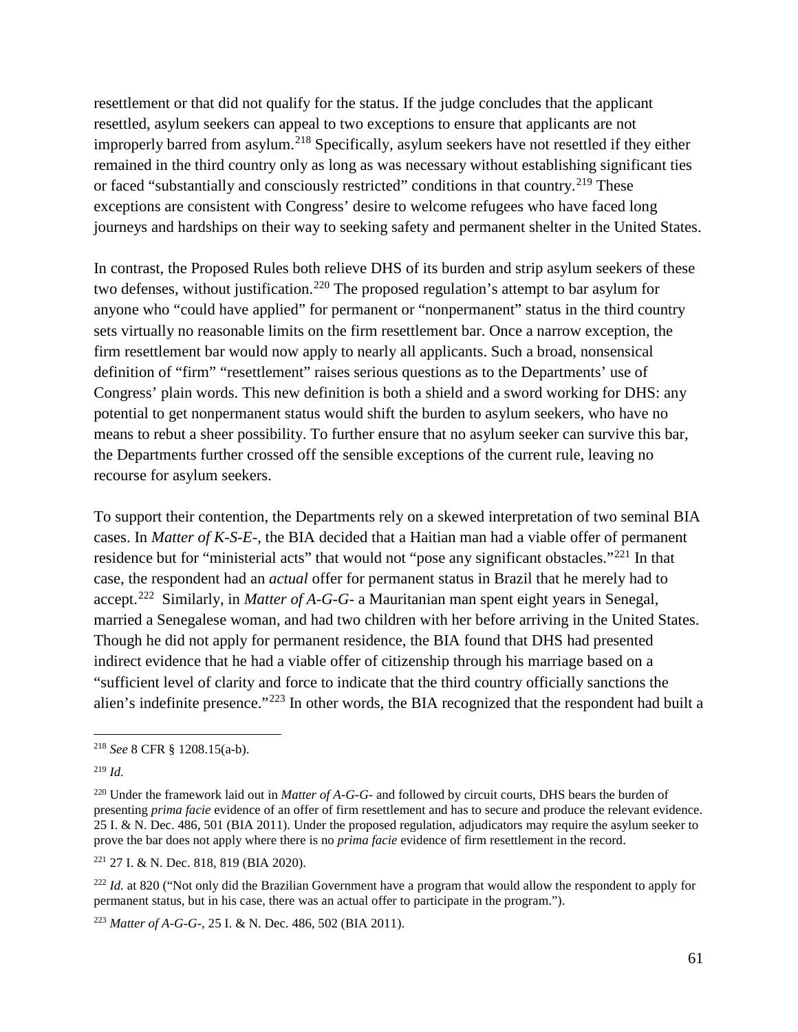resettlement or that did not qualify for the status. If the judge concludes that the applicant resettled, asylum seekers can appeal to two exceptions to ensure that applicants are not improperly barred from asylum.[218] Specifically, asylum seekers have not resettled if they either remained in the third country only as long as was necessary without establishing significant ties or faced "substantially and consciously restricted" conditions in that country.[219] These exceptions are consistent with Congress' desire to welcome refugees who have faced long journeys and hardships on their way to seeking safety and permanent shelter in the United States.

In contrast, the Proposed Rules both relieve DHS of its burden and strip asylum seekers of these two defenses, without justification.[220] The proposed regulation's attempt to bar asylum for anyone who "could have applied" for permanent or "nonpermanent" status in the third country sets virtually no reasonable limits on the firm resettlement bar. Once a narrow exception, the firm resettlement bar would now apply to nearly all applicants. Such a broad, nonsensical definition of "firm" "resettlement" raises serious questions as to the Departments' use of Congress' plain words. This new definition is both a shield and a sword working for DHS: any potential to get nonpermanent status would shift the burden to asylum seekers, who have no means to rebut a sheer possibility. To further ensure that no asylum seeker can survive this bar, the Departments further crossed off the sensible exceptions of the current rule, leaving no recourse for asylum seekers.

To support their contention, the Departments rely on a skewed interpretation of two seminal BIA cases. In *Matter of K-S-E-*, the BIA decided that a Haitian man had a viable offer of permanent residence but for "ministerial acts" that would not "pose any significant obstacles."[221] In that case, the respondent had an *actual* offer for permanent status in Brazil that he merely had to accept.[222] Similarly, in *Matter of A-G-G-* a Mauritanian man spent eight years in Senegal, married a Senegalese woman, and had two children with her before arriving in the United States. Though he did not apply for permanent residence, the BIA found that DHS had presented indirect evidence that he had a viable offer of citizenship through his marriage based on a "sufficient level of clarity and force to indicate that the third country officially sanctions the alien's indefinite presence."[223] In other words, the BIA recognized that the respondent had built a

---

[218] *See* 8 CFR § 1208.15(a-b).

[219] *Id.*

[220] Under the framework laid out in *Matter of A-G-G-* and followed by circuit courts, DHS bears the burden of presenting *prima facie* evidence of an offer of firm resettlement and has to secure and produce the relevant evidence. 25 I. & N. Dec. 486, 501 (BIA 2011). Under the proposed regulation, adjudicators may require the asylum seeker to prove the bar does not apply where there is no *prima facie* evidence of firm resettlement in the record.

[221] 27 I. & N. Dec. 818, 819 (BIA 2020).

[222] *Id.* at 820 ("Not only did the Brazilian Government have a program that would allow the respondent to apply for permanent status, but in his case, there was an actual offer to participate in the program.").

[223] *Matter of A-G-G-*, 25 I. & N. Dec. 486, 502 (BIA 2011).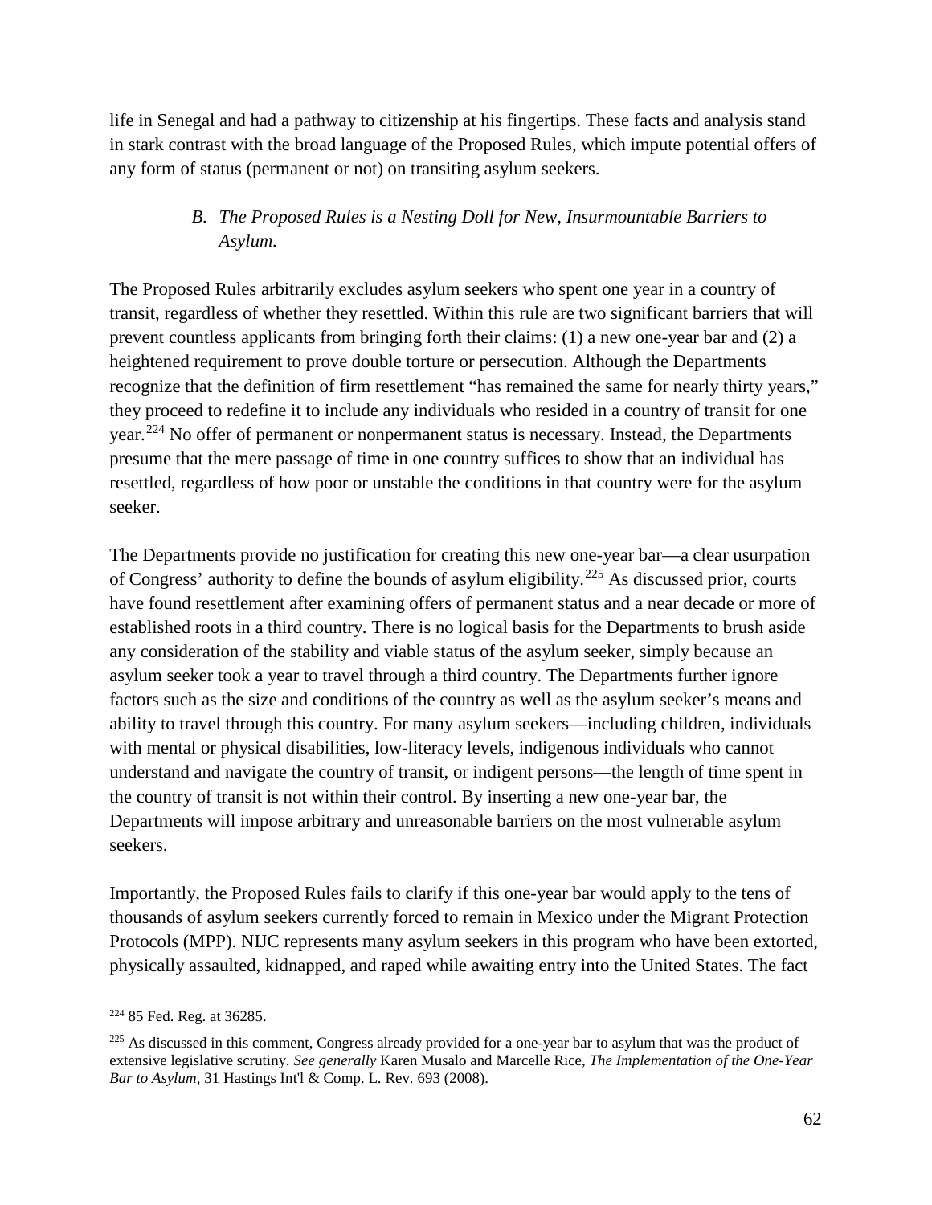life in Senegal and had a pathway to citizenship at his fingertips. These facts and analysis stand in stark contrast with the broad language of the Proposed Rules, which impute potential offers of any form of status (permanent or not) on transiting asylum seekers.

### *B. The Proposed Rules is a Nesting Doll for New, Insurmountable Barriers to Asylum.*

The Proposed Rules arbitrarily excludes asylum seekers who spent one year in a country of transit, regardless of whether they resettled. Within this rule are two significant barriers that will prevent countless applicants from bringing forth their claims: (1) a new one-year bar and (2) a heightened requirement to prove double torture or persecution. Although the Departments recognize that the definition of firm resettlement "has remained the same for nearly thirty years," they proceed to redefine it to include any individuals who resided in a country of transit for one year.[224] No offer of permanent or nonpermanent status is necessary. Instead, the Departments presume that the mere passage of time in one country suffices to show that an individual has resettled, regardless of how poor or unstable the conditions in that country were for the asylum seeker.

The Departments provide no justification for creating this new one-year bar—a clear usurpation of Congress' authority to define the bounds of asylum eligibility.[225] As discussed prior, courts have found resettlement after examining offers of permanent status and a near decade or more of established roots in a third country. There is no logical basis for the Departments to brush aside any consideration of the stability and viable status of the asylum seeker, simply because an asylum seeker took a year to travel through a third country. The Departments further ignore factors such as the size and conditions of the country as well as the asylum seeker's means and ability to travel through this country. For many asylum seekers—including children, individuals with mental or physical disabilities, low-literacy levels, indigenous individuals who cannot understand and navigate the country of transit, or indigent persons—the length of time spent in the country of transit is not within their control. By inserting a new one-year bar, the Departments will impose arbitrary and unreasonable barriers on the most vulnerable asylum seekers.

Importantly, the Proposed Rules fails to clarify if this one-year bar would apply to the tens of thousands of asylum seekers currently forced to remain in Mexico under the Migrant Protection Protocols (MPP). NIJC represents many asylum seekers in this program who have been extorted, physically assaulted, kidnapped, and raped while awaiting entry into the United States. The fact

---

[224] 85 Fed. Reg. at 36285.

[225] As discussed in this comment, Congress already provided for a one-year bar to asylum that was the product of extensive legislative scrutiny. *See generally* Karen Musalo and Marcelle Rice, *The Implementation of the One-Year Bar to Asylum*, 31 Hastings Int'l & Comp. L. Rev. 693 (2008).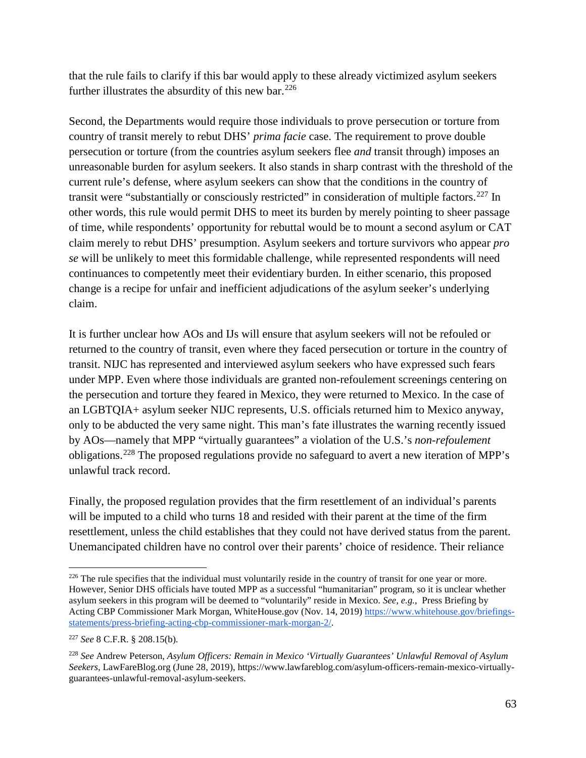that the rule fails to clarify if this bar would apply to these already victimized asylum seekers further illustrates the absurdity of this new bar.[226]

Second, the Departments would require those individuals to prove persecution or torture from country of transit merely to rebut DHS' *prima facie* case. The requirement to prove double persecution or torture (from the countries asylum seekers flee *and* transit through) imposes an unreasonable burden for asylum seekers. It also stands in sharp contrast with the threshold of the current rule's defense, where asylum seekers can show that the conditions in the country of transit were "substantially or consciously restricted" in consideration of multiple factors.[227] In other words, this rule would permit DHS to meet its burden by merely pointing to sheer passage of time, while respondents' opportunity for rebuttal would be to mount a second asylum or CAT claim merely to rebut DHS' presumption. Asylum seekers and torture survivors who appear *pro se* will be unlikely to meet this formidable challenge, while represented respondents will need continuances to competently meet their evidentiary burden. In either scenario, this proposed change is a recipe for unfair and inefficient adjudications of the asylum seeker's underlying claim.

It is further unclear how AOs and IJs will ensure that asylum seekers will not be refouled or returned to the country of transit, even where they faced persecution or torture in the country of transit. NIJC has represented and interviewed asylum seekers who have expressed such fears under MPP. Even where those individuals are granted non-refoulement screenings centering on the persecution and torture they feared in Mexico, they were returned to Mexico. In the case of an LGBTQIA+ asylum seeker NIJC represents, U.S. officials returned him to Mexico anyway, only to be abducted the very same night. This man's fate illustrates the warning recently issued by AOs—namely that MPP "virtually guarantees" a violation of the U.S.'s *non-refoulement* obligations.[228] The proposed regulations provide no safeguard to avert a new iteration of MPP's unlawful track record.

Finally, the proposed regulation provides that the firm resettlement of an individual's parents will be imputed to a child who turns 18 and resided with their parent at the time of the firm resettlement, unless the child establishes that they could not have derived status from the parent. Unemancipated children have no control over their parents' choice of residence. Their reliance

---

[226] The rule specifies that the individual must voluntarily reside in the country of transit for one year or more. However, Senior DHS officials have touted MPP as a successful "humanitarian" program, so it is unclear whether asylum seekers in this program will be deemed to "voluntarily" reside in Mexico. *See, e.g.,* Press Briefing by Acting CBP Commissioner Mark Morgan, WhiteHouse.gov (Nov. 14, 2019) https://www.whitehouse.gov/briefings-statements/press-briefing-acting-cbp-commissioner-mark-morgan-2/.

[227] *See* 8 C.F.R. § 208.15(b).

[228] *See* Andrew Peterson, *Asylum Officers: Remain in Mexico 'Virtually Guarantees' Unlawful Removal of Asylum Seekers*, LawFareBlog.org (June 28, 2019), https://www.lawfareblog.com/asylum-officers-remain-mexico-virtually-guarantees-unlawful-removal-asylum-seekers.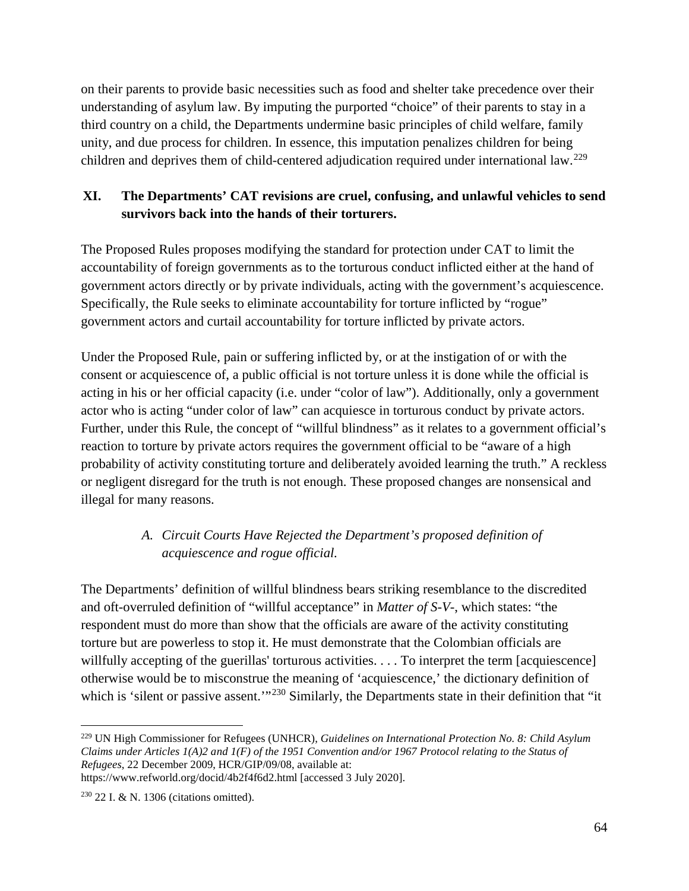on their parents to provide basic necessities such as food and shelter take precedence over their understanding of asylum law. By imputing the purported "choice" of their parents to stay in a third country on a child, the Departments undermine basic principles of child welfare, family unity, and due process for children. In essence, this imputation penalizes children for being children and deprives them of child-centered adjudication required under international law.[229]

## XI. The Departments' CAT revisions are cruel, confusing, and unlawful vehicles to send survivors back into the hands of their torturers.

The Proposed Rules proposes modifying the standard for protection under CAT to limit the accountability of foreign governments as to the torturous conduct inflicted either at the hand of government actors directly or by private individuals, acting with the government's acquiescence. Specifically, the Rule seeks to eliminate accountability for torture inflicted by "rogue" government actors and curtail accountability for torture inflicted by private actors.

Under the Proposed Rule, pain or suffering inflicted by, or at the instigation of or with the consent or acquiescence of, a public official is not torture unless it is done while the official is acting in his or her official capacity (i.e. under "color of law"). Additionally, only a government actor who is acting "under color of law" can acquiesce in torturous conduct by private actors. Further, under this Rule, the concept of "willful blindness" as it relates to a government official's reaction to torture by private actors requires the government official to be "aware of a high probability of activity constituting torture and deliberately avoided learning the truth." A reckless or negligent disregard for the truth is not enough. These proposed changes are nonsensical and illegal for many reasons.

### *A. Circuit Courts Have Rejected the Department's proposed definition of acquiescence and rogue official.*

The Departments' definition of willful blindness bears striking resemblance to the discredited and oft-overruled definition of "willful acceptance" in *Matter of S-V-*, which states: "the respondent must do more than show that the officials are aware of the activity constituting torture but are powerless to stop it. He must demonstrate that the Colombian officials are willfully accepting of the guerillas' torturous activities. . . . To interpret the term [acquiescence] otherwise would be to misconstrue the meaning of 'acquiescence,' the dictionary definition of which is 'silent or passive assent.'"[230] Similarly, the Departments state in their definition that "it

---

[229] UN High Commissioner for Refugees (UNHCR), *Guidelines on International Protection No. 8: Child Asylum Claims under Articles 1(A)2 and 1(F) of the 1951 Convention and/or 1967 Protocol relating to the Status of Refugees*, 22 December 2009, HCR/GIP/09/08, available at: https://www.refworld.org/docid/4b2f4f6d2.html [accessed 3 July 2020].

[230] 22 I. & N. 1306 (citations omitted).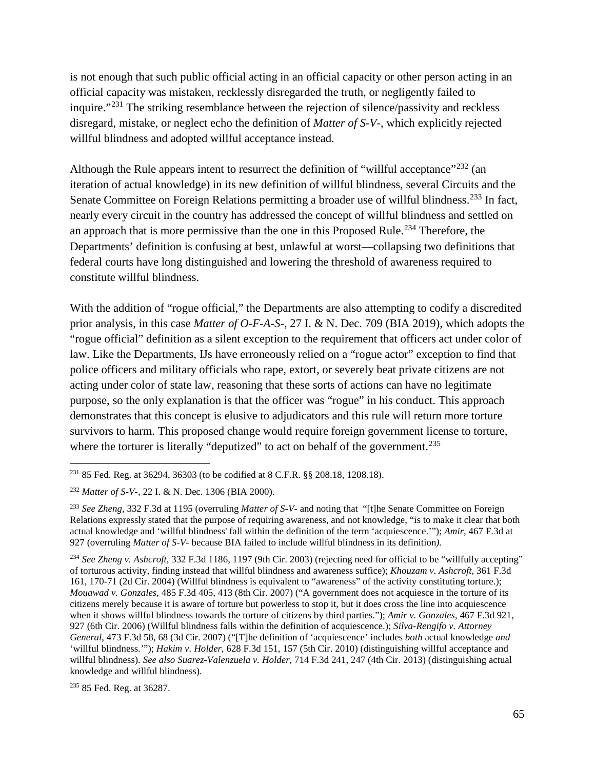is not enough that such public official acting in an official capacity or other person acting in an official capacity was mistaken, recklessly disregarded the truth, or negligently failed to inquire."[231] The striking resemblance between the rejection of silence/passivity and reckless disregard, mistake, or neglect echo the definition of *Matter of S-V-*, which explicitly rejected willful blindness and adopted willful acceptance instead.

Although the Rule appears intent to resurrect the definition of "willful acceptance"[232] (an iteration of actual knowledge) in its new definition of willful blindness, several Circuits and the Senate Committee on Foreign Relations permitting a broader use of willful blindness.[233] In fact, nearly every circuit in the country has addressed the concept of willful blindness and settled on an approach that is more permissive than the one in this Proposed Rule.[234] Therefore, the Departments' definition is confusing at best, unlawful at worst—collapsing two definitions that federal courts have long distinguished and lowering the threshold of awareness required to constitute willful blindness.

With the addition of "rogue official," the Departments are also attempting to codify a discredited prior analysis, in this case *Matter of O-F-A-S-*, 27 I. & N. Dec. 709 (BIA 2019), which adopts the "rogue official" definition as a silent exception to the requirement that officers act under color of law. Like the Departments, IJs have erroneously relied on a "rogue actor" exception to find that police officers and military officials who rape, extort, or severely beat private citizens are not acting under color of state law, reasoning that these sorts of actions can have no legitimate purpose, so the only explanation is that the officer was "rogue" in his conduct. This approach demonstrates that this concept is elusive to adjudicators and this rule will return more torture survivors to harm. This proposed change would require foreign government license to torture, where the torturer is literally "deputized" to act on behalf of the government.[235]

---

[231] 85 Fed. Reg. at 36294, 36303 (to be codified at 8 C.F.R. §§ 208.18, 1208.18).

[232] *Matter of S-V-*, 22 I. & N. Dec. 1306 (BIA 2000).

[233] *See Zheng*, 332 F.3d at 1195 (overruling *Matter of S-V-* and noting that "[t]he Senate Committee on Foreign Relations expressly stated that the purpose of requiring awareness, and not knowledge, "is to make it clear that both actual knowledge and 'willful blindness' fall within the definition of the term 'acquiescence.'"); *Amir*, 467 F.3d at 927 (overruling *Matter of S-V-* because BIA failed to include willful blindness in its definition*).*

[234] *See Zheng v. Ashcroft*, 332 F.3d 1186, 1197 (9th Cir. 2003) (rejecting need for official to be "willfully accepting" of torturous activity, finding instead that willful blindness and awareness suffice); *Khouzam v. Ashcroft*, 361 F.3d 161, 170-71 (2d Cir. 2004) (Willful blindness is equivalent to "awareness" of the activity constituting torture.); *Mouawad v. Gonzales*, 485 F.3d 405, 413 (8th Cir. 2007) ("A government does not acquiesce in the torture of its citizens merely because it is aware of torture but powerless to stop it, but it does cross the line into acquiescence when it shows willful blindness towards the torture of citizens by third parties."); *Amir v. Gonzales*, 467 F.3d 921, 927 (6th Cir. 2006) (Willful blindness falls within the definition of acquiescence.); *Silva-Rengifo v. Attorney General*, 473 F.3d 58, 68 (3d Cir. 2007) ("[T]he definition of 'acquiescence' includes *both* actual knowledge *and* 'willful blindness.'"); *Hakim v. Holder*, 628 F.3d 151, 157 (5th Cir. 2010) (distinguishing willful acceptance and willful blindness). *See also Suarez-Valenzuela v. Holder*, 714 F.3d 241, 247 (4th Cir. 2013) (distinguishing actual knowledge and willful blindness).

[235] 85 Fed. Reg. at 36287.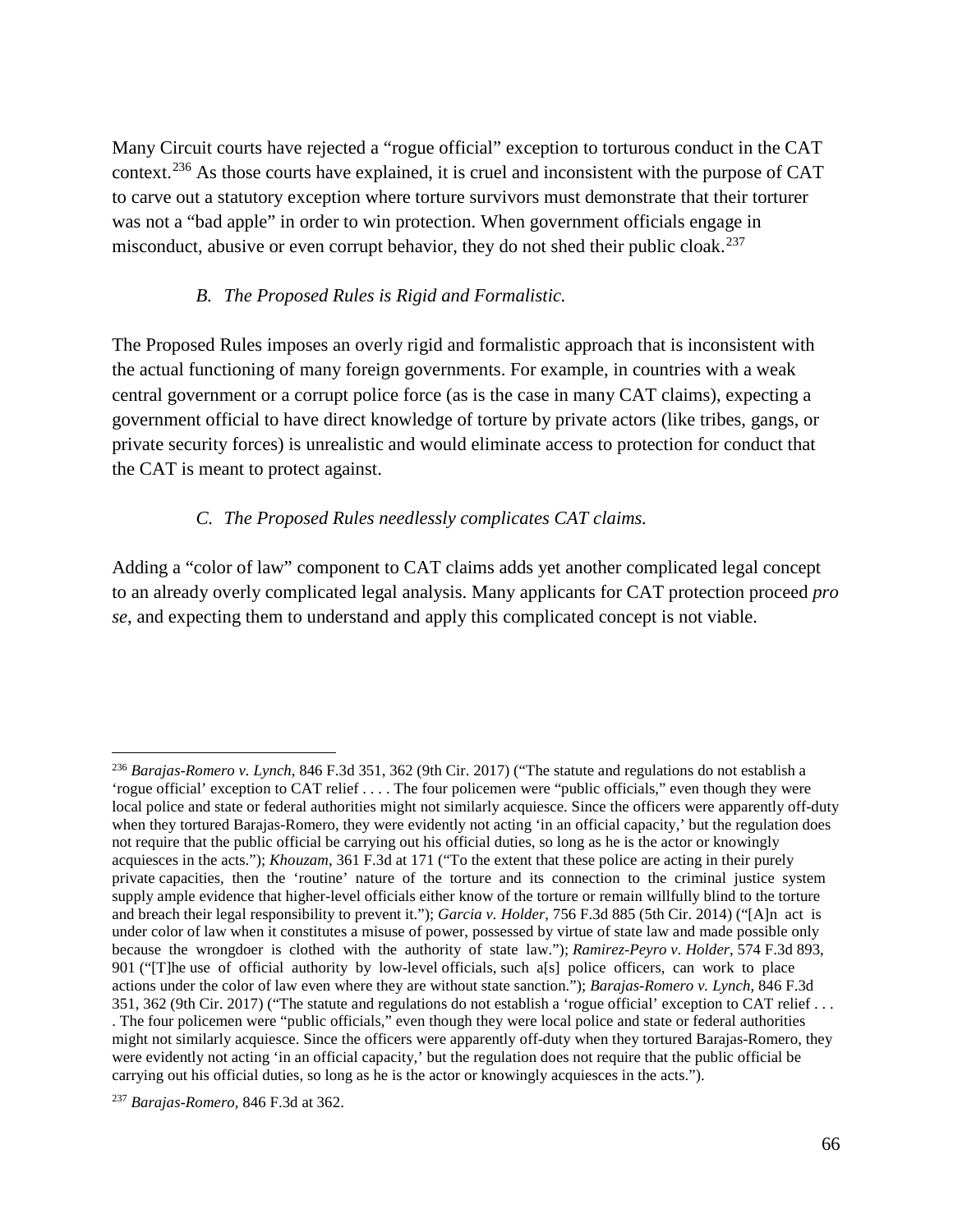Many Circuit courts have rejected a "rogue official" exception to torturous conduct in the CAT context.[236] As those courts have explained, it is cruel and inconsistent with the purpose of CAT to carve out a statutory exception where torture survivors must demonstrate that their torturer was not a "bad apple" in order to win protection. When government officials engage in misconduct, abusive or even corrupt behavior, they do not shed their public cloak.[237]

### *B. The Proposed Rules is Rigid and Formalistic.*

The Proposed Rules imposes an overly rigid and formalistic approach that is inconsistent with the actual functioning of many foreign governments. For example, in countries with a weak central government or a corrupt police force (as is the case in many CAT claims), expecting a government official to have direct knowledge of torture by private actors (like tribes, gangs, or private security forces) is unrealistic and would eliminate access to protection for conduct that the CAT is meant to protect against.

### *C. The Proposed Rules needlessly complicates CAT claims.*

Adding a "color of law" component to CAT claims adds yet another complicated legal concept to an already overly complicated legal analysis. Many applicants for CAT protection proceed *pro se*, and expecting them to understand and apply this complicated concept is not viable.

---

[236] *Barajas-Romero v. Lynch*, 846 F.3d 351, 362 (9th Cir. 2017) ("The statute and regulations do not establish a 'rogue official' exception to CAT relief . . . . The four policemen were "public officials," even though they were local police and state or federal authorities might not similarly acquiesce. Since the officers were apparently off-duty when they tortured Barajas-Romero, they were evidently not acting 'in an official capacity,' but the regulation does not require that the public official be carrying out his official duties, so long as he is the actor or knowingly acquiesces in the acts."); *Khouzam*, 361 F.3d at 171 ("To the extent that these police are acting in their purely private capacities, then the 'routine' nature of the torture and its connection to the criminal justice system supply ample evidence that higher-level officials either know of the torture or remain willfully blind to the torture and breach their legal responsibility to prevent it."); *Garcia v. Holder*, 756 F.3d 885 (5th Cir. 2014) ("[A]n act is under color of law when it constitutes a misuse of power, possessed by virtue of state law and made possible only because the wrongdoer is clothed with the authority of state law."); *Ramirez-Peyro v. Holder*, 574 F.3d 893, 901 ("[T]he use of official authority by low-level officials, such a[s] police officers, can work to place actions under the color of law even where they are without state sanction."); *Barajas-Romero v. Lynch*, 846 F.3d 351, 362 (9th Cir. 2017) ("The statute and regulations do not establish a 'rogue official' exception to CAT relief . . . . The four policemen were "public officials," even though they were local police and state or federal authorities might not similarly acquiesce. Since the officers were apparently off-duty when they tortured Barajas-Romero, they were evidently not acting 'in an official capacity,' but the regulation does not require that the public official be carrying out his official duties, so long as he is the actor or knowingly acquiesces in the acts.").

[237] *Barajas-Romero*, 846 F.3d at 362.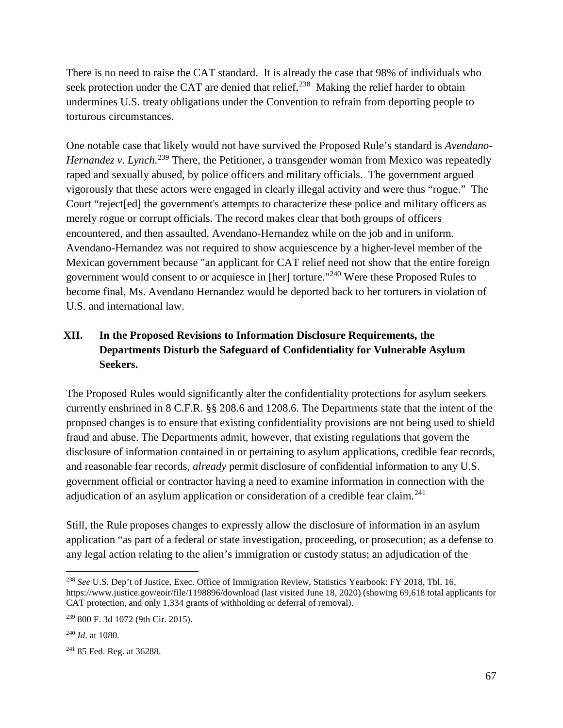There is no need to raise the CAT standard. It is already the case that 98% of individuals who seek protection under the CAT are denied that relief.[238] Making the relief harder to obtain undermines U.S. treaty obligations under the Convention to refrain from deporting people to torturous circumstances.

One notable case that likely would not have survived the Proposed Rule's standard is *Avendano-Hernandez v. Lynch*.[239] There, the Petitioner, a transgender woman from Mexico was repeatedly raped and sexually abused, by police officers and military officials. The government argued vigorously that these actors were engaged in clearly illegal activity and were thus "rogue." The Court "reject[ed] the government's attempts to characterize these police and military officers as merely rogue or corrupt officials. The record makes clear that both groups of officers encountered, and then assaulted, Avendano-Hernandez while on the job and in uniform. Avendano-Hernandez was not required to show acquiescence by a higher-level member of the Mexican government because "an applicant for CAT relief need not show that the entire foreign government would consent to or acquiesce in [her] torture."[240] Were these Proposed Rules to become final, Ms. Avendano Hernandez would be deported back to her torturers in violation of U.S. and international law.

## XII. In the Proposed Revisions to Information Disclosure Requirements, the Departments Disturb the Safeguard of Confidentiality for Vulnerable Asylum Seekers.

The Proposed Rules would significantly alter the confidentiality protections for asylum seekers currently enshrined in 8 C.F.R. §§ 208.6 and 1208.6. The Departments state that the intent of the proposed changes is to ensure that existing confidentiality provisions are not being used to shield fraud and abuse. The Departments admit, however, that existing regulations that govern the disclosure of information contained in or pertaining to asylum applications, credible fear records, and reasonable fear records, *already* permit disclosure of confidential information to any U.S. government official or contractor having a need to examine information in connection with the adjudication of an asylum application or consideration of a credible fear claim.[241]

Still, the Rule proposes changes to expressly allow the disclosure of information in an asylum application "as part of a federal or state investigation, proceeding, or prosecution; as a defense to any legal action relating to the alien's immigration or custody status; an adjudication of the

---

[238] *See* U.S. Dep't of Justice, Exec. Office of Immigration Review, Statistics Yearbook: FY 2018, Tbl. 16, https://www.justice.gov/eoir/file/1198896/download (last visited June 18, 2020) (showing 69,618 total applicants for CAT protection, and only 1,334 grants of withholding or deferral of removal).

[239] 800 F. 3d 1072 (9th Cir. 2015).

[240] *Id.* at 1080.

[241] 85 Fed. Reg. at 36288.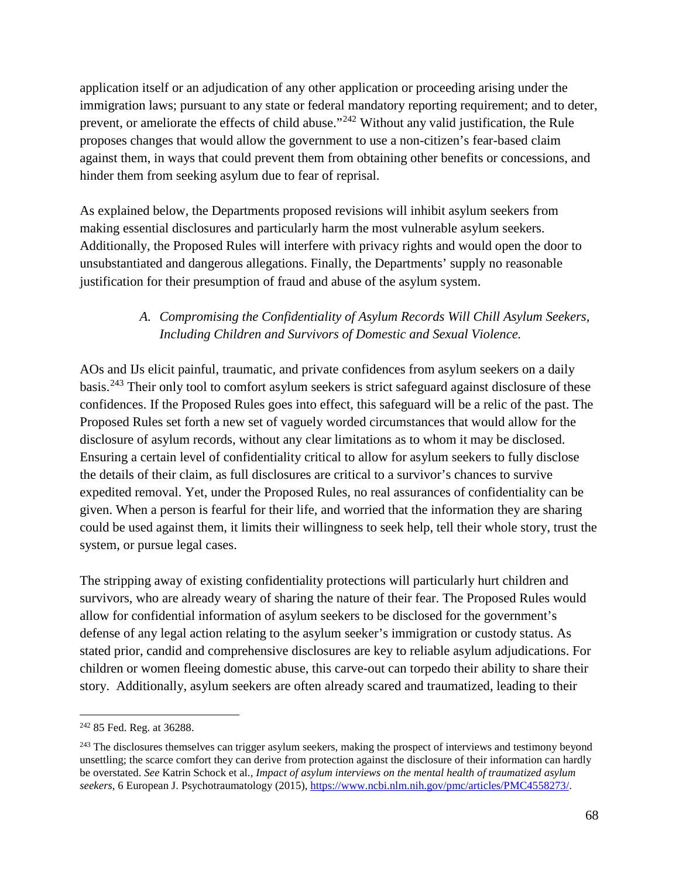application itself or an adjudication of any other application or proceeding arising under the immigration laws; pursuant to any state or federal mandatory reporting requirement; and to deter, prevent, or ameliorate the effects of child abuse."[242] Without any valid justification, the Rule proposes changes that would allow the government to use a non-citizen's fear-based claim against them, in ways that could prevent them from obtaining other benefits or concessions, and hinder them from seeking asylum due to fear of reprisal.

As explained below, the Departments proposed revisions will inhibit asylum seekers from making essential disclosures and particularly harm the most vulnerable asylum seekers. Additionally, the Proposed Rules will interfere with privacy rights and would open the door to unsubstantiated and dangerous allegations. Finally, the Departments' supply no reasonable justification for their presumption of fraud and abuse of the asylum system.

### *A. Compromising the Confidentiality of Asylum Records Will Chill Asylum Seekers, Including Children and Survivors of Domestic and Sexual Violence.*

AOs and IJs elicit painful, traumatic, and private confidences from asylum seekers on a daily basis.[243] Their only tool to comfort asylum seekers is strict safeguard against disclosure of these confidences. If the Proposed Rules goes into effect, this safeguard will be a relic of the past. The Proposed Rules set forth a new set of vaguely worded circumstances that would allow for the disclosure of asylum records, without any clear limitations as to whom it may be disclosed. Ensuring a certain level of confidentiality critical to allow for asylum seekers to fully disclose the details of their claim, as full disclosures are critical to a survivor's chances to survive expedited removal. Yet, under the Proposed Rules, no real assurances of confidentiality can be given. When a person is fearful for their life, and worried that the information they are sharing could be used against them, it limits their willingness to seek help, tell their whole story, trust the system, or pursue legal cases.

The stripping away of existing confidentiality protections will particularly hurt children and survivors, who are already weary of sharing the nature of their fear. The Proposed Rules would allow for confidential information of asylum seekers to be disclosed for the government's defense of any legal action relating to the asylum seeker's immigration or custody status. As stated prior, candid and comprehensive disclosures are key to reliable asylum adjudications. For children or women fleeing domestic abuse, this carve-out can torpedo their ability to share their story. Additionally, asylum seekers are often already scared and traumatized, leading to their

---

[242] 85 Fed. Reg. at 36288.

[243] The disclosures themselves can trigger asylum seekers, making the prospect of interviews and testimony beyond unsettling; the scarce comfort they can derive from protection against the disclosure of their information can hardly be overstated. *See* Katrin Schock et al., *Impact of asylum interviews on the mental health of traumatized asylum seekers*, 6 European J. Psychotraumatology (2015), https://www.ncbi.nlm.nih.gov/pmc/articles/PMC4558273/.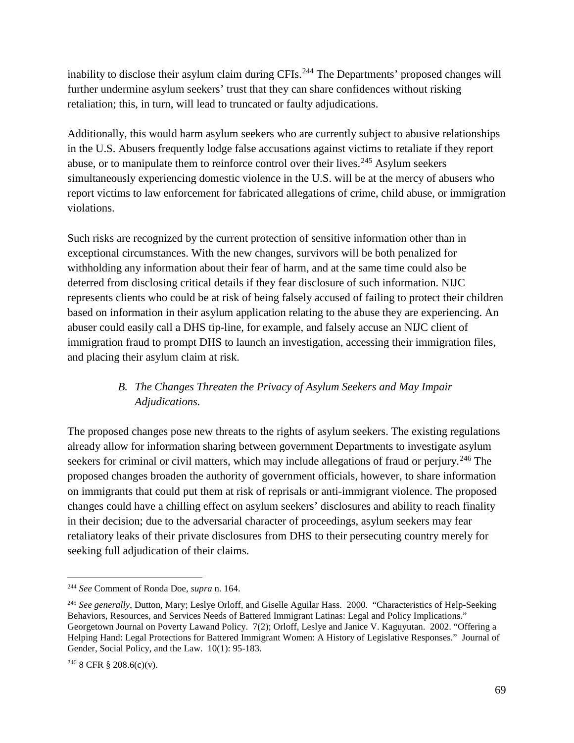inability to disclose their asylum claim during CFIs.[244] The Departments' proposed changes will further undermine asylum seekers' trust that they can share confidences without risking retaliation; this, in turn, will lead to truncated or faulty adjudications.

Additionally, this would harm asylum seekers who are currently subject to abusive relationships in the U.S. Abusers frequently lodge false accusations against victims to retaliate if they report abuse, or to manipulate them to reinforce control over their lives.[245] Asylum seekers simultaneously experiencing domestic violence in the U.S. will be at the mercy of abusers who report victims to law enforcement for fabricated allegations of crime, child abuse, or immigration violations.

Such risks are recognized by the current protection of sensitive information other than in exceptional circumstances. With the new changes, survivors will be both penalized for withholding any information about their fear of harm, and at the same time could also be deterred from disclosing critical details if they fear disclosure of such information. NIJC represents clients who could be at risk of being falsely accused of failing to protect their children based on information in their asylum application relating to the abuse they are experiencing. An abuser could easily call a DHS tip-line, for example, and falsely accuse an NIJC client of immigration fraud to prompt DHS to launch an investigation, accessing their immigration files, and placing their asylum claim at risk.

### *B. The Changes Threaten the Privacy of Asylum Seekers and May Impair Adjudications.*

The proposed changes pose new threats to the rights of asylum seekers. The existing regulations already allow for information sharing between government Departments to investigate asylum seekers for criminal or civil matters, which may include allegations of fraud or perjury.[246] The proposed changes broaden the authority of government officials, however, to share information on immigrants that could put them at risk of reprisals or anti-immigrant violence. The proposed changes could have a chilling effect on asylum seekers' disclosures and ability to reach finality in their decision; due to the adversarial character of proceedings, asylum seekers may fear retaliatory leaks of their private disclosures from DHS to their persecuting country merely for seeking full adjudication of their claims.

---

[244] *See* Comment of Ronda Doe, *supra* n. 164.

[245] *See generally*, Dutton, Mary; Leslye Orloff, and Giselle Aguilar Hass. 2000. "Characteristics of Help-Seeking Behaviors, Resources, and Services Needs of Battered Immigrant Latinas: Legal and Policy Implications." Georgetown Journal on Poverty Lawand Policy. 7(2); Orloff, Leslye and Janice V. Kaguyutan. 2002. "Offering a Helping Hand: Legal Protections for Battered Immigrant Women: A History of Legislative Responses." Journal of Gender, Social Policy, and the Law. 10(1): 95-183.

[246] 8 CFR § 208.6(c)(v).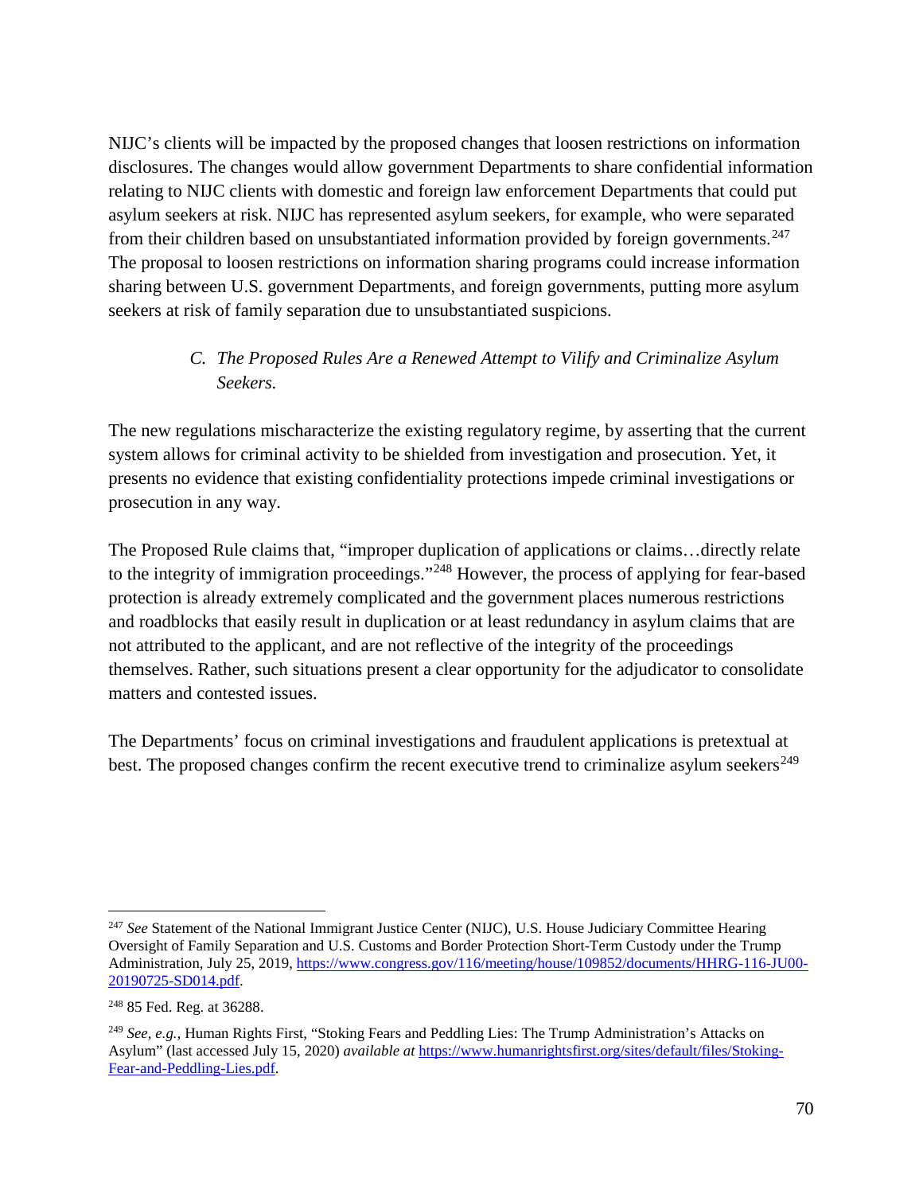NIJC's clients will be impacted by the proposed changes that loosen restrictions on information disclosures. The changes would allow government Departments to share confidential information relating to NIJC clients with domestic and foreign law enforcement Departments that could put asylum seekers at risk. NIJC has represented asylum seekers, for example, who were separated from their children based on unsubstantiated information provided by foreign governments.[247] The proposal to loosen restrictions on information sharing programs could increase information sharing between U.S. government Departments, and foreign governments, putting more asylum seekers at risk of family separation due to unsubstantiated suspicions.

### *C. The Proposed Rules Are a Renewed Attempt to Vilify and Criminalize Asylum Seekers.*

The new regulations mischaracterize the existing regulatory regime, by asserting that the current system allows for criminal activity to be shielded from investigation and prosecution. Yet, it presents no evidence that existing confidentiality protections impede criminal investigations or prosecution in any way.

The Proposed Rule claims that, "improper duplication of applications or claims…directly relate to the integrity of immigration proceedings."[248] However, the process of applying for fear-based protection is already extremely complicated and the government places numerous restrictions and roadblocks that easily result in duplication or at least redundancy in asylum claims that are not attributed to the applicant, and are not reflective of the integrity of the proceedings themselves. Rather, such situations present a clear opportunity for the adjudicator to consolidate matters and contested issues.

The Departments' focus on criminal investigations and fraudulent applications is pretextual at best. The proposed changes confirm the recent executive trend to criminalize asylum seekers[249]

---

[247] *See* Statement of the National Immigrant Justice Center (NIJC), U.S. House Judiciary Committee Hearing Oversight of Family Separation and U.S. Customs and Border Protection Short-Term Custody under the Trump Administration, July 25, 2019, https://www.congress.gov/116/meeting/house/109852/documents/HHRG-116-JU00-20190725-SD014.pdf.

[248] 85 Fed. Reg. at 36288.

[249] *See, e.g.,* Human Rights First, "Stoking Fears and Peddling Lies: The Trump Administration's Attacks on Asylum" (last accessed July 15, 2020) *available at* https://www.humanrightsfirst.org/sites/default/files/Stoking-Fear-and-Peddling-Lies.pdf.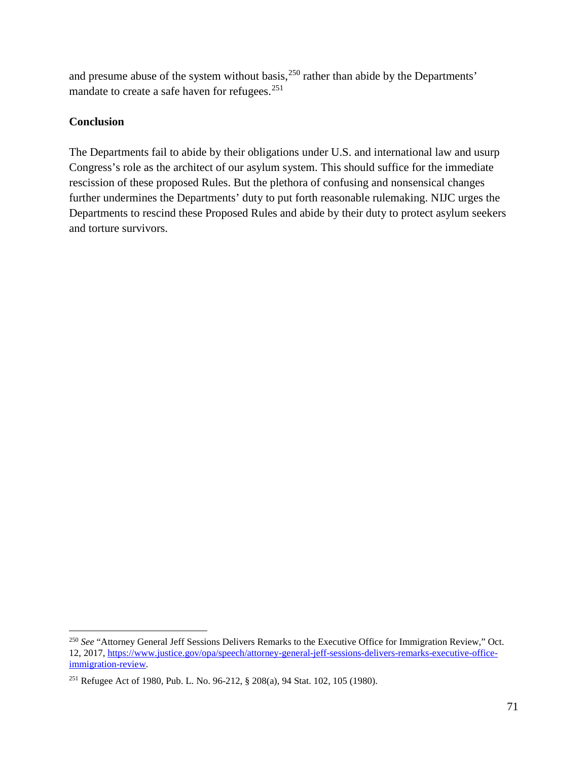and presume abuse of the system without basis,[250] rather than abide by the Departments' mandate to create a safe haven for refugees.[251]

**Conclusion**

The Departments fail to abide by their obligations under U.S. and international law and usurp Congress's role as the architect of our asylum system. This should suffice for the immediate rescission of these proposed Rules. But the plethora of confusing and nonsensical changes further undermines the Departments' duty to put forth reasonable rulemaking. NIJC urges the Departments to rescind these Proposed Rules and abide by their duty to protect asylum seekers and torture survivors.

---

[250] *See* "Attorney General Jeff Sessions Delivers Remarks to the Executive Office for Immigration Review," Oct. 12, 2017, https://www.justice.gov/opa/speech/attorney-general-jeff-sessions-delivers-remarks-executive-office-immigration-review.

[251] Refugee Act of 1980, Pub. L. No. 96-212, § 208(a), 94 Stat. 102, 105 (1980).